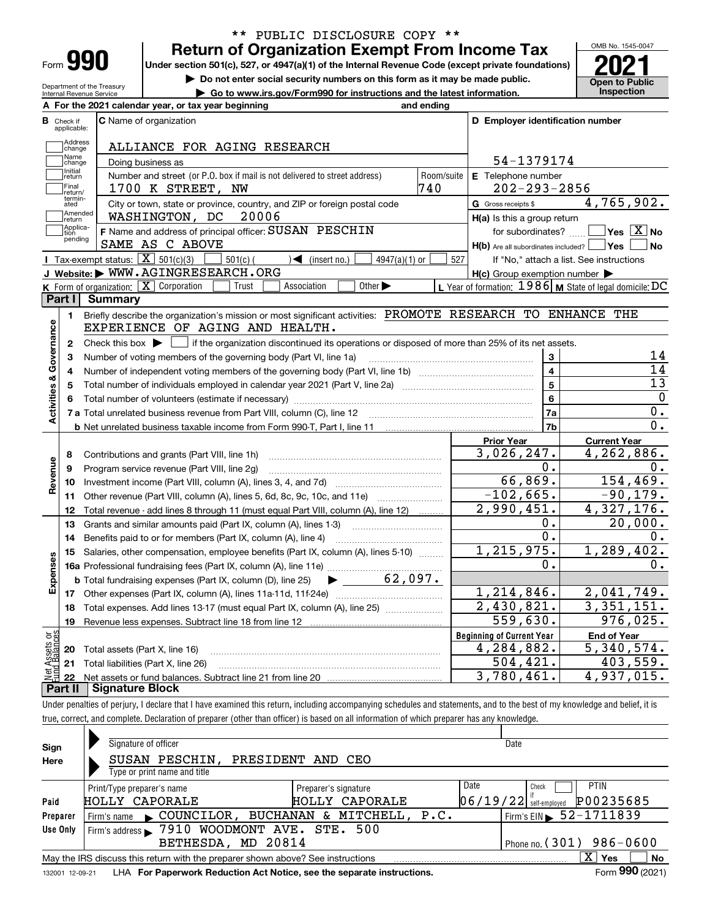** PUBLIC DISCLOSURE COPY **

# Form 990 — Return of Organization Exempt From Income Tax (2021)

Under section 501(c), 527, or 4947(a)(1) of the Internal Revenue Code (except private foundations)

▶ Do not enter social security numbers on this form as it may be made public.

▶ Go to www.irs.gov/Form990 for instructions and the latest information.

Department of the Treasury, Internal Revenue Service

OMB No. 1545-0047 — Open to Public Inspection

**A** For the 2021 calendar year, or tax year beginning and ending

**B** Check if applicable: Address change, Name change, Initial return, Final return/terminated, Amended return, Application pending

**C** Name of organization: ALLIANCE FOR AGING RESEARCH

Doing business as

Number and street (or P.O. box if mail is not delivered to street address): 1700 K STREET, NW — Room/suite: 740

City or town, state or province, country, and ZIP or foreign postal code: WASHINGTON, DC 20006

**D** Employer identification number: 54-1379174

**E** Telephone number: 202-293-2856

**G** Gross receipts $ 4,765,902.

**F** Name and address of principal officer: SUSAN PESCHIN, SAME AS C ABOVE

**H(a)** Is this a group return for subordinates? Yes [ ] No [X]

**H(b)** Are all subordinates included? Yes [ ] No [ ] — If "No," attach a list. See instructions

**H(c)** Group exemption number ▶

**I** Tax-exempt status: [X] 501(c)(3) [ ] 501(c) ( ) ◀ (insert no.) [ ] 4947(a)(1) or [ ] 527

**J** Website: ▶ WWW.AGINGRESEARCH.ORG

**K** Form of organization: [X] Corporation [ ] Trust [ ] Association [ ] Other ▶

**L** Year of formation: 1986 **M** State of legal domicile: DC

## Part I Summary

**Activities & Governance**

1. Briefly describe the organization's mission or most significant activities: PROMOTE RESEARCH TO ENHANCE THE EXPERIENCE OF AGING AND HEALTH.
2. Check this box ▶ [ ] if the organization discontinued its operations or disposed of more than 25% of its net assets.

| Line | Description | | Value |
|---|---|---|---|
| 3 | Number of voting members of the governing body (Part VI, line 1a) | 3 | 14 |
| 4 | Number of independent voting members of the governing body (Part VI, line 1b) | 4 | 14 |
| 5 | Total number of individuals employed in calendar year 2021 (Part V, line 2a) | 5 | 13 |
| 6 | Total number of volunteers (estimate if necessary) | 6 | 0 |
| 7a | Total unrelated business revenue from Part VIII, column (C), line 12 | 7a | 0. |
| 7b | Net unrelated business taxable income from Form 990-T, Part I, line 11 | 7b | 0. |

| Line | Description | Prior Year | Current Year |
|---|---|---|---|
| **Revenue** | | | |
| 8 | Contributions and grants (Part VIII, line 1h) | 3,026,247. | 4,262,886. |
| 9 | Program service revenue (Part VIII, line 2g) | 0. | 0. |
| 10 | Investment income (Part VIII, column (A), lines 3, 4, and 7d) | 66,869. | 154,469. |
| 11 | Other revenue (Part VIII, column (A), lines 5, 6d, 8c, 9c, 10c, and 11e) | -102,665. | -90,179. |
| 12 | Total revenue - add lines 8 through 11 (must equal Part VIII, column (A), line 12) | 2,990,451. | 4,327,176. |
| **Expenses** | | | |
| 13 | Grants and similar amounts paid (Part IX, column (A), lines 1-3) | 0. | 20,000. |
| 14 | Benefits paid to or for members (Part IX, column (A), line 4) | 0. | 0. |
| 15 | Salaries, other compensation, employee benefits (Part IX, column (A), lines 5-10) | 1,215,975. | 1,289,402. |
| 16a | Professional fundraising fees (Part IX, column (A), line 11e) | 0. | 0. |
| b | Total fundraising expenses (Part IX, column (D), line 25) ▶ 62,097. | | |
| 17 | Other expenses (Part IX, column (A), lines 11a-11d, 11f-24e) | 1,214,846. | 2,041,749. |
| 18 | Total expenses. Add lines 13-17 (must equal Part IX, column (A), line 25) | 2,430,821. | 3,351,151. |
| 19 | Revenue less expenses. Subtract line 18 from line 12 | 559,630. | 976,025. |

| Line | Net Assets or Fund Balances | Beginning of Current Year | End of Year |
|---|---|---|---|
| 20 | Total assets (Part X, line 16) | 4,284,882. | 5,340,574. |
| 21 | Total liabilities (Part X, line 26) | 504,421. | 403,559. |
| 22 | Net assets or fund balances. Subtract line 21 from line 20 | 3,780,461. | 4,937,015. |

## Part II Signature Block

Under penalties of perjury, I declare that I have examined this return, including accompanying schedules and statements, and to the best of my knowledge and belief, it is true, correct, and complete. Declaration of preparer (other than officer) is based on all information of which preparer has any knowledge.

**Sign Here**

Signature of officer — Date

SUSAN PESCHIN, PRESIDENT AND CEO

Type or print name and title

**Paid Preparer Use Only**

| Print/Type preparer's name | Preparer's signature | Date | Check if self-employed | PTIN |
|---|---|---|---|---|
| HOLLY CAPORALE | HOLLY CAPORALE | 06/19/22 | [ ] | P00235685 |

Firm's name ▶ COUNCILOR, BUCHANAN & MITCHELL, P.C. — Firm's EIN ▶ 52-1711839

Firm's address ▶ 7910 WOODMONT AVE. STE. 500, BETHESDA, MD 20814 — Phone no. (301) 986-0600

May the IRS discuss this return with the preparer shown above? See instructions [X] Yes [ ] No

132001 12-09-21 LHA For Paperwork Reduction Act Notice, see the separate instructions. Form 990 (2021)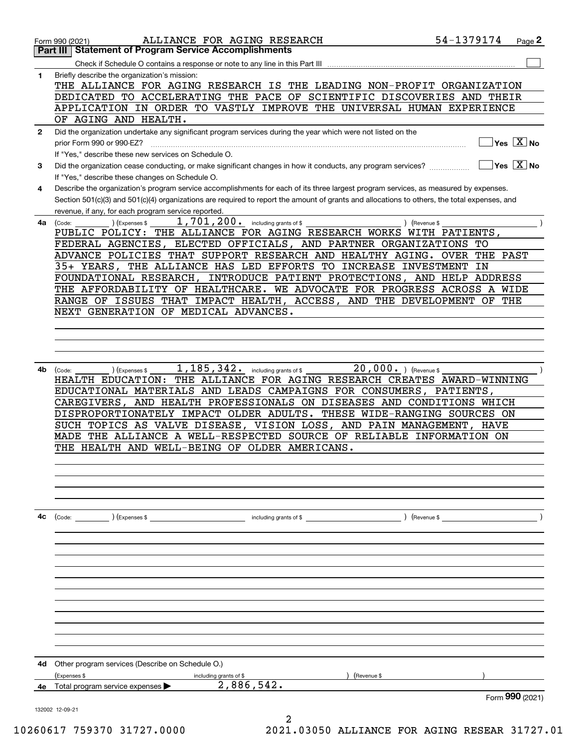Form 990 (2021) ALLIANCE FOR AGING RESEARCH 54-1379174

## Part III Statement of Program Service Accomplishments

Check if Schedule O contains a response or note to any line in this Part III ☐

**1** Briefly describe the organization's mission:

THE ALLIANCE FOR AGING RESEARCH IS THE LEADING NON-PROFIT ORGANIZATION DEDICATED TO ACCELERATING THE PACE OF SCIENTIFIC DISCOVERIES AND THEIR APPLICATION IN ORDER TO VASTLY IMPROVE THE UNIVERSAL HUMAN EXPERIENCE OF AGING AND HEALTH.

**2** Did the organization undertake any significant program services during the year which were not listed on the prior Form 990 or 990-EZ? ☐ Yes ☒ No

If "Yes," describe these new services on Schedule O.

**3** Did the organization cease conducting, or make significant changes in how it conducts, any program services? ☐ Yes ☒ No

If "Yes," describe these changes on Schedule O.

**4** Describe the organization's program service accomplishments for each of its three largest program services, as measured by expenses. Section 501(c)(3) and 501(c)(4) organizations are required to report the amount of grants and allocations to others, the total expenses, and revenue, if any, for each program service reported.

**4a** (Code: ) (Expenses $ 1,701,200. including grants of $ ) (Revenue $ )

PUBLIC POLICY: THE ALLIANCE FOR AGING RESEARCH WORKS WITH PATIENTS, FEDERAL AGENCIES, ELECTED OFFICIALS, AND PARTNER ORGANIZATIONS TO ADVANCE POLICIES THAT SUPPORT RESEARCH AND HEALTHY AGING. OVER THE PAST 35+ YEARS, THE ALLIANCE HAS LED EFFORTS TO INCREASE INVESTMENT IN FOUNDATIONAL RESEARCH, INTRODUCE PATIENT PROTECTIONS, AND HELP ADDRESS THE AFFORDABILITY OF HEALTHCARE. WE ADVOCATE FOR PROGRESS ACROSS A WIDE RANGE OF ISSUES THAT IMPACT HEALTH, ACCESS, AND THE DEVELOPMENT OF THE NEXT GENERATION OF MEDICAL ADVANCES.

**4b** (Code: ) (Expenses $ 1,185,342. including grants of $ 20,000. ) (Revenue $ )

HEALTH EDUCATION: THE ALLIANCE FOR AGING RESEARCH CREATES AWARD-WINNING EDUCATIONAL MATERIALS AND LEADS CAMPAIGNS FOR CONSUMERS, PATIENTS, CAREGIVERS, AND HEALTH PROFESSIONALS ON DISEASES AND CONDITIONS WHICH DISPROPORTIONATELY IMPACT OLDER ADULTS. THESE WIDE-RANGING SOURCES ON SUCH TOPICS AS VALVE DISEASE, VISION LOSS, AND PAIN MANAGEMENT, HAVE MADE THE ALLIANCE A WELL-RESPECTED SOURCE OF RELIABLE INFORMATION ON THE HEALTH AND WELL-BEING OF OLDER AMERICANS.

**4c** (Code: ) (Expenses $ including grants of $ ) (Revenue $ )

**4d** Other program services (Describe on Schedule O.)

(Expenses $ including grants of $ ) (Revenue $ )

**4e** Total program services expenses ▶ 2,886,542.

Form **990** (2021)

132002 12-09-21

10260617 759370 31727.0000 2021.03050 ALLIANCE FOR AGING RESEAR 31727.01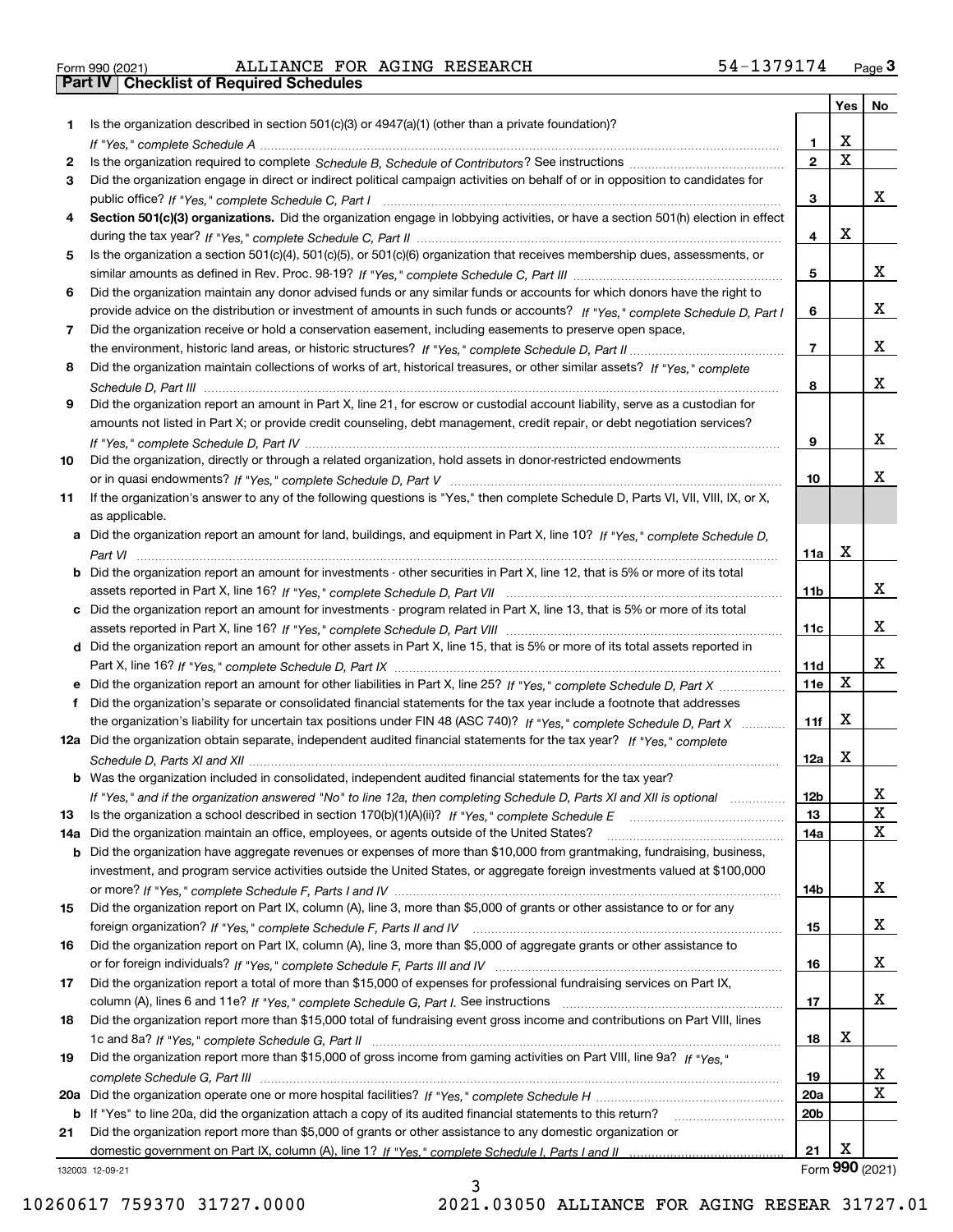Form 990 (2021) ALLIANCE FOR AGING RESEARCH 54-1379174

## Part IV | Checklist of Required Schedules

| | | | Yes | No |
|---|---|---|---|---|
| 1 | Is the organization described in section 501(c)(3) or 4947(a)(1) (other than a private foundation)? *If "Yes," complete Schedule A* | 1 | X | |
| 2 | Is the organization required to complete *Schedule B, Schedule of Contributors*? See instructions | 2 | X | |
| 3 | Did the organization engage in direct or indirect political campaign activities on behalf of or in opposition to candidates for public office? *If "Yes," complete Schedule C, Part I* | 3 | | X |
| 4 | **Section 501(c)(3) organizations.** Did the organization engage in lobbying activities, or have a section 501(h) election in effect during the tax year? *If "Yes," complete Schedule C, Part II* | 4 | X | |
| 5 | Is the organization a section 501(c)(4), 501(c)(5), or 501(c)(6) organization that receives membership dues, assessments, or similar amounts as defined in Rev. Proc. 98-19? *If "Yes," complete Schedule C, Part III* | 5 | | X |
| 6 | Did the organization maintain any donor advised funds or any similar funds or accounts for which donors have the right to provide advice on the distribution or investment of amounts in such funds or accounts? *If "Yes," complete Schedule D, Part I* | 6 | | X |
| 7 | Did the organization receive or hold a conservation easement, including easements to preserve open space, the environment, historic land areas, or historic structures? *If "Yes," complete Schedule D, Part II* | 7 | | X |
| 8 | Did the organization maintain collections of works of art, historical treasures, or other similar assets? *If "Yes," complete Schedule D, Part III* | 8 | | X |
| 9 | Did the organization report an amount in Part X, line 21, for escrow or custodial account liability, serve as a custodian for amounts not listed in Part X; or provide credit counseling, debt management, credit repair, or debt negotiation services? *If "Yes," complete Schedule D, Part IV* | 9 | | X |
| 10 | Did the organization, directly or through a related organization, hold assets in donor-restricted endowments or in quasi endowments? *If "Yes," complete Schedule D, Part V* | 10 | | X |
| 11 | If the organization's answer to any of the following questions is "Yes," then complete Schedule D, Parts VI, VII, VIII, IX, or X, as applicable. | | | |
| a | Did the organization report an amount for land, buildings, and equipment in Part X, line 10? *If "Yes," complete Schedule D, Part VI* | 11a | X | |
| b | Did the organization report an amount for investments - other securities in Part X, line 12, that is 5% or more of its total assets reported in Part X, line 16? *If "Yes," complete Schedule D, Part VII* | 11b | | X |
| c | Did the organization report an amount for investments - program related in Part X, line 13, that is 5% or more of its total assets reported in Part X, line 16? *If "Yes," complete Schedule D, Part VIII* | 11c | | X |
| d | Did the organization report an amount for other assets in Part X, line 15, that is 5% or more of its total assets reported in Part X, line 16? *If "Yes," complete Schedule D, Part IX* | 11d | | X |
| e | Did the organization report an amount for other liabilities in Part X, line 25? *If "Yes," complete Schedule D, Part X* | 11e | X | |
| f | Did the organization's separate or consolidated financial statements for the tax year include a footnote that addresses the organization's liability for uncertain tax positions under FIN 48 (ASC 740)? *If "Yes," complete Schedule D, Part X* | 11f | X | |
| 12a | Did the organization obtain separate, independent audited financial statements for the tax year? *If "Yes," complete Schedule D, Parts XI and XII* | 12a | X | |
| b | Was the organization included in consolidated, independent audited financial statements for the tax year? *If "Yes," and if the organization answered "No" to line 12a, then completing Schedule D, Parts XI and XII is optional* | 12b | | X |
| 13 | Is the organization a school described in section 170(b)(1)(A)(ii)? *If "Yes," complete Schedule E* | 13 | | X |
| 14a | Did the organization maintain an office, employees, or agents outside of the United States? | 14a | | X |
| b | Did the organization have aggregate revenues or expenses of more than $10,000 from grantmaking, fundraising, business, investment, and program service activities outside the United States, or aggregate foreign investments valued at $100,000 or more? *If "Yes," complete Schedule F, Parts I and IV* | 14b | | X |
| 15 | Did the organization report on Part IX, column (A), line 3, more than $5,000 of grants or other assistance to or for any foreign organization? *If "Yes," complete Schedule F, Parts II and IV* | 15 | | X |
| 16 | Did the organization report on Part IX, column (A), line 3, more than $5,000 of aggregate grants or other assistance to or for foreign individuals? *If "Yes," complete Schedule F, Parts III and IV* | 16 | | X |
| 17 | Did the organization report a total of more than $15,000 of expenses for professional fundraising services on Part IX, column (A), lines 6 and 11e? *If "Yes," complete Schedule G, Part I.* See instructions | 17 | | X |
| 18 | Did the organization report more than $15,000 total of fundraising event gross income and contributions on Part VIII, lines 1c and 8a? *If "Yes," complete Schedule G, Part II* | 18 | X | |
| 19 | Did the organization report more than $15,000 of gross income from gaming activities on Part VIII, line 9a? *If "Yes," complete Schedule G, Part III* | 19 | | X |
| 20a | Did the organization operate one or more hospital facilities? *If "Yes," complete Schedule H* | 20a | | X |
| b | If "Yes" to line 20a, did the organization attach a copy of its audited financial statements to this return? | 20b | | |
| 21 | Did the organization report more than $5,000 of grants or other assistance to any domestic organization or domestic government on Part IX, column (A), line 1? *If "Yes," complete Schedule I, Parts I and II* | 21 | X | |

132003 12-09-21 Form **990** (2021)

10260617 759370 31727.0000 2021.03050 ALLIANCE FOR AGING RESEAR 31727.01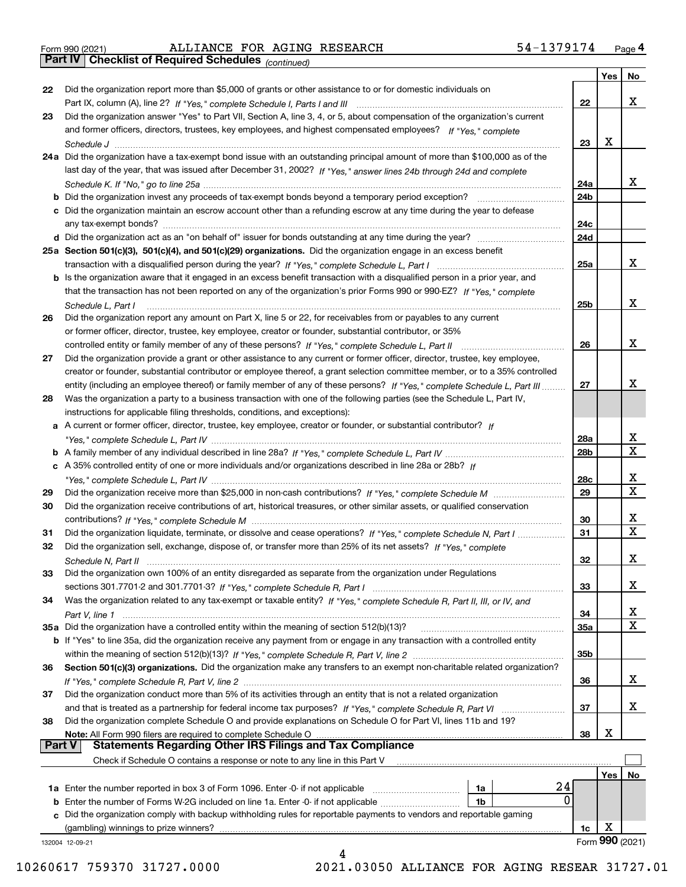Form 990 (2021) ALLIANCE FOR AGING RESEARCH 54-1379174

## Part IV Checklist of Required Schedules *(continued)*

| | | | Yes | No |
|---|---|---|---|---|
| 22 | Did the organization report more than $5,000 of grants or other assistance to or for domestic individuals on Part IX, column (A), line 2? *If "Yes," complete Schedule I, Parts I and III* | 22 | | X |
| 23 | Did the organization answer "Yes" to Part VII, Section A, line 3, 4, or 5, about compensation of the organization's current and former officers, directors, trustees, key employees, and highest compensated employees? *If "Yes," complete Schedule J* | 23 | X | |
| 24a | Did the organization have a tax-exempt bond issue with an outstanding principal amount of more than $100,000 as of the last day of the year, that was issued after December 31, 2002? *If "Yes," answer lines 24b through 24d and complete Schedule K. If "No," go to line 25a* | 24a | | X |
| b | Did the organization invest any proceeds of tax-exempt bonds beyond a temporary period exception? | 24b | | |
| c | Did the organization maintain an escrow account other than a refunding escrow at any time during the year to defease any tax-exempt bonds? | 24c | | |
| d | Did the organization act as an "on behalf of" issuer for bonds outstanding at any time during the year? | 24d | | |
| 25a | **Section 501(c)(3), 501(c)(4), and 501(c)(29) organizations.** Did the organization engage in an excess benefit transaction with a disqualified person during the year? *If "Yes," complete Schedule L, Part I* | 25a | | X |
| b | Is the organization aware that it engaged in an excess benefit transaction with a disqualified person in a prior year, and that the transaction has not been reported on any of the organization's prior Forms 990 or 990-EZ? *If "Yes," complete Schedule L, Part I* | 25b | | X |
| 26 | Did the organization report any amount on Part X, line 5 or 22, for receivables from or payables to any current or former officer, director, trustee, key employee, creator or founder, substantial contributor, or 35% controlled entity or family member of any of these persons? *If "Yes," complete Schedule L, Part II* | 26 | | X |
| 27 | Did the organization provide a grant or other assistance to any current or former officer, director, trustee, key employee, creator or founder, substantial contributor or employee thereof, a grant selection committee member, or to a 35% controlled entity (including an employee thereof) or family member of any of these persons? *If "Yes," complete Schedule L, Part III* | 27 | | X |
| 28 | Was the organization a party to a business transaction with one of the following parties (see the Schedule L, Part IV, instructions for applicable filing thresholds, conditions, and exceptions): | | | |
| a | A current or former officer, director, trustee, key employee, creator or founder, or substantial contributor? *If "Yes," complete Schedule L, Part IV* | 28a | | X |
| b | A family member of any individual described in line 28a? *If "Yes," complete Schedule L, Part IV* | 28b | | X |
| c | A 35% controlled entity of one or more individuals and/or organizations described in line 28a or 28b? *If "Yes," complete Schedule L, Part IV* | 28c | | X |
| 29 | Did the organization receive more than $25,000 in non-cash contributions? *If "Yes," complete Schedule M* | 29 | | X |
| 30 | Did the organization receive contributions of art, historical treasures, or other similar assets, or qualified conservation contributions? *If "Yes," complete Schedule M* | 30 | | X |
| 31 | Did the organization liquidate, terminate, or dissolve and cease operations? *If "Yes," complete Schedule N, Part I* | 31 | | X |
| 32 | Did the organization sell, exchange, dispose of, or transfer more than 25% of its net assets? *If "Yes," complete Schedule N, Part II* | 32 | | X |
| 33 | Did the organization own 100% of an entity disregarded as separate from the organization under Regulations sections 301.7701-2 and 301.7701-3? *If "Yes," complete Schedule R, Part I* | 33 | | X |
| 34 | Was the organization related to any tax-exempt or taxable entity? *If "Yes," complete Schedule R, Part II, III, or IV, and Part V, line 1* | 34 | | X |
| 35a | Did the organization have a controlled entity within the meaning of section 512(b)(13)? | 35a | | X |
| b | If "Yes" to line 35a, did the organization receive any payment from or engage in any transaction with a controlled entity within the meaning of section 512(b)(13)? *If "Yes," complete Schedule R, Part V, line 2* | 35b | | |
| 36 | **Section 501(c)(3) organizations.** Did the organization make any transfers to an exempt non-charitable related organization? *If "Yes," complete Schedule R, Part V, line 2* | 36 | | X |
| 37 | Did the organization conduct more than 5% of its activities through an entity that is not a related organization and that is treated as a partnership for federal income tax purposes? *If "Yes," complete Schedule R, Part VI* | 37 | | X |
| 38 | Did the organization complete Schedule O and provide explanations on Schedule O for Part VI, lines 11b and 19? **Note:** All Form 990 filers are required to complete Schedule O | 38 | X | |

## Part V Statements Regarding Other IRS Filings and Tax Compliance

Check if Schedule O contains a response or note to any line in this Part V ☐

| | | | | | Yes | No |
|---|---|---|---|---|---|---|
| 1a | Enter the number reported in box 3 of Form 1096. Enter -0- if not applicable | 1a | 24 | | | |
| b | Enter the number of Forms W-2G included on line 1a. Enter -0- if not applicable | 1b | 0 | | | |
| c | Did the organization comply with backup withholding rules for reportable payments to vendors and reportable gaming (gambling) winnings to prize winners? | | | 1c | X | |

132004 12-09-21

Form **990** (2021)

10260617 759370 31727.0000 2021.03050 ALLIANCE FOR AGING RESEAR 31727.01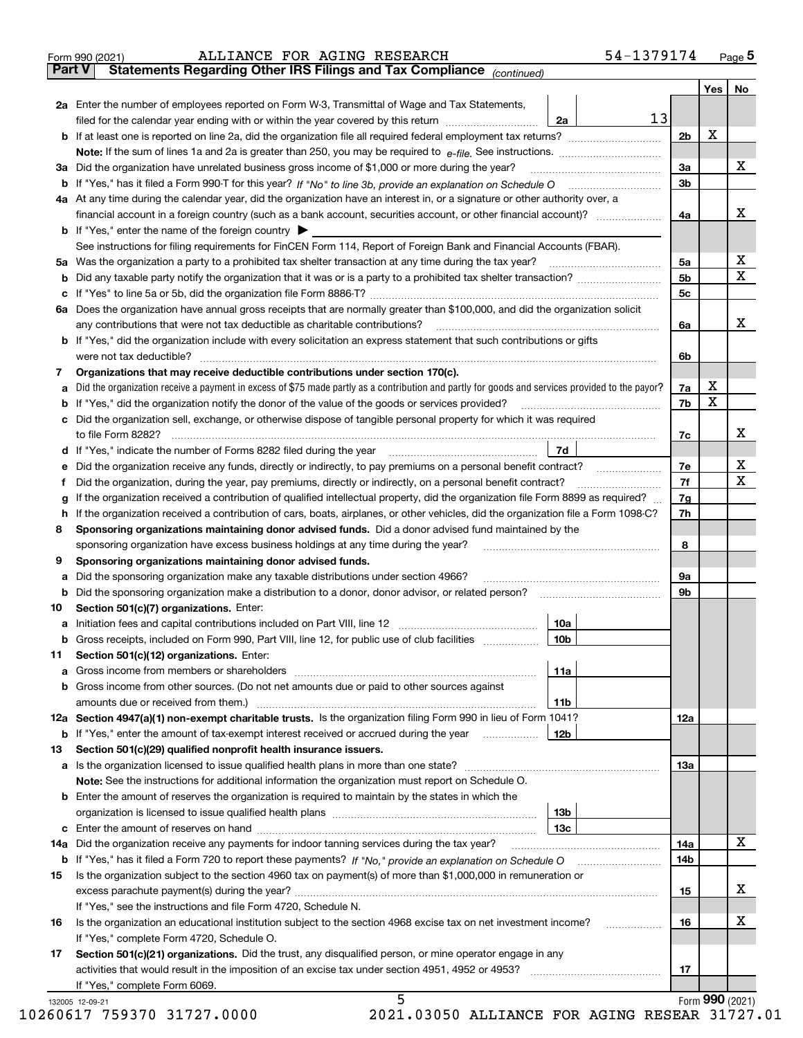Form 990 (2021) ALLIANCE FOR AGING RESEARCH 54-1379174

**Part V Statements Regarding Other IRS Filings and Tax Compliance** *(continued)*

| | | | | | Yes | No |
|---|---|---|---|---|---|---|
| **2a** | Enter the number of employees reported on Form W-3, Transmittal of Wage and Tax Statements, filed for the calendar year ending with or within the year covered by this return | 2a | 13 | | | |
| **b** | If at least one is reported on line 2a, did the organization file all required federal employment tax returns? | | | 2b | X | |
| | **Note:** If the sum of lines 1a and 2a is greater than 250, you may be required to *e-file.* See instructions. | | | | | |
| **3a** | Did the organization have unrelated business gross income of $1,000 or more during the year? | | | 3a | | X |
| **b** | If "Yes," has it filed a Form 990-T for this year? *If "No" to line 3b, provide an explanation on Schedule O* | | | 3b | | |
| **4a** | At any time during the calendar year, did the organization have an interest in, or a signature or other authority over, a financial account in a foreign country (such as a bank account, securities account, or other financial account)? | | | 4a | | X |
| **b** | If "Yes," enter the name of the foreign country ▶ | | | | | |
| | See instructions for filing requirements for FinCEN Form 114, Report of Foreign Bank and Financial Accounts (FBAR). | | | | | |
| **5a** | Was the organization a party to a prohibited tax shelter transaction at any time during the tax year? | | | 5a | | X |
| **b** | Did any taxable party notify the organization that it was or is a party to a prohibited tax shelter transaction? | | | 5b | | X |
| **c** | If "Yes" to line 5a or 5b, did the organization file Form 8886-T? | | | 5c | | |
| **6a** | Does the organization have annual gross receipts that are normally greater than $100,000, and did the organization solicit any contributions that were not tax deductible as charitable contributions? | | | 6a | | X |
| **b** | If "Yes," did the organization include with every solicitation an express statement that such contributions or gifts were not tax deductible? | | | 6b | | |
| **7** | **Organizations that may receive deductible contributions under section 170(c).** | | | | | |
| **a** | Did the organization receive a payment in excess of $75 made partly as a contribution and partly for goods and services provided to the payor? | | | 7a | X | |
| **b** | If "Yes," did the organization notify the donor of the value of the goods or services provided? | | | 7b | X | |
| **c** | Did the organization sell, exchange, or otherwise dispose of tangible personal property for which it was required to file Form 8282? | | | 7c | | X |
| **d** | If "Yes," indicate the number of Forms 8282 filed during the year | 7d | | | | |
| **e** | Did the organization receive any funds, directly or indirectly, to pay premiums on a personal benefit contract? | | | 7e | | X |
| **f** | Did the organization, during the year, pay premiums, directly or indirectly, on a personal benefit contract? | | | 7f | | X |
| **g** | If the organization received a contribution of qualified intellectual property, did the organization file Form 8899 as required? | | | 7g | | |
| **h** | If the organization received a contribution of cars, boats, airplanes, or other vehicles, did the organization file a Form 1098-C? | | | 7h | | |
| **8** | **Sponsoring organizations maintaining donor advised funds.** Did a donor advised fund maintained by the sponsoring organization have excess business holdings at any time during the year? | | | 8 | | |
| **9** | **Sponsoring organizations maintaining donor advised funds.** | | | | | |
| **a** | Did the sponsoring organization make any taxable distributions under section 4966? | | | 9a | | |
| **b** | Did the sponsoring organization make a distribution to a donor, donor advisor, or related person? | | | 9b | | |
| **10** | **Section 501(c)(7) organizations.** Enter: | | | | | |
| **a** | Initiation fees and capital contributions included on Part VIII, line 12 | 10a | | | | |
| **b** | Gross receipts, included on Form 990, Part VIII, line 12, for public use of club facilities | 10b | | | | |
| **11** | **Section 501(c)(12) organizations.** Enter: | | | | | |
| **a** | Gross income from members or shareholders | 11a | | | | |
| **b** | Gross income from other sources. (Do not net amounts due or paid to other sources against amounts due or received from them.) | 11b | | | | |
| **12a** | **Section 4947(a)(1) non-exempt charitable trusts.** Is the organization filing Form 990 in lieu of Form 1041? | | | 12a | | |
| **b** | If "Yes," enter the amount of tax-exempt interest received or accrued during the year | 12b | | | | |
| **13** | **Section 501(c)(29) qualified nonprofit health insurance issuers.** | | | | | |
| **a** | Is the organization licensed to issue qualified health plans in more than one state? | | | 13a | | |
| | **Note:** See the instructions for additional information the organization must report on Schedule O. | | | | | |
| **b** | Enter the amount of reserves the organization is required to maintain by the states in which the organization is licensed to issue qualified health plans | 13b | | | | |
| **c** | Enter the amount of reserves on hand | 13c | | | | |
| **14a** | Did the organization receive any payments for indoor tanning services during the tax year? | | | 14a | | X |
| **b** | If "Yes," has it filed a Form 720 to report these payments? *If "No," provide an explanation on Schedule O* | | | 14b | | |
| **15** | Is the organization subject to the section 4960 tax on payment(s) of more than $1,000,000 in remuneration or excess parachute payment(s) during the year? | | | 15 | | X |
| | If "Yes," see the instructions and file Form 4720, Schedule N. | | | | | |
| **16** | Is the organization an educational institution subject to the section 4968 excise tax on net investment income? | | | 16 | | X |
| | If "Yes," complete Form 4720, Schedule O. | | | | | |
| **17** | **Section 501(c)(21) organizations.** Did the trust, any disqualified person, or mine operator engage in any activities that would result in the imposition of an excise tax under section 4951, 4952 or 4953? | | | 17 | | |
| | If "Yes," complete Form 6069. | | | | | |

Form **990** (2021)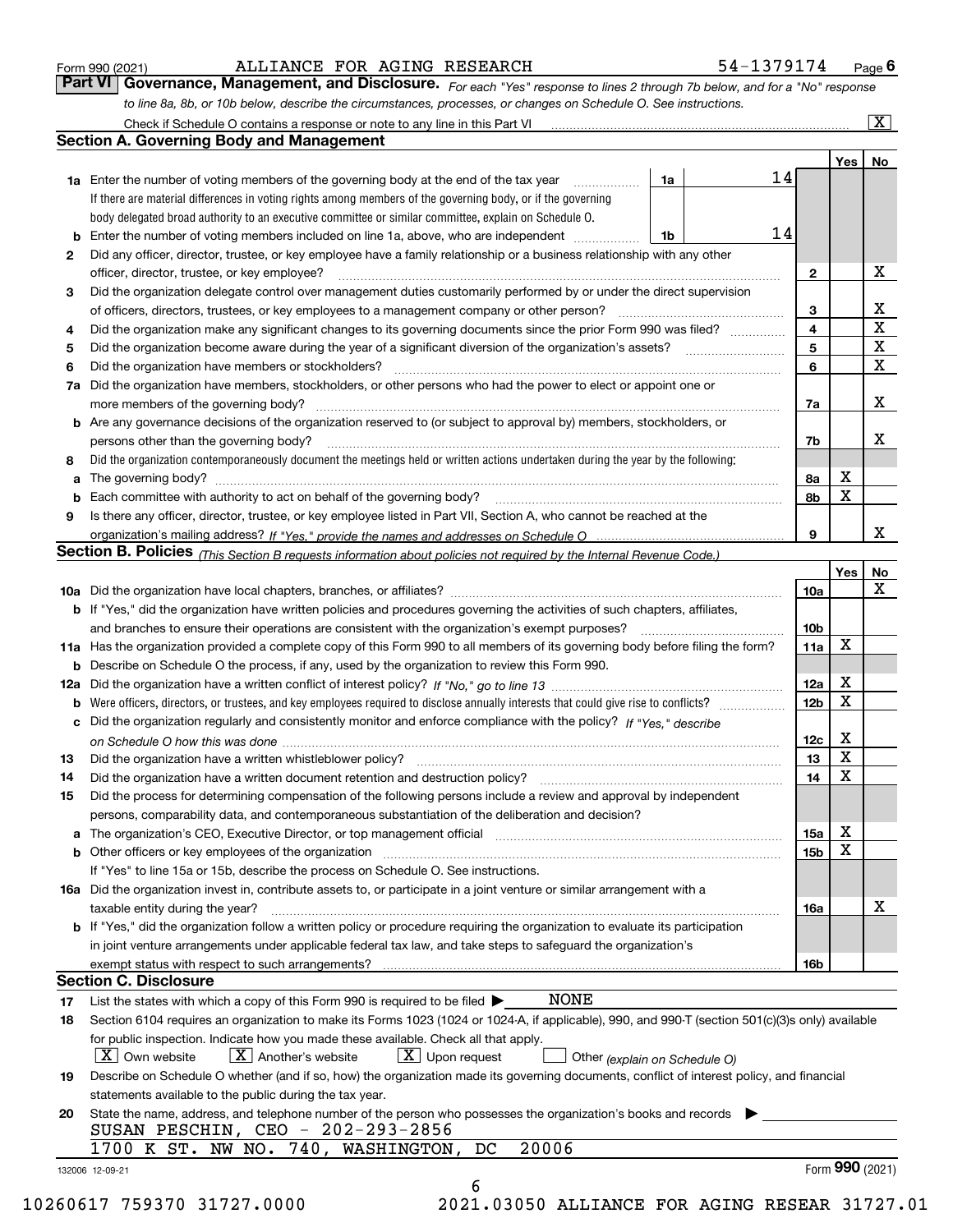Form 990 (2021) ALLIANCE FOR AGING RESEARCH 54-1379174

## Part VI Governance, Management, and Disclosure.

*For each "Yes" response to lines 2 through 7b below, and for a "No" response to line 8a, 8b, or 10b below, describe the circumstances, processes, or changes on Schedule O. See instructions.*

Check if Schedule O contains a response or note to any line in this Part VI [X]

### Section A. Governing Body and Management

| | | | | Yes | No |
|---|---|---|---|---|---|
| 1a | Enter the number of voting members of the governing body at the end of the tax year. If there are material differences in voting rights among members of the governing body, or if the governing body delegated broad authority to an executive committee or similar committee, explain on Schedule O. | 1a | 14 | | |
| b | Enter the number of voting members included on line 1a, above, who are independent | 1b | 14 | | |
| 2 | Did any officer, director, trustee, or key employee have a family relationship or a business relationship with any other officer, director, trustee, or key employee? | 2 | | | X |
| 3 | Did the organization delegate control over management duties customarily performed by or under the direct supervision of officers, directors, trustees, or key employees to a management company or other person? | 3 | | | X |
| 4 | Did the organization make any significant changes to its governing documents since the prior Form 990 was filed? | 4 | | | X |
| 5 | Did the organization become aware during the year of a significant diversion of the organization's assets? | 5 | | | X |
| 6 | Did the organization have members or stockholders? | 6 | | | X |
| 7a | Did the organization have members, stockholders, or other persons who had the power to elect or appoint one or more members of the governing body? | 7a | | | X |
| b | Are any governance decisions of the organization reserved to (or subject to approval by) members, stockholders, or persons other than the governing body? | 7b | | | X |
| 8 | Did the organization contemporaneously document the meetings held or written actions undertaken during the year by the following: | | | | |
| a | The governing body? | 8a | | X | |
| b | Each committee with authority to act on behalf of the governing body? | 8b | | X | |
| 9 | Is there any officer, director, trustee, or key employee listed in Part VII, Section A, who cannot be reached at the organization's mailing address? *If "Yes," provide the names and addresses on Schedule O* | 9 | | | X |

### Section B. Policies *(This Section B requests information about policies not required by the Internal Revenue Code.)*

| | | | Yes | No |
|---|---|---|---|---|
| 10a | Did the organization have local chapters, branches, or affiliates? | 10a | | X |
| b | If "Yes," did the organization have written policies and procedures governing the activities of such chapters, affiliates, and branches to ensure their operations are consistent with the organization's exempt purposes? | 10b | | |
| 11a | Has the organization provided a complete copy of this Form 990 to all members of its governing body before filing the form? | 11a | X | |
| b | Describe on Schedule O the process, if any, used by the organization to review this Form 990. | | | |
| 12a | Did the organization have a written conflict of interest policy? *If "No," go to line 13* | 12a | X | |
| b | Were officers, directors, or trustees, and key employees required to disclose annually interests that could give rise to conflicts? | 12b | X | |
| c | Did the organization regularly and consistently monitor and enforce compliance with the policy? *If "Yes," describe on Schedule O how this was done* | 12c | X | |
| 13 | Did the organization have a written whistleblower policy? | 13 | X | |
| 14 | Did the organization have a written document retention and destruction policy? | 14 | X | |
| 15 | Did the process for determining compensation of the following persons include a review and approval by independent persons, comparability data, and contemporaneous substantiation of the deliberation and decision? | | | |
| a | The organization's CEO, Executive Director, or top management official | 15a | X | |
| b | Other officers or key employees of the organization | 15b | X | |
| | If "Yes" to line 15a or 15b, describe the process on Schedule O. See instructions. | | | |
| 16a | Did the organization invest in, contribute assets to, or participate in a joint venture or similar arrangement with a taxable entity during the year? | 16a | | X |
| b | If "Yes," did the organization follow a written policy or procedure requiring the organization to evaluate its participation in joint venture arrangements under applicable federal tax law, and take steps to safeguard the organization's exempt status with respect to such arrangements? | 16b | | |

### Section C. Disclosure

17 List the states with which a copy of this Form 990 is required to be filed ▶ NONE

18 Section 6104 requires an organization to make its Forms 1023 (1024 or 1024-A, if applicable), 990, and 990-T (section 501(c)(3)s only) available for public inspection. Indicate how you made these available. Check all that apply.

[X] Own website [X] Another's website [X] Upon request [ ] Other *(explain on Schedule O)*

19 Describe on Schedule O whether (and if so, how) the organization made its governing documents, conflict of interest policy, and financial statements available to the public during the tax year.

20 State the name, address, and telephone number of the person who possesses the organization's books and records ▶

SUSAN PESCHIN, CEO - 202-293-2856
1700 K ST. NW NO. 740, WASHINGTON, DC 20006

132006 12-09-21 Form 990 (2021)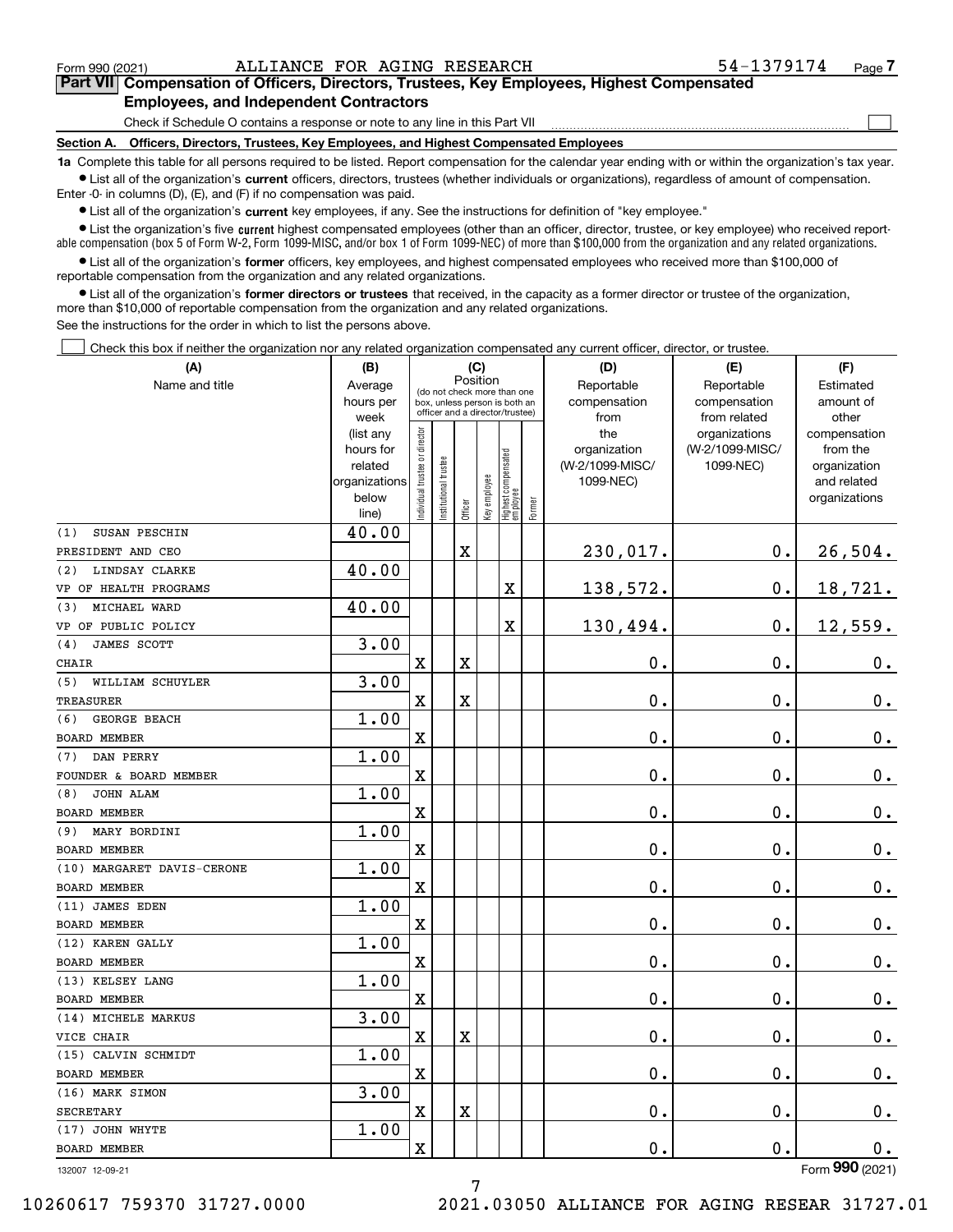Form 990 (2021) ALLIANCE FOR AGING RESEARCH 54-1379174

## Part VII Compensation of Officers, Directors, Trustees, Key Employees, Highest Compensated Employees, and Independent Contractors

Check if Schedule O contains a response or note to any line in this Part VII

### Section A. Officers, Directors, Trustees, Key Employees, and Highest Compensated Employees

**1a** Complete this table for all persons required to be listed. Report compensation for the calendar year ending with or within the organization's tax year.

- List all of the organization's **current** officers, directors, trustees (whether individuals or organizations), regardless of amount of compensation. Enter -0- in columns (D), (E), and (F) if no compensation was paid.
- List all of the organization's **current** key employees, if any. See the instructions for definition of "key employee."
- List the organization's five **current** highest compensated employees (other than an officer, director, trustee, or key employee) who received reportable compensation (box 5 of Form W-2, Form 1099-MISC, and/or box 1 of Form 1099-NEC) of more than $100,000 from the organization and any related organizations.
- List all of the organization's **former** officers, key employees, and highest compensated employees who received more than $100,000 of reportable compensation from the organization and any related organizations.
- List all of the organization's **former directors or trustees** that received, in the capacity as a former director or trustee of the organization, more than $10,000 of reportable compensation from the organization and any related organizations.

See the instructions for the order in which to list the persons above.

Check this box if neither the organization nor any related organization compensated any current officer, director, or trustee.

| (A) Name and title | (B) Average hours per week (list any hours for related organizations below line) | (C) Position: Individual trustee or director | Institutional trustee | Officer | Key employee | Highest compensated employee | Former | (D) Reportable compensation from the organization (W-2/1099-MISC/1099-NEC) | (E) Reportable compensation from related organizations (W-2/1099-MISC/1099-NEC) | (F) Estimated amount of other compensation from the organization and related organizations |
|---|---|---|---|---|---|---|---|---|---|---|
| (1) SUSAN PESCHIN<br>PRESIDENT AND CEO | 40.00 | | | X | | | | 230,017. | 0. | 26,504. |
| (2) LINDSAY CLARKE<br>VP OF HEALTH PROGRAMS | 40.00 | | | | | X | | 138,572. | 0. | 18,721. |
| (3) MICHAEL WARD<br>VP OF PUBLIC POLICY | 40.00 | | | | | X | | 130,494. | 0. | 12,559. |
| (4) JAMES SCOTT<br>CHAIR | 3.00 | X | | X | | | | 0. | 0. | 0. |
| (5) WILLIAM SCHUYLER<br>TREASURER | 3.00 | X | | X | | | | 0. | 0. | 0. |
| (6) GEORGE BEACH<br>BOARD MEMBER | 1.00 | X | | | | | | 0. | 0. | 0. |
| (7) DAN PERRY<br>FOUNDER & BOARD MEMBER | 1.00 | X | | | | | | 0. | 0. | 0. |
| (8) JOHN ALAM<br>BOARD MEMBER | 1.00 | X | | | | | | 0. | 0. | 0. |
| (9) MARY BORDINI<br>BOARD MEMBER | 1.00 | X | | | | | | 0. | 0. | 0. |
| (10) MARGARET DAVIS-CERONE<br>BOARD MEMBER | 1.00 | X | | | | | | 0. | 0. | 0. |
| (11) JAMES EDEN<br>BOARD MEMBER | 1.00 | X | | | | | | 0. | 0. | 0. |
| (12) KAREN GALLY<br>BOARD MEMBER | 1.00 | X | | | | | | 0. | 0. | 0. |
| (13) KELSEY LANG<br>BOARD MEMBER | 1.00 | X | | | | | | 0. | 0. | 0. |
| (14) MICHELE MARKUS<br>VICE CHAIR | 3.00 | X | | X | | | | 0. | 0. | 0. |
| (15) CALVIN SCHMIDT<br>BOARD MEMBER | 1.00 | X | | | | | | 0. | 0. | 0. |
| (16) MARK SIMON<br>SECRETARY | 3.00 | X | | X | | | | 0. | 0. | 0. |
| (17) JOHN WHYTE<br>BOARD MEMBER | 1.00 | X | | | | | | 0. | 0. | 0. |

132007 12-09-21 Form 990 (2021)

10260617 759370 31727.0000 2021.03050 ALLIANCE FOR AGING RESEAR 31727.01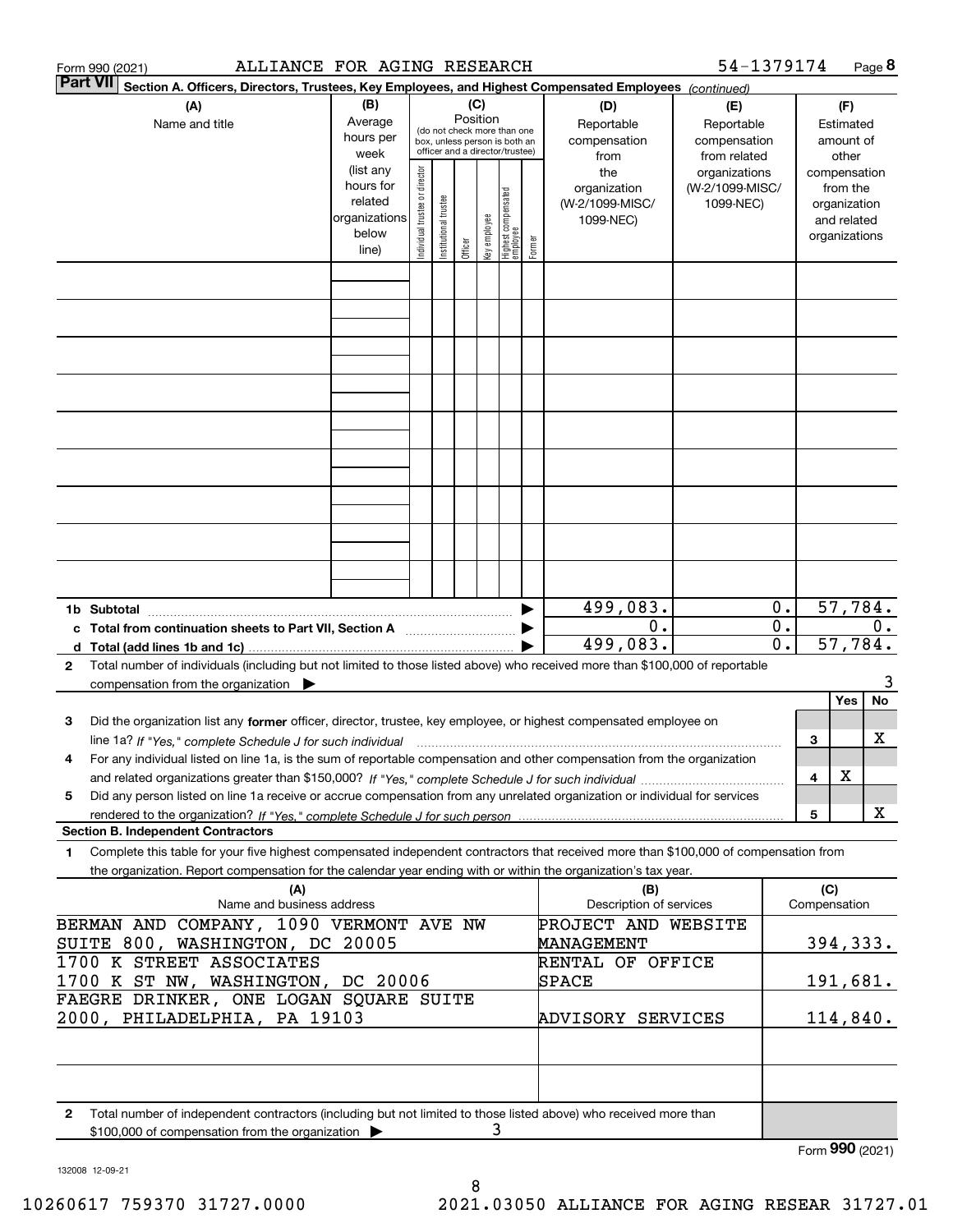Form 990 (2021) ALLIANCE FOR AGING RESEARCH 54-1379174

**Part VII** Section A. Officers, Directors, Trustees, Key Employees, and Highest Compensated Employees *(continued)*

| (A) Name and title | (B) Average hours per week (list any hours for related organizations below line) | (C) Position (do not check more than one box, unless person is both an officer and a director/trustee): Individual trustee or director | Institutional trustee | Officer | Key employee | Highest compensated employee | Former | (D) Reportable compensation from the organization (W-2/1099-MISC/ 1099-NEC) | (E) Reportable compensation from related organizations (W-2/1099-MISC/ 1099-NEC) | (F) Estimated amount of other compensation from the organization and related organizations |
|---|---|---|---|---|---|---|---|---|---|---|
| | | | | | | | | | | |

| | (D) | (E) | (F) |
|---|---|---|---|
| **1b Subtotal** | 499,083. | 0. | 57,784. |
| **c Total from continuation sheets to Part VII, Section A** | 0. | 0. | 0. |
| **d Total (add lines 1b and 1c)** | 499,083. | 0. | 57,784. |

**2** Total number of individuals (including but not limited to those listed above) who received more than $100,000 of reportable compensation from the organization ▶ 3

| | | Yes | No |
|---|---|---|---|
| **3** Did the organization list any **former** officer, director, trustee, key employee, or highest compensated employee on line 1a? *If "Yes," complete Schedule J for such individual* | 3 | | X |
| **4** For any individual listed on line 1a, is the sum of reportable compensation and other compensation from the organization and related organizations greater than $150,000? *If "Yes," complete Schedule J for such individual* | 4 | X | |
| **5** Did any person listed on line 1a receive or accrue compensation from any unrelated organization or individual for services rendered to the organization? *If "Yes," complete Schedule J for such person* | 5 | | X |

**Section B. Independent Contractors**

**1** Complete this table for your five highest compensated independent contractors that received more than $100,000 of compensation from the organization. Report compensation for the calendar year ending with or within the organization's tax year.

| (A) Name and business address | (B) Description of services | (C) Compensation |
|---|---|---|
| BERMAN AND COMPANY, 1090 VERMONT AVE NW SUITE 800, WASHINGTON, DC 20005 | PROJECT AND WEBSITE MANAGEMENT | 394,333. |
| 1700 K STREET ASSOCIATES 1700 K ST NW, WASHINGTON, DC 20006 | RENTAL OF OFFICE SPACE | 191,681. |
| FAEGRE DRINKER, ONE LOGAN SQUARE SUITE 2000, PHILADELPHIA, PA 19103 | ADVISORY SERVICES | 114,840. |
| | | |
| | | |

**2** Total number of independent contractors (including but not limited to those listed above) who received more than $100,000 of compensation from the organization ▶ 3

Form **990** (2021)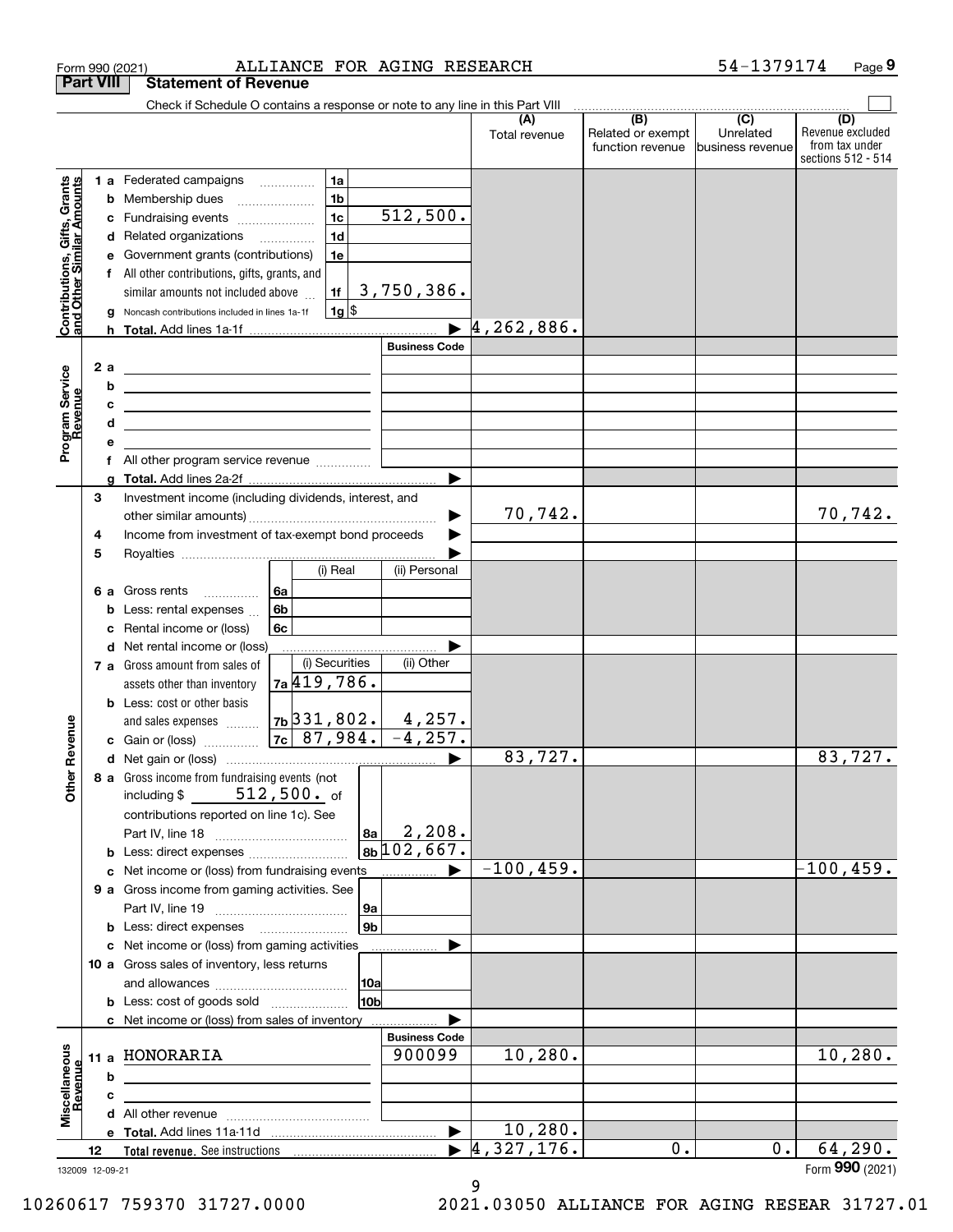Form 990 (2021) ALLIANCE FOR AGING RESEARCH 54-1379174

## Part VIII Statement of Revenue

Check if Schedule O contains a response or note to any line in this Part VIII

| | | | (A) Total revenue | (B) Related or exempt function revenue | (C) Unrelated business revenue | (D) Revenue excluded from tax under sections 512 - 514 |
|---|---|---|---|---|---|---|
| **Contributions, Gifts, Grants and Other Similar Amounts** | 1 a Federated campaigns | 1a | | | | |
| | b Membership dues | 1b | | | | |
| | c Fundraising events | 1c 512,500. | | | | |
| | d Related organizations | 1d | | | | |
| | e Government grants (contributions) | 1e | | | | |
| | f All other contributions, gifts, grants, and similar amounts not included above | 1f 3,750,386. | | | | |
| | g Noncash contributions included in lines 1a-1f | 1g $ | | | | |
| | h Total. Add lines 1a-1f | | 4,262,886. | | | |
| **Program Service Revenue** | | Business Code | | | | |
| | 2 a | | | | | |
| | b | | | | | |
| | c | | | | | |
| | d | | | | | |
| | e | | | | | |
| | f All other program service revenue | | | | | |
| | g Total. Add lines 2a-2f | | | | | |
| **Other Revenue** | 3 Investment income (including dividends, interest, and other similar amounts) | | 70,742. | | | 70,742. |
| | 4 Income from investment of tax-exempt bond proceeds | | | | | |
| | 5 Royalties | | | | | |
| | 6 a Gross rents — 6a (i) Real: / (ii) Personal: | | | | | |
| | b Less: rental expenses — 6b (i) Real: / (ii) Personal: | | | | | |
| | c Rental income or (loss) — 6c (i) Real: / (ii) Personal: | | | | | |
| | d Net rental income or (loss) | | | | | |
| | 7 a Gross amount from sales of assets other than inventory — 7a (i) Securities: 419,786. / (ii) Other: | | | | | |
| | b Less: cost or other basis and sales expenses — 7b (i) Securities: 331,802. / (ii) Other: 4,257. | | | | | |
| | c Gain or (loss) — 7c (i) Securities: 87,984. / (ii) Other: -4,257. | | | | | |
| | d Net gain or (loss) | | 83,727. | | | 83,727. |
| | 8 a Gross income from fundraising events (not including $ 512,500. of contributions reported on line 1c). See Part IV, line 18 | 8a 2,208. | | | | |
| | b Less: direct expenses | 8b 102,667. | | | | |
| | c Net income or (loss) from fundraising events | | -100,459. | | | -100,459. |
| | 9 a Gross income from gaming activities. See Part IV, line 19 | 9a | | | | |
| | b Less: direct expenses | 9b | | | | |
| | c Net income or (loss) from gaming activities | | | | | |
| | 10 a Gross sales of inventory, less returns and allowances | 10a | | | | |
| | b Less: cost of goods sold | 10b | | | | |
| | c Net income or (loss) from sales of inventory | | | | | |
| **Miscellaneous Revenue** | | Business Code | | | | |
| | 11 a HONORARIA | 900099 | 10,280. | | | 10,280. |
| | b | | | | | |
| | c | | | | | |
| | d All other revenue | | | | | |
| | e Total. Add lines 11a-11d | | 10,280. | | | |
| | 12 Total revenue. See instructions | | 4,327,176. | 0. | 0. | 64,290. |

132009 12-09-21 Form 990 (2021)

10260617 759370 31727.0000 2021.03050 ALLIANCE FOR AGING RESEAR 31727.01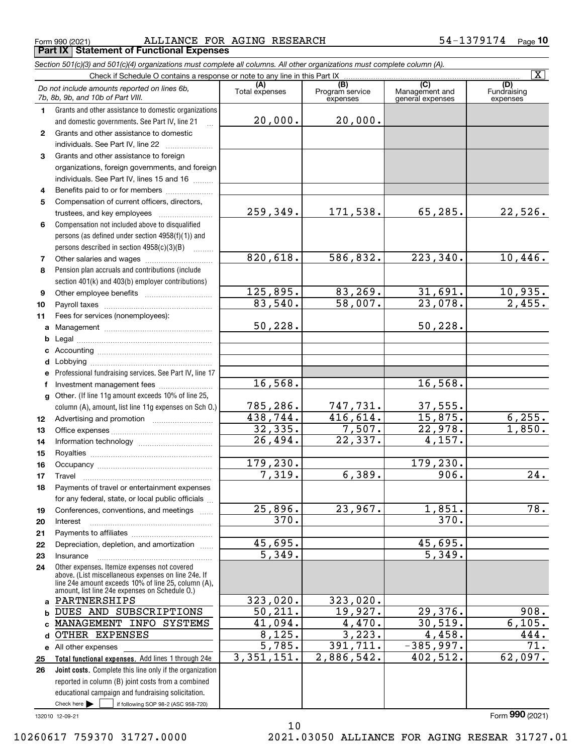Form 990 (2021) ALLIANCE FOR AGING RESEARCH 54-1379174

## Part IX Statement of Functional Expenses

*Section 501(c)(3) and 501(c)(4) organizations must complete all columns. All other organizations must complete column (A).*

Check if Schedule O contains a response or note to any line in this Part IX [X]

| Do not include amounts reported on lines 6b, 7b, 8b, 9b, and 10b of Part VIII. | (A) Total expenses | (B) Program service expenses | (C) Management and general expenses | (D) Fundraising expenses |
|---|---|---|---|---|
| 1 Grants and other assistance to domestic organizations and domestic governments. See Part IV, line 21 | 20,000. | 20,000. | | |
| 2 Grants and other assistance to domestic individuals. See Part IV, line 22 | | | | |
| 3 Grants and other assistance to foreign organizations, foreign governments, and foreign individuals. See Part IV, lines 15 and 16 | | | | |
| 4 Benefits paid to or for members | | | | |
| 5 Compensation of current officers, directors, trustees, and key employees | 259,349. | 171,538. | 65,285. | 22,526. |
| 6 Compensation not included above to disqualified persons (as defined under section 4958(f)(1)) and persons described in section 4958(c)(3)(B) | | | | |
| 7 Other salaries and wages | 820,618. | 586,832. | 223,340. | 10,446. |
| 8 Pension plan accruals and contributions (include section 401(k) and 403(b) employer contributions) | | | | |
| 9 Other employee benefits | 125,895. | 83,269. | 31,691. | 10,935. |
| 10 Payroll taxes | 83,540. | 58,007. | 23,078. | 2,455. |
| 11 Fees for services (nonemployees): | | | | |
| a Management | 50,228. | | 50,228. | |
| b Legal | | | | |
| c Accounting | | | | |
| d Lobbying | | | | |
| e Professional fundraising services. See Part IV, line 17 | | | | |
| f Investment management fees | 16,568. | | 16,568. | |
| g Other. (If line 11g amount exceeds 10% of line 25, column (A), amount, list line 11g expenses on Sch O.) | 785,286. | 747,731. | 37,555. | |
| 12 Advertising and promotion | 438,744. | 416,614. | 15,875. | 6,255. |
| 13 Office expenses | 32,335. | 7,507. | 22,978. | 1,850. |
| 14 Information technology | 26,494. | 22,337. | 4,157. | |
| 15 Royalties | | | | |
| 16 Occupancy | 179,230. | | 179,230. | |
| 17 Travel | 7,319. | 6,389. | 906. | 24. |
| 18 Payments of travel or entertainment expenses for any federal, state, or local public officials | | | | |
| 19 Conferences, conventions, and meetings | 25,896. | 23,967. | 1,851. | 78. |
| 20 Interest | 370. | | 370. | |
| 21 Payments to affiliates | | | | |
| 22 Depreciation, depletion, and amortization | 45,695. | | 45,695. | |
| 23 Insurance | 5,349. | | 5,349. | |
| 24 Other expenses. Itemize expenses not covered above. (List miscellaneous expenses on line 24e. If line 24e amount exceeds 10% of line 25, column (A), amount, list line 24e expenses on Schedule O.) | | | | |
| a PARTNERSHIPS | 323,020. | 323,020. | | |
| b DUES AND SUBSCRIPTIONS | 50,211. | 19,927. | 29,376. | 908. |
| c MANAGEMENT INFO SYSTEMS | 41,094. | 4,470. | 30,519. | 6,105. |
| d OTHER EXPENSES | 8,125. | 3,223. | 4,458. | 444. |
| e All other expenses | 5,785. | 391,711. | -385,997. | 71. |
| 25 **Total functional expenses.** Add lines 1 through 24e | 3,351,151. | 2,886,542. | 402,512. | 62,097. |
| 26 **Joint costs.** Complete this line only if the organization reported in column (B) joint costs from a combined educational campaign and fundraising solicitation. Check here [ ] if following SOP 98-2 (ASC 958-720) | | | | |

132010 12-09-21

Form **990** (2021)

10260617 759370 31727.0000 2021.03050 ALLIANCE FOR AGING RESEAR 31727.01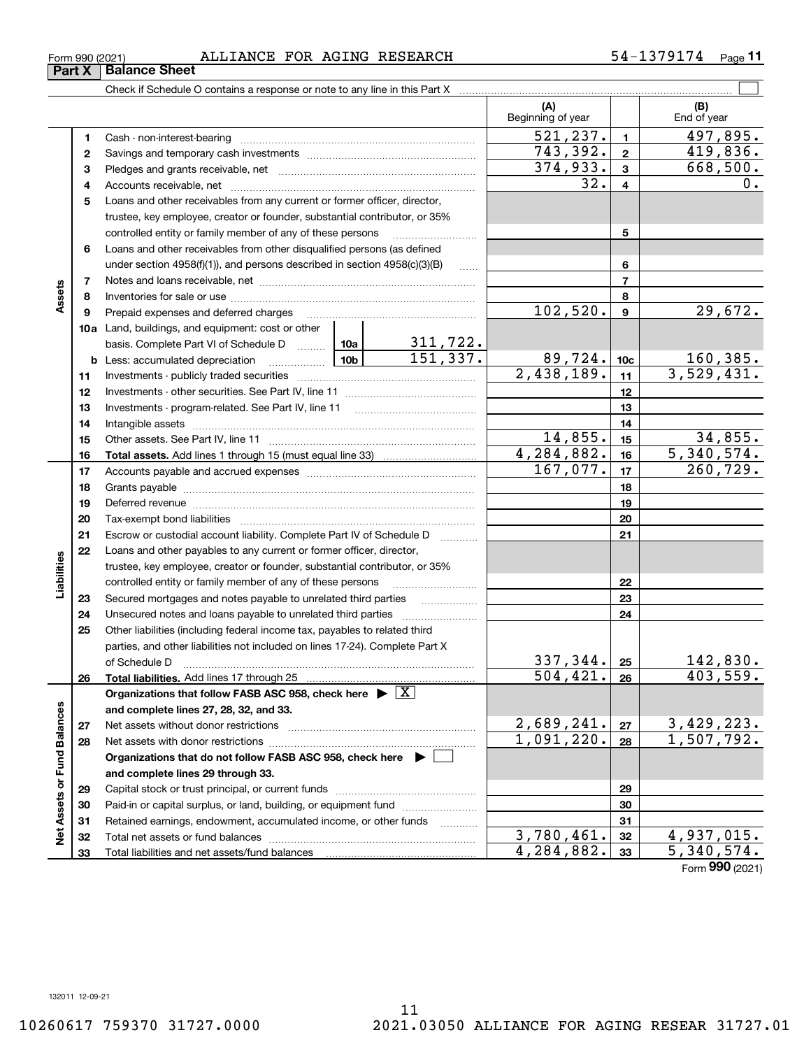Form 990 (2021) ALLIANCE FOR AGING RESEARCH 54-1379174

## Part X Balance Sheet

Check if Schedule O contains a response or note to any line in this Part X

| | | | | | (A) Beginning of year | | (B) End of year |
|---|---|---|---|---|---|---|---|
| Assets | 1 | Cash - non-interest-bearing | | | 521,237. | 1 | 497,895. |
| | 2 | Savings and temporary cash investments | | | 743,392. | 2 | 419,836. |
| | 3 | Pledges and grants receivable, net | | | 374,933. | 3 | 668,500. |
| | 4 | Accounts receivable, net | | | 32. | 4 | 0. |
| | 5 | Loans and other receivables from any current or former officer, director, trustee, key employee, creator or founder, substantial contributor, or 35% controlled entity or family member of any of these persons | | | | 5 | |
| | 6 | Loans and other receivables from other disqualified persons (as defined under section 4958(f)(1)), and persons described in section 4958(c)(3)(B) | | | | 6 | |
| | 7 | Notes and loans receivable, net | | | | 7 | |
| | 8 | Inventories for sale or use | | | | 8 | |
| | 9 | Prepaid expenses and deferred charges | | | 102,520. | 9 | 29,672. |
| | 10a | Land, buildings, and equipment: cost or other basis. Complete Part VI of Schedule D | 10a | 311,722. | | | |
| | b | Less: accumulated depreciation | 10b | 151,337. | 89,724. | 10c | 160,385. |
| | 11 | Investments - publicly traded securities | | | 2,438,189. | 11 | 3,529,431. |
| | 12 | Investments - other securities. See Part IV, line 11 | | | | 12 | |
| | 13 | Investments - program-related. See Part IV, line 11 | | | | 13 | |
| | 14 | Intangible assets | | | | 14 | |
| | 15 | Other assets. See Part IV, line 11 | | | 14,855. | 15 | 34,855. |
| | 16 | **Total assets.** Add lines 1 through 15 (must equal line 33) | | | 4,284,882. | 16 | 5,340,574. |
| Liabilities | 17 | Accounts payable and accrued expenses | | | 167,077. | 17 | 260,729. |
| | 18 | Grants payable | | | | 18 | |
| | 19 | Deferred revenue | | | | 19 | |
| | 20 | Tax-exempt bond liabilities | | | | 20 | |
| | 21 | Escrow or custodial account liability. Complete Part IV of Schedule D | | | | 21 | |
| | 22 | Loans and other payables to any current or former officer, director, trustee, key employee, creator or founder, substantial contributor, or 35% controlled entity or family member of any of these persons | | | | 22 | |
| | 23 | Secured mortgages and notes payable to unrelated third parties | | | | 23 | |
| | 24 | Unsecured notes and loans payable to unrelated third parties | | | | 24 | |
| | 25 | Other liabilities (including federal income tax, payables to related third parties, and other liabilities not included on lines 17-24). Complete Part X of Schedule D | | | 337,344. | 25 | 142,830. |
| | 26 | **Total liabilities.** Add lines 17 through 25 | | | 504,421. | 26 | 403,559. |
| Net Assets or Fund Balances | | **Organizations that follow FASB ASC 958, check here** ▶ [X] **and complete lines 27, 28, 32, and 33.** | | | | | |
| | 27 | Net assets without donor restrictions | | | 2,689,241. | 27 | 3,429,223. |
| | 28 | Net assets with donor restrictions | | | 1,091,220. | 28 | 1,507,792. |
| | | **Organizations that do not follow FASB ASC 958, check here** ▶ [ ] **and complete lines 29 through 33.** | | | | | |
| | 29 | Capital stock or trust principal, or current funds | | | | 29 | |
| | 30 | Paid-in or capital surplus, or land, building, or equipment fund | | | | 30 | |
| | 31 | Retained earnings, endowment, accumulated income, or other funds | | | | 31 | |
| | 32 | Total net assets or fund balances | | | 3,780,461. | 32 | 4,937,015. |
| | 33 | Total liabilities and net assets/fund balances | | | 4,284,882. | 33 | 5,340,574. |

Form **990** (2021)

132011 12-09-21

10260617 759370 31727.0000 2021.03050 ALLIANCE FOR AGING RESEAR 31727.01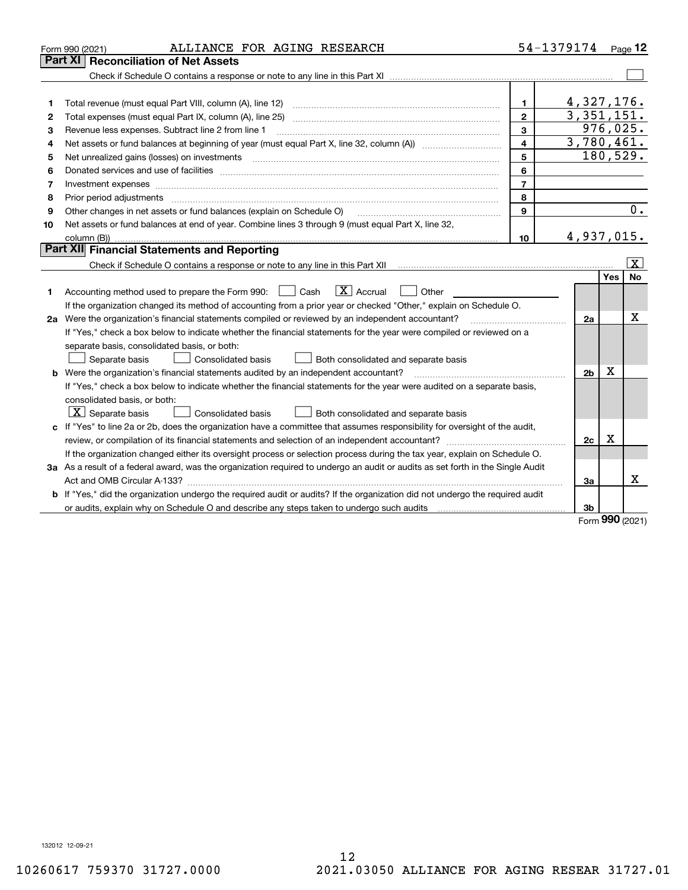Form 990 (2021) ALLIANCE FOR AGING RESEARCH 54-1379174

## Part XI Reconciliation of Net Assets

Check if Schedule O contains a response or note to any line in this Part XI ☐

| | | | |
|---|---|---|---|
| 1 | Total revenue (must equal Part VIII, column (A), line 12) | 1 | 4,327,176. |
| 2 | Total expenses (must equal Part IX, column (A), line 25) | 2 | 3,351,151. |
| 3 | Revenue less expenses. Subtract line 2 from line 1 | 3 | 976,025. |
| 4 | Net assets or fund balances at beginning of year (must equal Part X, line 32, column (A)) | 4 | 3,780,461. |
| 5 | Net unrealized gains (losses) on investments | 5 | 180,529. |
| 6 | Donated services and use of facilities | 6 | |
| 7 | Investment expenses | 7 | |
| 8 | Prior period adjustments | 8 | |
| 9 | Other changes in net assets or fund balances (explain on Schedule O) | 9 | 0. |
| 10 | Net assets or fund balances at end of year. Combine lines 3 through 9 (must equal Part X, line 32, column (B)) | 10 | 4,937,015. |

## Part XII Financial Statements and Reporting

Check if Schedule O contains a response or note to any line in this Part XII ☒

| | | | Yes | No |
|---|---|---|---|---|
| 1 | Accounting method used to prepare the Form 990: ☐ Cash ☒ Accrual ☐ Other<br>If the organization changed its method of accounting from a prior year or checked "Other," explain on Schedule O. | | | |
| 2a | Were the organization's financial statements compiled or reviewed by an independent accountant?<br>If "Yes," check a box below to indicate whether the financial statements for the year were compiled or reviewed on a separate basis, consolidated basis, or both:<br>☐ Separate basis ☐ Consolidated basis ☐ Both consolidated and separate basis | 2a | | X |
| b | Were the organization's financial statements audited by an independent accountant?<br>If "Yes," check a box below to indicate whether the financial statements for the year were audited on a separate basis, consolidated basis, or both:<br>☒ Separate basis ☐ Consolidated basis ☐ Both consolidated and separate basis | 2b | X | |
| c | If "Yes" to line 2a or 2b, does the organization have a committee that assumes responsibility for oversight of the audit, review, or compilation of its financial statements and selection of an independent accountant?<br>If the organization changed either its oversight process or selection process during the tax year, explain on Schedule O. | 2c | X | |
| 3a | As a result of a federal award, was the organization required to undergo an audit or audits as set forth in the Single Audit Act and OMB Circular A-133? | 3a | | X |
| b | If "Yes," did the organization undergo the required audit or audits? If the organization did not undergo the required audit or audits, explain why on Schedule O and describe any steps taken to undergo such audits | 3b | | |

Form 990 (2021)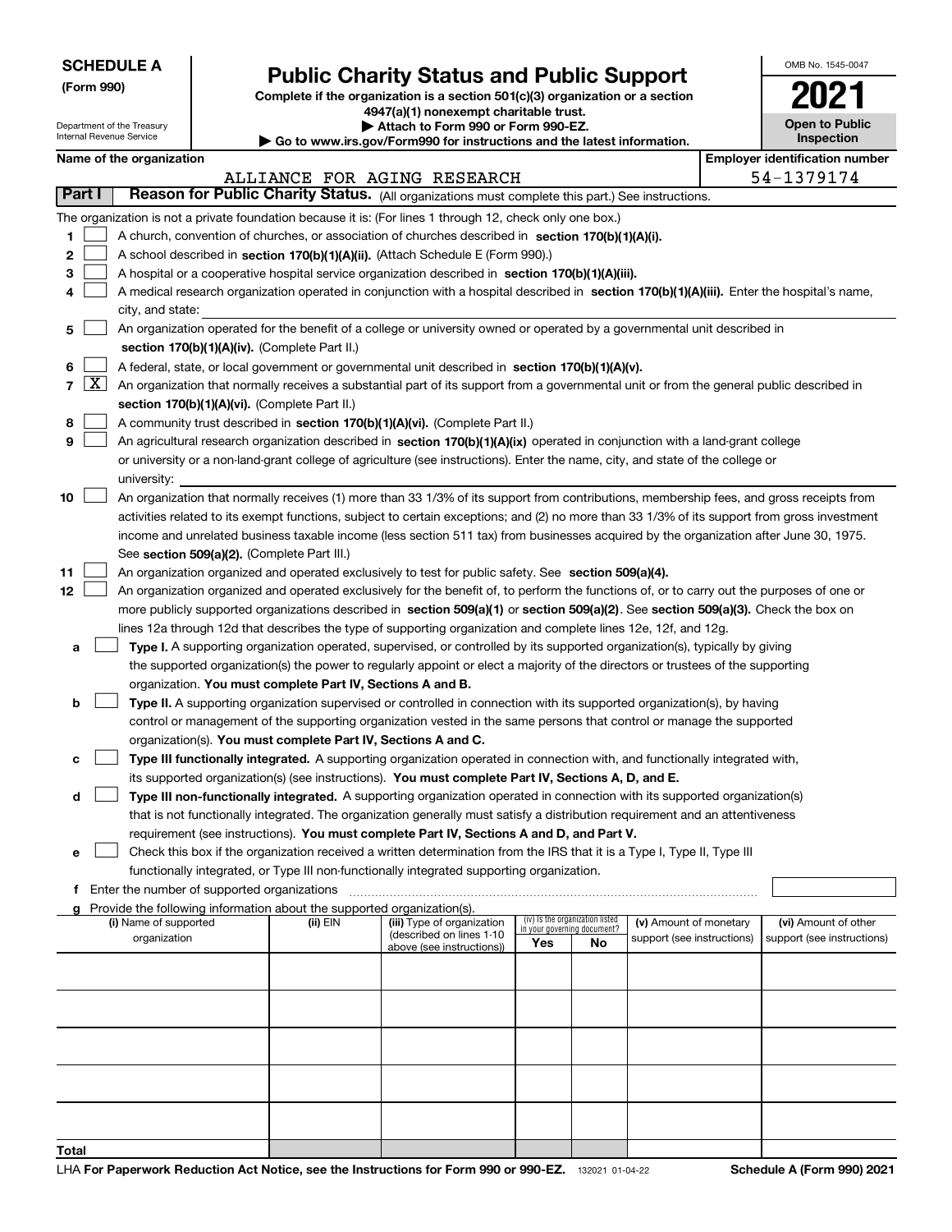**SCHEDULE A**
**(Form 990)**

Department of the Treasury
Internal Revenue Service

# Public Charity Status and Public Support

**Complete if the organization is a section 501(c)(3) organization or a section 4947(a)(1) nonexempt charitable trust.**
**▶ Attach to Form 990 or Form 990-EZ.**
**▶ Go to www.irs.gov/Form990 for instructions and the latest information.**

OMB No. 1545-0047

**2021**

**Open to Public Inspection**

**Name of the organization**
ALLIANCE FOR AGING RESEARCH

**Employer identification number**
54-1379174

**Part I** **Reason for Public Charity Status.** (All organizations must complete this part.) See instructions.

The organization is not a private foundation because it is: (For lines 1 through 12, check only one box.)

1 [ ] A church, convention of churches, or association of churches described in **section 170(b)(1)(A)(i).**

2 [ ] A school described in **section 170(b)(1)(A)(ii).** (Attach Schedule E (Form 990).)

3 [ ] A hospital or a cooperative hospital service organization described in **section 170(b)(1)(A)(iii).**

4 [ ] A medical research organization operated in conjunction with a hospital described in **section 170(b)(1)(A)(iii).** Enter the hospital's name, city, and state:

5 [ ] An organization operated for the benefit of a college or university owned or operated by a governmental unit described in **section 170(b)(1)(A)(iv).** (Complete Part II.)

6 [ ] A federal, state, or local government or governmental unit described in **section 170(b)(1)(A)(v).**

7 [X] An organization that normally receives a substantial part of its support from a governmental unit or from the general public described in **section 170(b)(1)(A)(vi).** (Complete Part II.)

8 [ ] A community trust described in **section 170(b)(1)(A)(vi).** (Complete Part II.)

9 [ ] An agricultural research organization described in **section 170(b)(1)(A)(ix)** operated in conjunction with a land-grant college or university or a non-land-grant college of agriculture (see instructions). Enter the name, city, and state of the college or university:

10 [ ] An organization that normally receives (1) more than 33 1/3% of its support from contributions, membership fees, and gross receipts from activities related to its exempt functions, subject to certain exceptions; and (2) no more than 33 1/3% of its support from gross investment income and unrelated business taxable income (less section 511 tax) from businesses acquired by the organization after June 30, 1975. See **section 509(a)(2).** (Complete Part III.)

11 [ ] An organization organized and operated exclusively to test for public safety. See **section 509(a)(4).**

12 [ ] An organization organized and operated exclusively for the benefit of, to perform the functions of, or to carry out the purposes of one or more publicly supported organizations described in **section 509(a)(1)** or **section 509(a)(2)**. See **section 509(a)(3).** Check the box on lines 12a through 12d that describes the type of supporting organization and complete lines 12e, 12f, and 12g.

a [ ] **Type I.** A supporting organization operated, supervised, or controlled by its supported organization(s), typically by giving the supported organization(s) the power to regularly appoint or elect a majority of the directors or trustees of the supporting organization. **You must complete Part IV, Sections A and B.**

b [ ] **Type II.** A supporting organization supervised or controlled in connection with its supported organization(s), by having control or management of the supporting organization vested in the same persons that control or manage the supported organization(s). **You must complete Part IV, Sections A and C.**

c [ ] **Type III functionally integrated.** A supporting organization operated in connection with, and functionally integrated with, its supported organization(s) (see instructions). **You must complete Part IV, Sections A, D, and E.**

d [ ] **Type III non-functionally integrated.** A supporting organization operated in connection with its supported organization(s) that is not functionally integrated. The organization generally must satisfy a distribution requirement and an attentiveness requirement (see instructions). **You must complete Part IV, Sections A and D, and Part V.**

e [ ] Check this box if the organization received a written determination from the IRS that it is a Type I, Type II, Type III functionally integrated, or Type III non-functionally integrated supporting organization.

f Enter the number of supported organizations

g Provide the following information about the supported organization(s).

| (i) Name of supported organization | (ii) EIN | (iii) Type of organization (described on lines 1-10 above (see instructions)) | (iv) Is the organization listed in your governing document? Yes | No | (v) Amount of monetary support (see instructions) | (vi) Amount of other support (see instructions) |
|---|---|---|---|---|---|---|
| | | | | | | |
| | | | | | | |
| | | | | | | |
| | | | | | | |
| | | | | | | |
| **Total** | | | | | | |

LHA **For Paperwork Reduction Act Notice, see the Instructions for Form 990 or 990-EZ.** 132021 01-04-22 **Schedule A (Form 990) 2021**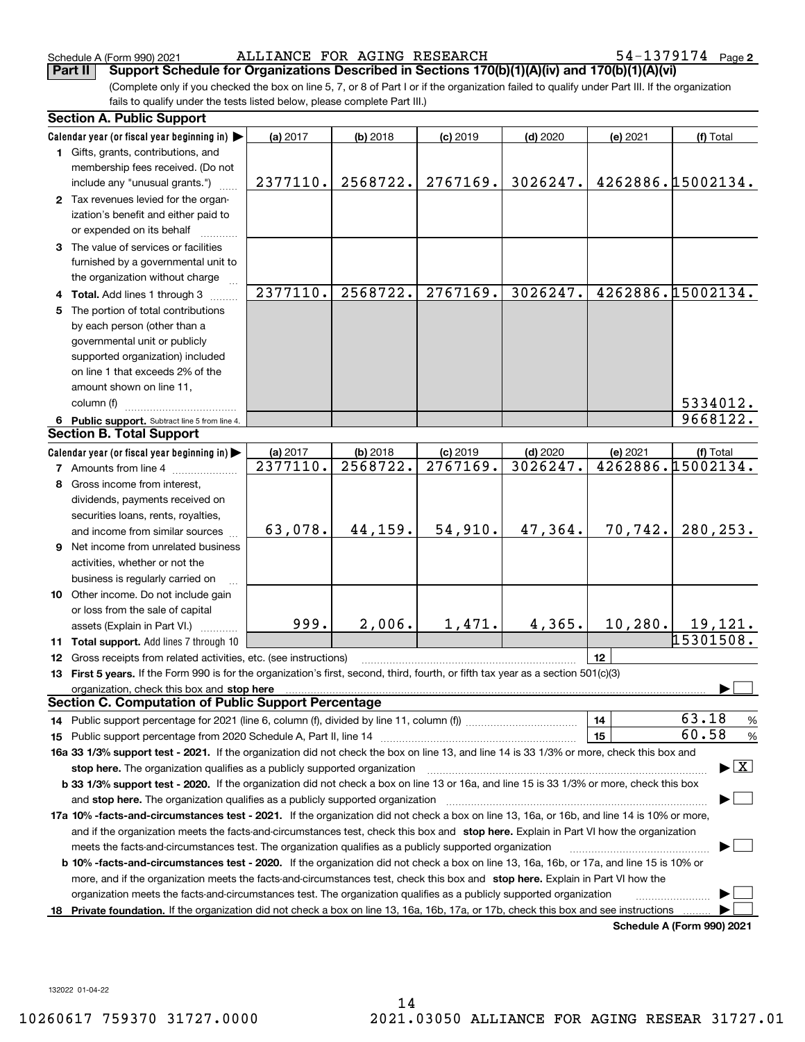Schedule A (Form 990) 2021 ALLIANCE FOR AGING RESEARCH 54-1379174 Page 2

**Part II Support Schedule for Organizations Described in Sections 170(b)(1)(A)(iv) and 170(b)(1)(A)(vi)**

(Complete only if you checked the box on line 5, 7, or 8 of Part I or if the organization failed to qualify under Part III. If the organization fails to qualify under the tests listed below, please complete Part III.)

**Section A. Public Support**

| Calendar year (or fiscal year beginning in) | (a) 2017 | (b) 2018 | (c) 2019 | (d) 2020 | (e) 2021 | (f) Total |
|---|---|---|---|---|---|---|
| 1 Gifts, grants, contributions, and membership fees received. (Do not include any "unusual grants.") | 2377110. | 2568722. | 2767169. | 3026247. | 4262886. | 15002134. |
| 2 Tax revenues levied for the organization's benefit and either paid to or expended on its behalf | | | | | | |
| 3 The value of services or facilities furnished by a governmental unit to the organization without charge | | | | | | |
| 4 Total. Add lines 1 through 3 | 2377110. | 2568722. | 2767169. | 3026247. | 4262886. | 15002134. |
| 5 The portion of total contributions by each person (other than a governmental unit or publicly supported organization) included on line 1 that exceeds 2% of the amount shown on line 11, column (f) | | | | | | 5334012. |
| 6 Public support. Subtract line 5 from line 4. | | | | | | 9668122. |

**Section B. Total Support**

| Calendar year (or fiscal year beginning in) | (a) 2017 | (b) 2018 | (c) 2019 | (d) 2020 | (e) 2021 | (f) Total |
|---|---|---|---|---|---|---|
| 7 Amounts from line 4 | 2377110. | 2568722. | 2767169. | 3026247. | 4262886. | 15002134. |
| 8 Gross income from interest, dividends, payments received on securities loans, rents, royalties, and income from similar sources | 63,078. | 44,159. | 54,910. | 47,364. | 70,742. | 280,253. |
| 9 Net income from unrelated business activities, whether or not the business is regularly carried on | | | | | | |
| 10 Other income. Do not include gain or loss from the sale of capital assets (Explain in Part VI.) | 999. | 2,006. | 1,471. | 4,365. | 10,280. | 19,121. |
| 11 Total support. Add lines 7 through 10 | | | | | | 15301508. |

12 Gross receipts from related activities, etc. (see instructions) | 12 |

13 **First 5 years.** If the Form 990 is for the organization's first, second, third, fourth, or fifth tax year as a section 501(c)(3) organization, check this box and **stop here** ☐

**Section C. Computation of Public Support Percentage**

14 Public support percentage for 2021 (line 6, column (f), divided by line 11, column (f)) | 14 | 63.18 %

15 Public support percentage from 2020 Schedule A, Part II, line 14 | 15 | 60.58 %

**16a 33 1/3% support test - 2021.** If the organization did not check the box on line 13, and line 14 is 33 1/3% or more, check this box and **stop here.** The organization qualifies as a publicly supported organization ☒

**b 33 1/3% support test - 2020.** If the organization did not check a box on line 13 or 16a, and line 15 is 33 1/3% or more, check this box and **stop here.** The organization qualifies as a publicly supported organization ☐

**17a 10% -facts-and-circumstances test - 2021.** If the organization did not check a box on line 13, 16a, or 16b, and line 14 is 10% or more, and if the organization meets the facts-and-circumstances test, check this box and **stop here.** Explain in Part VI how the organization meets the facts-and-circumstances test. The organization qualifies as a publicly supported organization ☐

**b 10% -facts-and-circumstances test - 2020.** If the organization did not check a box on line 13, 16a, 16b, or 17a, and line 15 is 10% or more, and if the organization meets the facts-and-circumstances test, check this box and **stop here.** Explain in Part VI how the organization meets the facts-and-circumstances test. The organization qualifies as a publicly supported organization ☐

**18 Private foundation.** If the organization did not check a box on line 13, 16a, 16b, 17a, or 17b, check this box and see instructions ☐

**Schedule A (Form 990) 2021**

132022 01-04-22

10260617 759370 31727.0000 2021.03050 ALLIANCE FOR AGING RESEAR 31727.01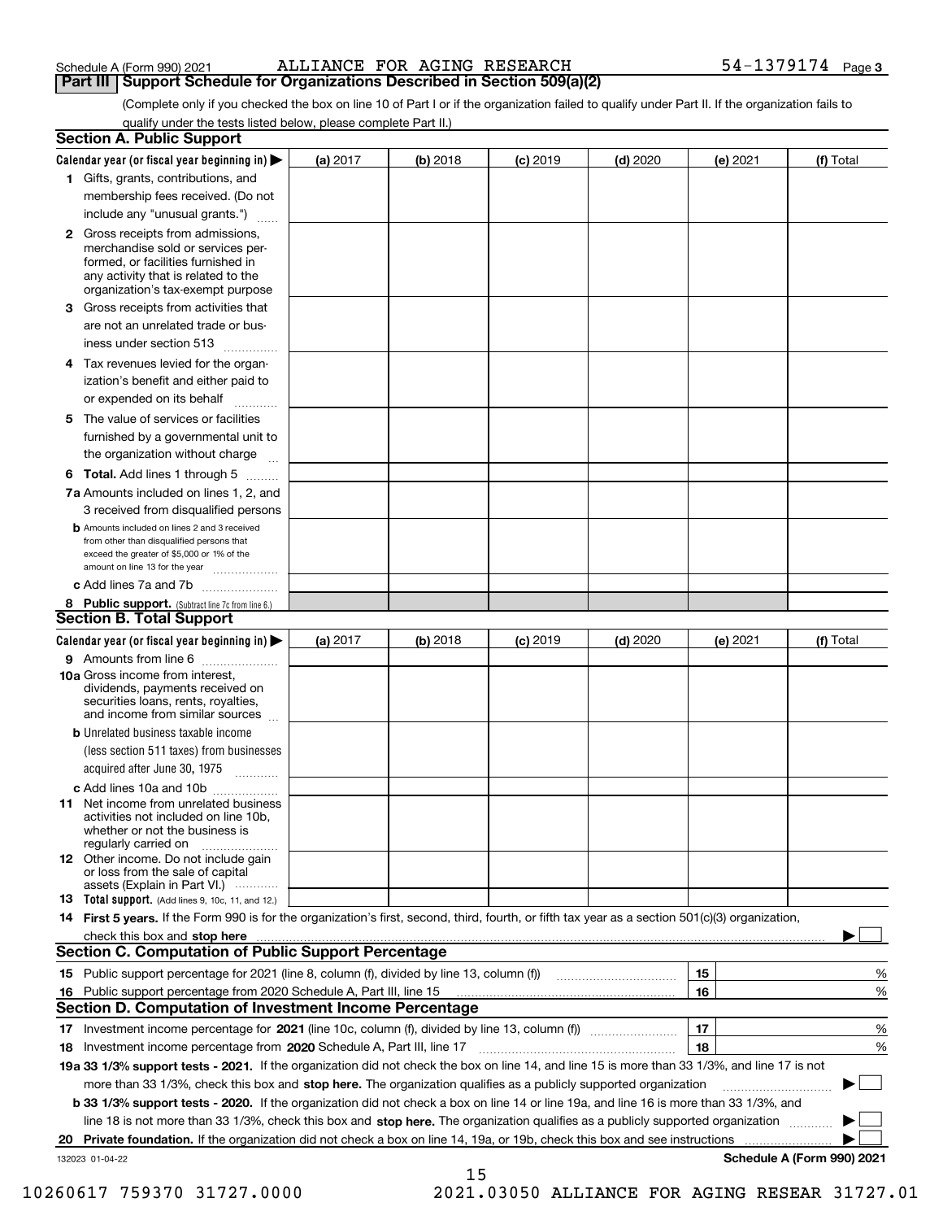Schedule A (Form 990) 2021 ALLIANCE FOR AGING RESEARCH 54-1379174 Page 3

## Part III Support Schedule for Organizations Described in Section 509(a)(2)

(Complete only if you checked the box on line 10 of Part I or if the organization failed to qualify under Part II. If the organization fails to qualify under the tests listed below, please complete Part II.)

### Section A. Public Support

| Calendar year (or fiscal year beginning in) ▶ | (a) 2017 | (b) 2018 | (c) 2019 | (d) 2020 | (e) 2021 | (f) Total |
|---|---|---|---|---|---|---|
| 1 Gifts, grants, contributions, and membership fees received. (Do not include any "unusual grants.") | | | | | | |
| 2 Gross receipts from admissions, merchandise sold or services performed, or facilities furnished in any activity that is related to the organization's tax-exempt purpose | | | | | | |
| 3 Gross receipts from activities that are not an unrelated trade or business under section 513 | | | | | | |
| 4 Tax revenues levied for the organization's benefit and either paid to or expended on its behalf | | | | | | |
| 5 The value of services or facilities furnished by a governmental unit to the organization without charge | | | | | | |
| 6 **Total.** Add lines 1 through 5 | | | | | | |
| 7a Amounts included on lines 1, 2, and 3 received from disqualified persons | | | | | | |
| b Amounts included on lines 2 and 3 received from other than disqualified persons that exceed the greater of $5,000 or 1% of the amount on line 13 for the year | | | | | | |
| c Add lines 7a and 7b | | | | | | |
| 8 **Public support.** (Subtract line 7c from line 6.) | | | | | | |

### Section B. Total Support

| Calendar year (or fiscal year beginning in) ▶ | (a) 2017 | (b) 2018 | (c) 2019 | (d) 2020 | (e) 2021 | (f) Total |
|---|---|---|---|---|---|---|
| 9 Amounts from line 6 | | | | | | |
| 10a Gross income from interest, dividends, payments received on securities loans, rents, royalties, and income from similar sources | | | | | | |
| b Unrelated business taxable income (less section 511 taxes) from businesses acquired after June 30, 1975 | | | | | | |
| c Add lines 10a and 10b | | | | | | |
| 11 Net income from unrelated business activities not included on line 10b, whether or not the business is regularly carried on | | | | | | |
| 12 Other income. Do not include gain or loss from the sale of capital assets (Explain in Part VI.) | | | | | | |
| 13 **Total support.** (Add lines 9, 10c, 11, and 12.) | | | | | | |

14 **First 5 years.** If the Form 990 is for the organization's first, second, third, fourth, or fifth tax year as a section 501(c)(3) organization, check this box and **stop here** ▶ ☐

### Section C. Computation of Public Support Percentage

| | | | |
|---|---|---|---|
| 15 | Public support percentage for 2021 (line 8, column (f), divided by line 13, column (f)) | 15 | % |
| 16 | Public support percentage from 2020 Schedule A, Part III, line 15 | 16 | % |

### Section D. Computation of Investment Income Percentage

| | | | |
|---|---|---|---|
| 17 | Investment income percentage for **2021** (line 10c, column (f), divided by line 13, column (f)) | 17 | % |
| 18 | Investment income percentage from **2020** Schedule A, Part III, line 17 | 18 | % |

**19a 33 1/3% support tests - 2021.** If the organization did not check the box on line 14, and line 15 is more than 33 1/3%, and line 17 is not more than 33 1/3%, check this box and **stop here.** The organization qualifies as a publicly supported organization ▶ ☐

**b 33 1/3% support tests - 2020.** If the organization did not check a box on line 14 or line 19a, and line 16 is more than 33 1/3%, and line 18 is not more than 33 1/3%, check this box and **stop here.** The organization qualifies as a publicly supported organization ▶ ☐

**20 Private foundation.** If the organization did not check a box on line 14, 19a, or 19b, check this box and see instructions ▶ ☐

132023 01-04-22 **Schedule A (Form 990) 2021**

10260617 759370 31727.0000 2021.03050 ALLIANCE FOR AGING RESEAR 31727.01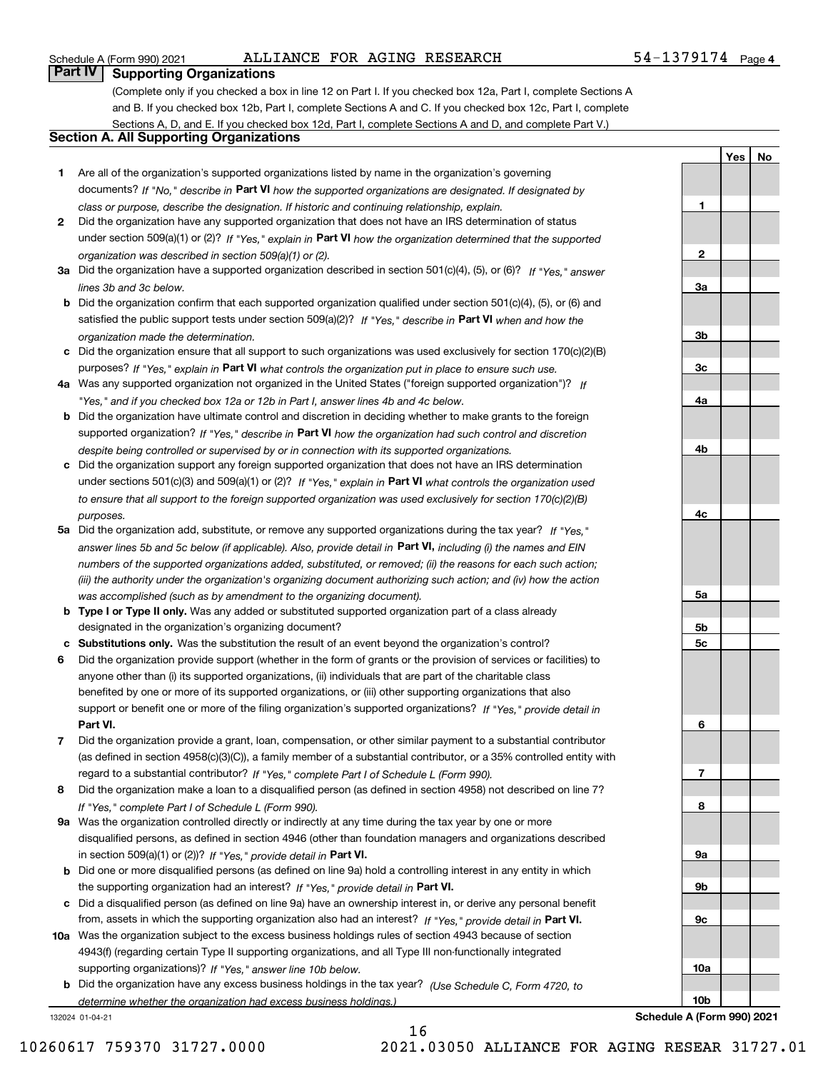Schedule A (Form 990) 2021 ALLIANCE FOR AGING RESEARCH 54-1379174 Page 4

## Part IV Supporting Organizations

(Complete only if you checked a box in line 12 on Part I. If you checked box 12a, Part I, complete Sections A and B. If you checked box 12b, Part I, complete Sections A and C. If you checked box 12c, Part I, complete Sections A, D, and E. If you checked box 12d, Part I, complete Sections A and D, and complete Part V.)

### Section A. All Supporting Organizations

| | | Line | Yes | No |
|---|---|---|---|---|
| 1 | Are all of the organization's supported organizations listed by name in the organization's governing documents? *If "No," describe in* **Part VI** *how the supported organizations are designated. If designated by class or purpose, describe the designation. If historic and continuing relationship, explain.* | 1 | | |
| 2 | Did the organization have any supported organization that does not have an IRS determination of status under section 509(a)(1) or (2)? *If "Yes," explain in* **Part VI** *how the organization determined that the supported organization was described in section 509(a)(1) or (2).* | 2 | | |
| 3a | Did the organization have a supported organization described in section 501(c)(4), (5), or (6)? *If "Yes," answer lines 3b and 3c below.* | 3a | | |
| b | Did the organization confirm that each supported organization qualified under section 501(c)(4), (5), or (6) and satisfied the public support tests under section 509(a)(2)? *If "Yes," describe in* **Part VI** *when and how the organization made the determination.* | 3b | | |
| c | Did the organization ensure that all support to such organizations was used exclusively for section 170(c)(2)(B) purposes? *If "Yes," explain in* **Part VI** *what controls the organization put in place to ensure such use.* | 3c | | |
| 4a | Was any supported organization not organized in the United States ("foreign supported organization")? *If "Yes," and if you checked box 12a or 12b in Part I, answer lines 4b and 4c below.* | 4a | | |
| b | Did the organization have ultimate control and discretion in deciding whether to make grants to the foreign supported organization? *If "Yes," describe in* **Part VI** *how the organization had such control and discretion despite being controlled or supervised by or in connection with its supported organizations.* | 4b | | |
| c | Did the organization support any foreign supported organization that does not have an IRS determination under sections 501(c)(3) and 509(a)(1) or (2)? *If "Yes," explain in* **Part VI** *what controls the organization used to ensure that all support to the foreign supported organization was used exclusively for section 170(c)(2)(B) purposes.* | 4c | | |
| 5a | Did the organization add, substitute, or remove any supported organizations during the tax year? *If "Yes," answer lines 5b and 5c below (if applicable). Also, provide detail in* **Part VI,** *including (i) the names and EIN numbers of the supported organizations added, substituted, or removed; (ii) the reasons for each such action; (iii) the authority under the organization's organizing document authorizing such action; and (iv) how the action was accomplished (such as by amendment to the organizing document).* | 5a | | |
| b | **Type I or Type II only.** Was any added or substituted supported organization part of a class already designated in the organization's organizing document? | 5b | | |
| c | **Substitutions only.** Was the substitution the result of an event beyond the organization's control? | 5c | | |
| 6 | Did the organization provide support (whether in the form of grants or the provision of services or facilities) to anyone other than (i) its supported organizations, (ii) individuals that are part of the charitable class benefited by one or more of its supported organizations, or (iii) other supporting organizations that also support or benefit one or more of the filing organization's supported organizations? *If "Yes," provide detail in* **Part VI.** | 6 | | |
| 7 | Did the organization provide a grant, loan, compensation, or other similar payment to a substantial contributor (as defined in section 4958(c)(3)(C)), a family member of a substantial contributor, or a 35% controlled entity with regard to a substantial contributor? *If "Yes," complete Part I of Schedule L (Form 990).* | 7 | | |
| 8 | Did the organization make a loan to a disqualified person (as defined in section 4958) not described on line 7? *If "Yes," complete Part I of Schedule L (Form 990).* | 8 | | |
| 9a | Was the organization controlled directly or indirectly at any time during the tax year by one or more disqualified persons, as defined in section 4946 (other than foundation managers and organizations described in section 509(a)(1) or (2))? *If "Yes," provide detail in* **Part VI.** | 9a | | |
| b | Did one or more disqualified persons (as defined on line 9a) hold a controlling interest in any entity in which the supporting organization had an interest? *If "Yes," provide detail in* **Part VI.** | 9b | | |
| c | Did a disqualified person (as defined on line 9a) have an ownership interest in, or derive any personal benefit from, assets in which the supporting organization also had an interest? *If "Yes," provide detail in* **Part VI.** | 9c | | |
| 10a | Was the organization subject to the excess business holdings rules of section 4943 because of section 4943(f) (regarding certain Type II supporting organizations, and all Type III non-functionally integrated supporting organizations)? *If "Yes," answer line 10b below.* | 10a | | |
| b | Did the organization have any excess business holdings in the tax year? *(Use Schedule C, Form 4720, to determine whether the organization had excess business holdings.)* | 10b | | |

132024 01-04-21 **Schedule A (Form 990) 2021**

10260617 759370 31727.0000 2021.03050 ALLIANCE FOR AGING RESEAR 31727.01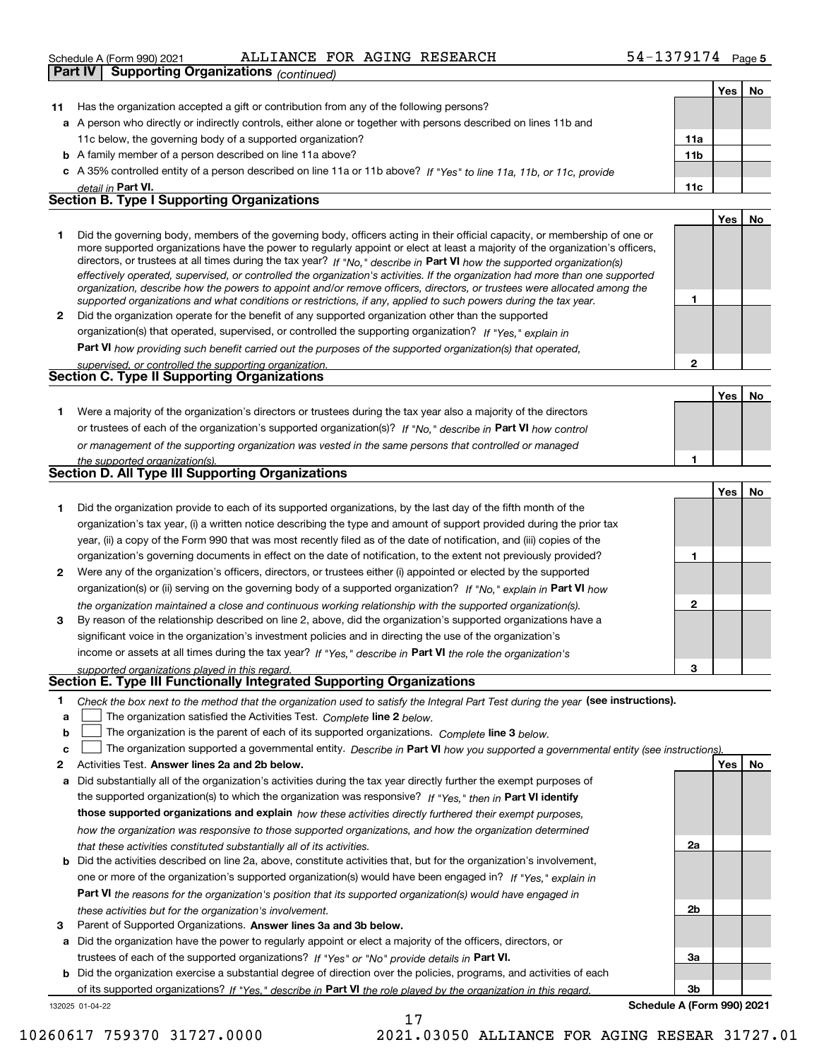Schedule A (Form 990) 2021 ALLIANCE FOR AGING RESEARCH 54-1379174 Page 5

**Part IV | Supporting Organizations** *(continued)*

| | | | Yes | No |
|---|---|---|---|---|
| **11** | Has the organization accepted a gift or contribution from any of the following persons? | | | |
| **a** | A person who directly or indirectly controls, either alone or together with persons described on lines 11b and 11c below, the governing body of a supported organization? | **11a** | | |
| **b** | A family member of a person described on line 11a above? | **11b** | | |
| **c** | A 35% controlled entity of a person described on line 11a or 11b above? *If "Yes" to line 11a, 11b, or 11c, provide detail in* **Part VI.** | **11c** | | |

## Section B. Type I Supporting Organizations

| | | | Yes | No |
|---|---|---|---|---|
| **1** | Did the governing body, members of the governing body, officers acting in their official capacity, or membership of one or more supported organizations have the power to regularly appoint or elect at least a majority of the organization's officers, directors, or trustees at all times during the tax year? *If "No," describe in* **Part VI** *how the supported organization(s) effectively operated, supervised, or controlled the organization's activities. If the organization had more than one supported organization, describe how the powers to appoint and/or remove officers, directors, or trustees were allocated among the supported organizations and what conditions or restrictions, if any, applied to such powers during the tax year.* | **1** | | |
| **2** | Did the organization operate for the benefit of any supported organization other than the supported organization(s) that operated, supervised, or controlled the supporting organization? *If "Yes," explain in* **Part VI** *how providing such benefit carried out the purposes of the supported organization(s) that operated, supervised, or controlled the supporting organization.* | **2** | | |

## Section C. Type II Supporting Organizations

| | | | Yes | No |
|---|---|---|---|---|
| **1** | Were a majority of the organization's directors or trustees during the tax year also a majority of the directors or trustees of each of the organization's supported organization(s)? *If "No," describe in* **Part VI** *how control or management of the supporting organization was vested in the same persons that controlled or managed the supported organization(s).* | **1** | | |

## Section D. All Type III Supporting Organizations

| | | | Yes | No |
|---|---|---|---|---|
| **1** | Did the organization provide to each of its supported organizations, by the last day of the fifth month of the organization's tax year, (i) a written notice describing the type and amount of support provided during the prior tax year, (ii) a copy of the Form 990 that was most recently filed as of the date of notification, and (iii) copies of the organization's governing documents in effect on the date of notification, to the extent not previously provided? | **1** | | |
| **2** | Were any of the organization's officers, directors, or trustees either (i) appointed or elected by the supported organization(s) or (ii) serving on the governing body of a supported organization? *If "No," explain in* **Part VI** *how the organization maintained a close and continuous working relationship with the supported organization(s).* | **2** | | |
| **3** | By reason of the relationship described on line 2, above, did the organization's supported organizations have a significant voice in the organization's investment policies and in directing the use of the organization's income or assets at all times during the tax year? *If "Yes," describe in* **Part VI** *the role the organization's supported organizations played in this regard.* | **3** | | |

## Section E. Type III Functionally Integrated Supporting Organizations

**1** *Check the box next to the method that the organization used to satisfy the Integral Part Test during the year* **(see instructions).**

- **a** ☐ The organization satisfied the Activities Test. *Complete* **line 2** *below.*
- **b** ☐ The organization is the parent of each of its supported organizations. *Complete* **line 3** *below.*
- **c** ☐ The organization supported a governmental entity. *Describe in* **Part VI** *how you supported a governmental entity (see instructions).*

| | | | Yes | No |
|---|---|---|---|---|
| **2** | Activities Test. **Answer lines 2a and 2b below.** | | | |
| **a** | Did substantially all of the organization's activities during the tax year directly further the exempt purposes of the supported organization(s) to which the organization was responsive? *If "Yes," then in* **Part VI identify those supported organizations and explain** *how these activities directly furthered their exempt purposes, how the organization was responsive to those supported organizations, and how the organization determined that these activities constituted substantially all of its activities.* | **2a** | | |
| **b** | Did the activities described on line 2a, above, constitute activities that, but for the organization's involvement, one or more of the organization's supported organization(s) would have been engaged in? *If "Yes," explain in* **Part VI** *the reasons for the organization's position that its supported organization(s) would have engaged in these activities but for the organization's involvement.* | **2b** | | |
| **3** | Parent of Supported Organizations. **Answer lines 3a and 3b below.** | | | |
| **a** | Did the organization have the power to regularly appoint or elect a majority of the officers, directors, or trustees of each of the supported organizations? *If "Yes" or "No" provide details in* **Part VI.** | **3a** | | |
| **b** | Did the organization exercise a substantial degree of direction over the policies, programs, and activities of each of its supported organizations? *If "Yes," describe in* **Part VI** *the role played by the organization in this regard.* | **3b** | | |

132025 01-04-22 **Schedule A (Form 990) 2021**

10260617 759370 31727.0000 2021.03050 ALLIANCE FOR AGING RESEAR 31727.01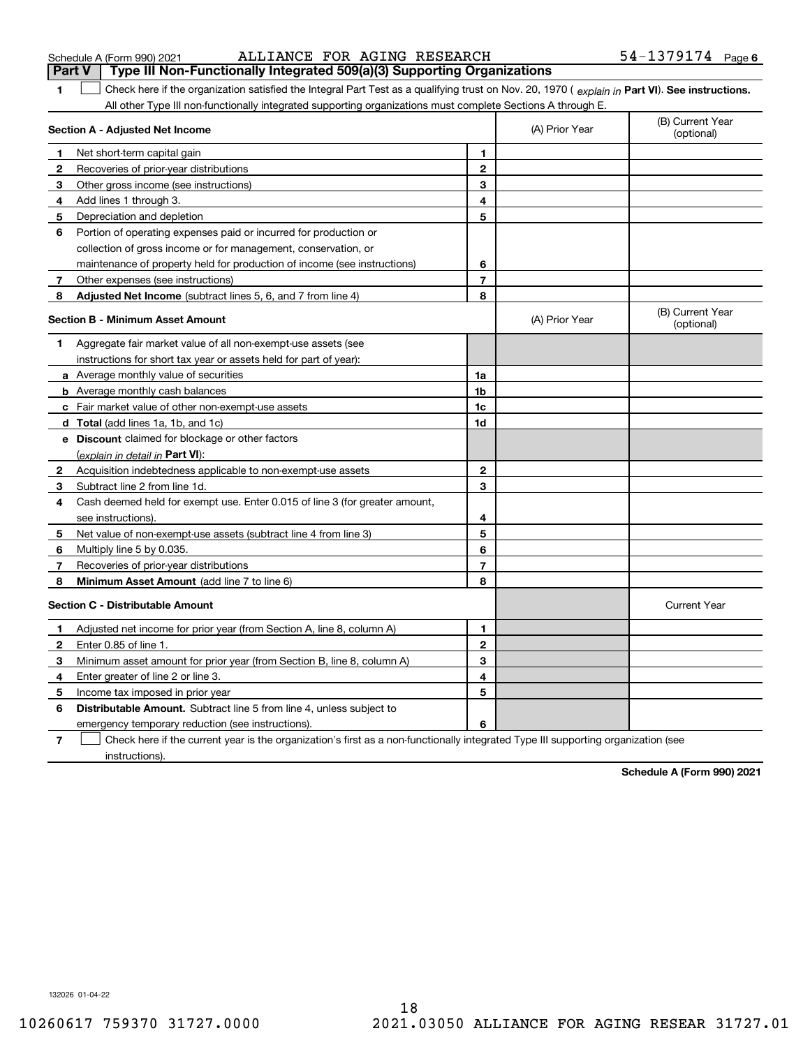Schedule A (Form 990) 2021 ALLIANCE FOR AGING RESEARCH 54-1379174 Page 6

## Part V Type III Non-Functionally Integrated 509(a)(3) Supporting Organizations

**1** ☐ Check here if the organization satisfied the Integral Part Test as a qualifying trust on Nov. 20, 1970 ( *explain in* **Part VI**). **See instructions.** All other Type III non-functionally integrated supporting organizations must complete Sections A through E.

| **Section A - Adjusted Net Income** | | | (A) Prior Year | (B) Current Year (optional) |
|---|---|---|---|---|
| **1** | Net short-term capital gain | **1** | | |
| **2** | Recoveries of prior-year distributions | **2** | | |
| **3** | Other gross income (see instructions) | **3** | | |
| **4** | Add lines 1 through 3. | **4** | | |
| **5** | Depreciation and depletion | **5** | | |
| **6** | Portion of operating expenses paid or incurred for production or collection of gross income or for management, conservation, or maintenance of property held for production of income (see instructions) | **6** | | |
| **7** | Other expenses (see instructions) | **7** | | |
| **8** | **Adjusted Net Income** (subtract lines 5, 6, and 7 from line 4) | **8** | | |

| **Section B - Minimum Asset Amount** | | | (A) Prior Year | (B) Current Year (optional) |
|---|---|---|---|---|
| **1** | Aggregate fair market value of all non-exempt-use assets (see instructions for short tax year or assets held for part of year): | | | |
| **a** | Average monthly value of securities | **1a** | | |
| **b** | Average monthly cash balances | **1b** | | |
| **c** | Fair market value of other non-exempt-use assets | **1c** | | |
| **d** | **Total** (add lines 1a, 1b, and 1c) | **1d** | | |
| **e** | **Discount** claimed for blockage or other factors (*explain in detail in* **Part VI**): | | | |
| **2** | Acquisition indebtedness applicable to non-exempt-use assets | **2** | | |
| **3** | Subtract line 2 from line 1d. | **3** | | |
| **4** | Cash deemed held for exempt use. Enter 0.015 of line 3 (for greater amount, see instructions). | **4** | | |
| **5** | Net value of non-exempt-use assets (subtract line 4 from line 3) | **5** | | |
| **6** | Multiply line 5 by 0.035. | **6** | | |
| **7** | Recoveries of prior-year distributions | **7** | | |
| **8** | **Minimum Asset Amount** (add line 7 to line 6) | **8** | | |

| **Section C - Distributable Amount** | | | | Current Year |
|---|---|---|---|---|
| **1** | Adjusted net income for prior year (from Section A, line 8, column A) | **1** | | |
| **2** | Enter 0.85 of line 1. | **2** | | |
| **3** | Minimum asset amount for prior year (from Section B, line 8, column A) | **3** | | |
| **4** | Enter greater of line 2 or line 3. | **4** | | |
| **5** | Income tax imposed in prior year | **5** | | |
| **6** | **Distributable Amount.** Subtract line 5 from line 4, unless subject to emergency temporary reduction (see instructions). | **6** | | |

**7** ☐ Check here if the current year is the organization's first as a non-functionally integrated Type III supporting organization (see instructions).

**Schedule A (Form 990) 2021**

132026 01-04-22

10260617 759370 31727.0000 2021.03050 ALLIANCE FOR AGING RESEAR 31727.01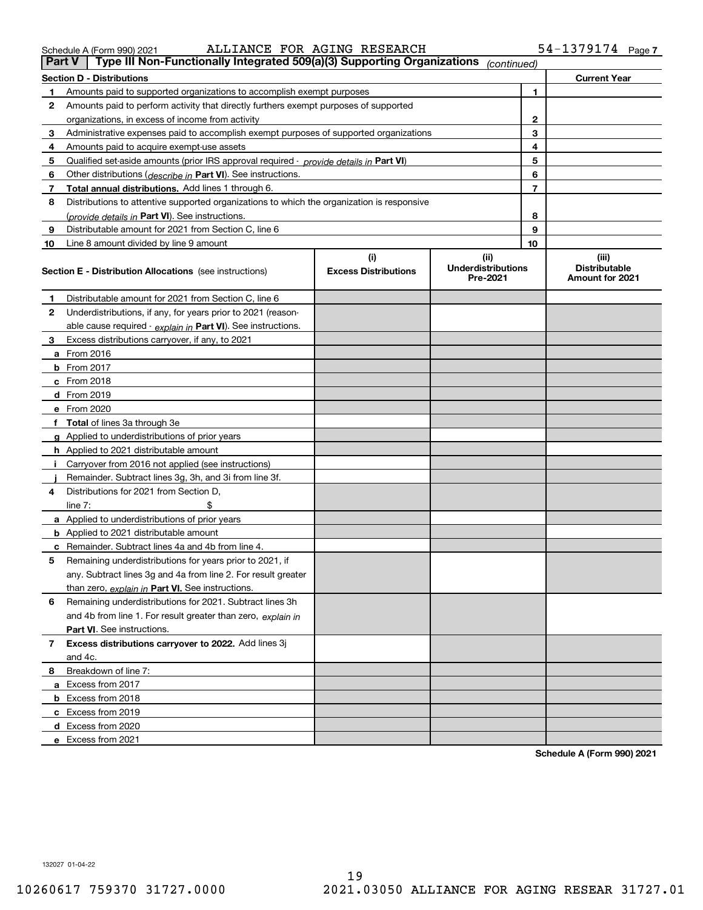Schedule A (Form 990) 2021 ALLIANCE FOR AGING RESEARCH 54-1379174 Page 7

## Part V | Type III Non-Functionally Integrated 509(a)(3) Supporting Organizations *(continued)*

| **Section D - Distributions** | | **Current Year** |
|---|---|---|
| **1** Amounts paid to supported organizations to accomplish exempt purposes | 1 | |
| **2** Amounts paid to perform activity that directly furthers exempt purposes of supported organizations, in excess of income from activity | 2 | |
| **3** Administrative expenses paid to accomplish exempt purposes of supported organizations | 3 | |
| **4** Amounts paid to acquire exempt-use assets | 4 | |
| **5** Qualified set-aside amounts (prior IRS approval required - *provide details in* **Part VI**) | 5 | |
| **6** Other distributions (*describe in* **Part VI**). See instructions. | 6 | |
| **7** **Total annual distributions.** Add lines 1 through 6. | 7 | |
| **8** Distributions to attentive supported organizations to which the organization is responsive (*provide details in* **Part VI**). See instructions. | 8 | |
| **9** Distributable amount for 2021 from Section C, line 6 | 9 | |
| **10** Line 8 amount divided by line 9 amount | 10 | |

| **Section E - Distribution Allocations** (see instructions) | (i) **Excess Distributions** | (ii) **Underdistributions Pre-2021** | (iii) **Distributable Amount for 2021** |
|---|---|---|---|
| **1** Distributable amount for 2021 from Section C, line 6 | | | |
| **2** Underdistributions, if any, for years prior to 2021 (reasonable cause required - *explain in* **Part VI**). See instructions. | | | |
| **3** Excess distributions carryover, if any, to 2021 | | | |
| **a** From 2016 | | | |
| **b** From 2017 | | | |
| **c** From 2018 | | | |
| **d** From 2019 | | | |
| **e** From 2020 | | | |
| **f** **Total** of lines 3a through 3e | | | |
| **g** Applied to underdistributions of prior years | | | |
| **h** Applied to 2021 distributable amount | | | |
| **i** Carryover from 2016 not applied (see instructions) | | | |
| **j** Remainder. Subtract lines 3g, 3h, and 3i from line 3f. | | | |
| **4** Distributions for 2021 from Section D, line 7: $ | | | |
| **a** Applied to underdistributions of prior years | | | |
| **b** Applied to 2021 distributable amount | | | |
| **c** Remainder. Subtract lines 4a and 4b from line 4. | | | |
| **5** Remaining underdistributions for years prior to 2021, if any. Subtract lines 3g and 4a from line 2. For result greater than zero, *explain in* **Part VI.** See instructions. | | | |
| **6** Remaining underdistributions for 2021. Subtract lines 3h and 4b from line 1. For result greater than zero, *explain in* **Part VI**. See instructions. | | | |
| **7** **Excess distributions carryover to 2022.** Add lines 3j and 4c. | | | |
| **8** Breakdown of line 7: | | | |
| **a** Excess from 2017 | | | |
| **b** Excess from 2018 | | | |
| **c** Excess from 2019 | | | |
| **d** Excess from 2020 | | | |
| **e** Excess from 2021 | | | |

**Schedule A (Form 990) 2021**

132027 01-04-22

10260617 759370 31727.0000 2021.03050 ALLIANCE FOR AGING RESEAR 31727.01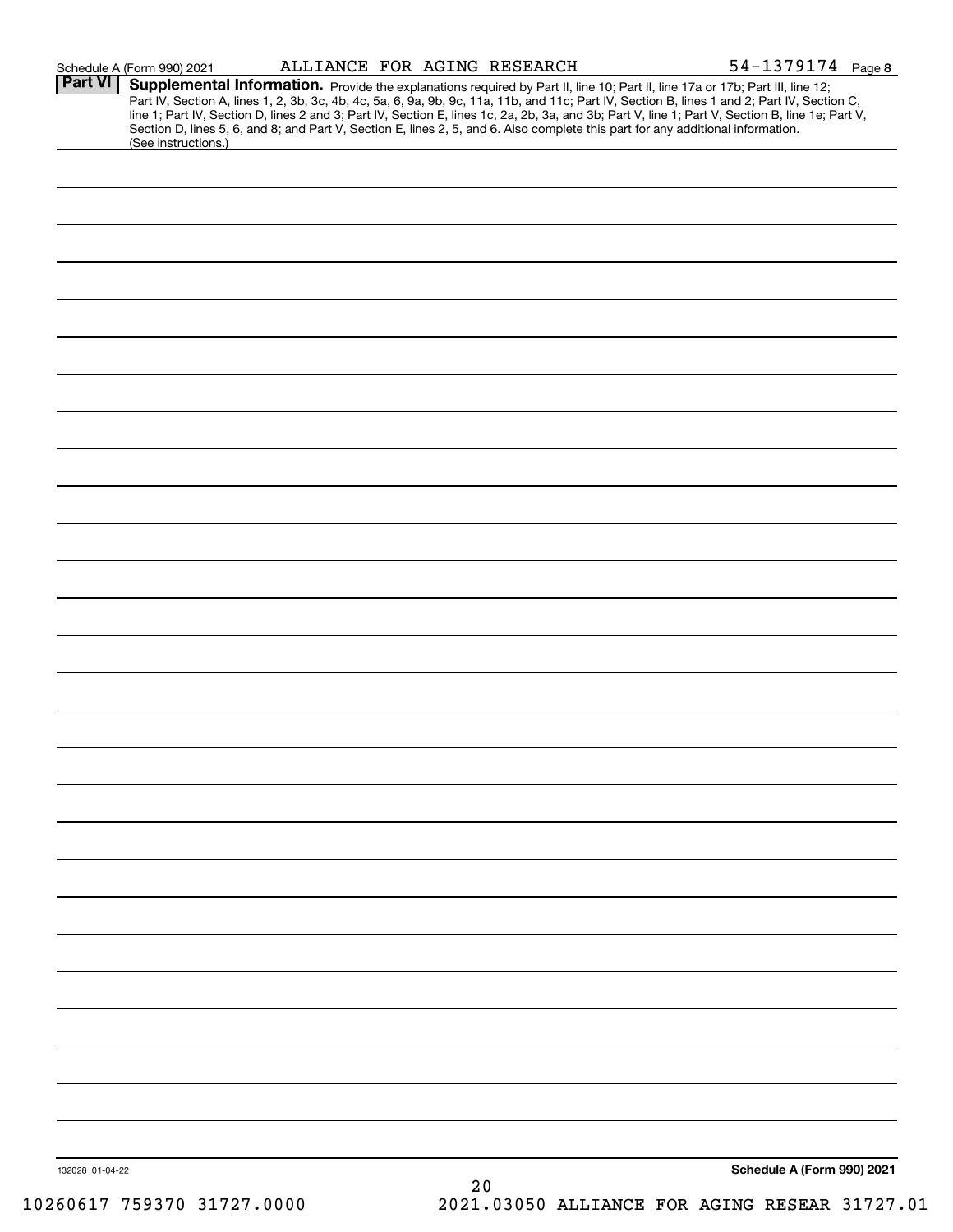Schedule A (Form 990) 2021 ALLIANCE FOR AGING RESEARCH 54-1379174 Page 8

## Part VI Supplemental Information.

Provide the explanations required by Part II, line 10; Part II, line 17a or 17b; Part III, line 12; Part IV, Section A, lines 1, 2, 3b, 3c, 4b, 4c, 5a, 6, 9a, 9b, 9c, 11a, 11b, and 11c; Part IV, Section B, lines 1 and 2; Part IV, Section C, line 1; Part IV, Section D, lines 2 and 3; Part IV, Section E, lines 1c, 2a, 2b, 3a, and 3b; Part V, line 1; Part V, Section B, line 1e; Part V, Section D, lines 5, 6, and 8; and Part V, Section E, lines 2, 5, and 6. Also complete this part for any additional information. (See instructions.)

132028 01-04-22

Schedule A (Form 990) 2021

10260617 759370 31727.0000 2021.03050 ALLIANCE FOR AGING RESEAR 31727.01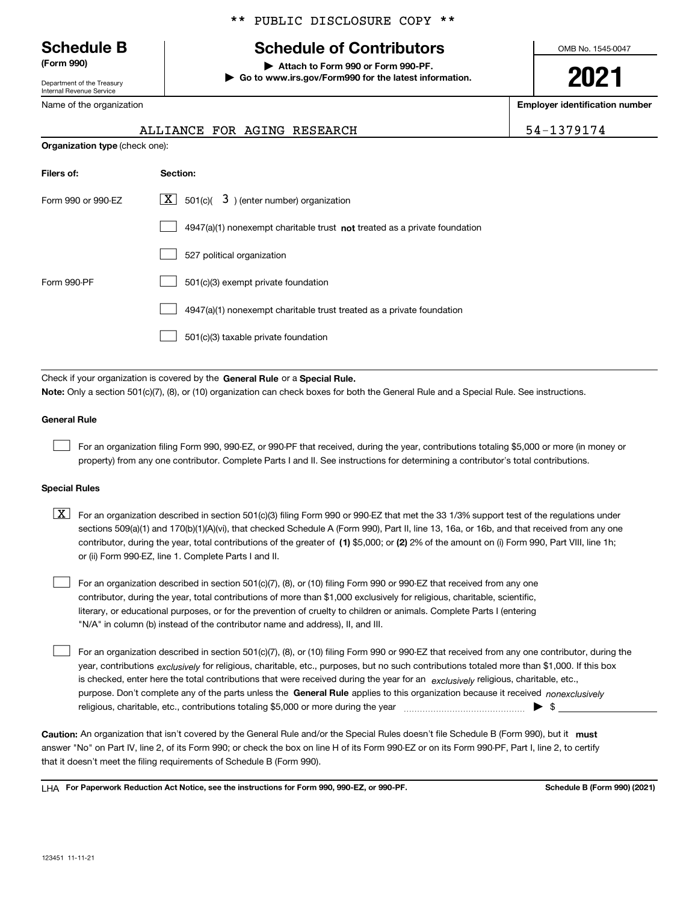** PUBLIC DISCLOSURE COPY **

**Schedule B**
**(Form 990)**

Department of the Treasury
Internal Revenue Service

# Schedule of Contributors

▶ **Attach to Form 990 or Form 990-PF.**
▶ **Go to www.irs.gov/Form990 for the latest information.**

OMB No. 1545-0047

**2021**

Name of the organization: ALLIANCE FOR AGING RESEARCH

**Employer identification number:** 54-1379174

**Organization type** (check one):

| **Filers of:** | **Section:** |
|---|---|
| Form 990 or 990-EZ | [X] 501(c)( 3 ) (enter number) organization |
| | [ ] 4947(a)(1) nonexempt charitable trust **not** treated as a private foundation |
| | [ ] 527 political organization |
| Form 990-PF | [ ] 501(c)(3) exempt private foundation |
| | [ ] 4947(a)(1) nonexempt charitable trust treated as a private foundation |
| | [ ] 501(c)(3) taxable private foundation |

Check if your organization is covered by the **General Rule** or a **Special Rule.**

**Note:** Only a section 501(c)(7), (8), or (10) organization can check boxes for both the General Rule and a Special Rule. See instructions.

**General Rule**

[ ] For an organization filing Form 990, 990-EZ, or 990-PF that received, during the year, contributions totaling $5,000 or more (in money or property) from any one contributor. Complete Parts I and II. See instructions for determining a contributor's total contributions.

**Special Rules**

[X] For an organization described in section 501(c)(3) filing Form 990 or 990-EZ that met the 33 1/3% support test of the regulations under sections 509(a)(1) and 170(b)(1)(A)(vi), that checked Schedule A (Form 990), Part II, line 13, 16a, or 16b, and that received from any one contributor, during the year, total contributions of the greater of **(1)** $5,000; or **(2)** 2% of the amount on (i) Form 990, Part VIII, line 1h; or (ii) Form 990-EZ, line 1. Complete Parts I and II.

[ ] For an organization described in section 501(c)(7), (8), or (10) filing Form 990 or 990-EZ that received from any one contributor, during the year, total contributions of more than $1,000 exclusively for religious, charitable, scientific, literary, or educational purposes, or for the prevention of cruelty to children or animals. Complete Parts I (entering "N/A" in column (b) instead of the contributor name and address), II, and III.

[ ] For an organization described in section 501(c)(7), (8), or (10) filing Form 990 or 990-EZ that received from any one contributor, during the year, contributions *exclusively* for religious, charitable, etc., purposes, but no such contributions totaled more than $1,000. If this box is checked, enter here the total contributions that were received during the year for an *exclusively* religious, charitable, etc., purpose. Don't complete any of the parts unless the **General Rule** applies to this organization because it received *nonexclusively* religious, charitable, etc., contributions totaling $5,000 or more during the year ▶ $ \_\_\_\_\_\_\_\_

**Caution:** An organization that isn't covered by the General Rule and/or the Special Rules doesn't file Schedule B (Form 990), but it **must** answer "No" on Part IV, line 2, of its Form 990; or check the box on line H of its Form 990-EZ or on its Form 990-PF, Part I, line 2, to certify that it doesn't meet the filing requirements of Schedule B (Form 990).

LHA **For Paperwork Reduction Act Notice, see the instructions for Form 990, 990-EZ, or 990-PF.** **Schedule B (Form 990) (2021)**

123451 11-11-21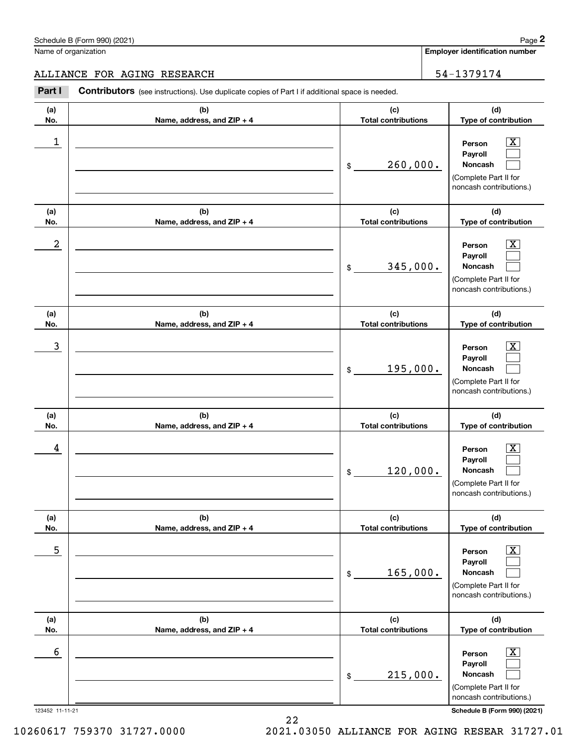Schedule B (Form 990) (2021) Page **2**

Name of organization: ALLIANCE FOR AGING RESEARCH

**Employer identification number:** 54-1379174

**Part I** **Contributors** (see instructions). Use duplicate copies of Part I if additional space is needed.

| (a) No. | (b) Name, address, and ZIP + 4 | (c) Total contributions | (d) Type of contribution |
|---|---|---|---|
| 1 | | $ 260,000. | Person [X] Payroll [ ] Noncash [ ] (Complete Part II for noncash contributions.) |
| 2 | | $ 345,000. | Person [X] Payroll [ ] Noncash [ ] (Complete Part II for noncash contributions.) |
| 3 | | $ 195,000. | Person [X] Payroll [ ] Noncash [ ] (Complete Part II for noncash contributions.) |
| 4 | | $ 120,000. | Person [X] Payroll [ ] Noncash [ ] (Complete Part II for noncash contributions.) |
| 5 | | $ 165,000. | Person [X] Payroll [ ] Noncash [ ] (Complete Part II for noncash contributions.) |
| 6 | | $ 215,000. | Person [X] Payroll [ ] Noncash [ ] (Complete Part II for noncash contributions.) |

123452 11-11-21

**Schedule B (Form 990) (2021)**

10260617 759370 31727.0000 2021.03050 ALLIANCE FOR AGING RESEAR 31727.01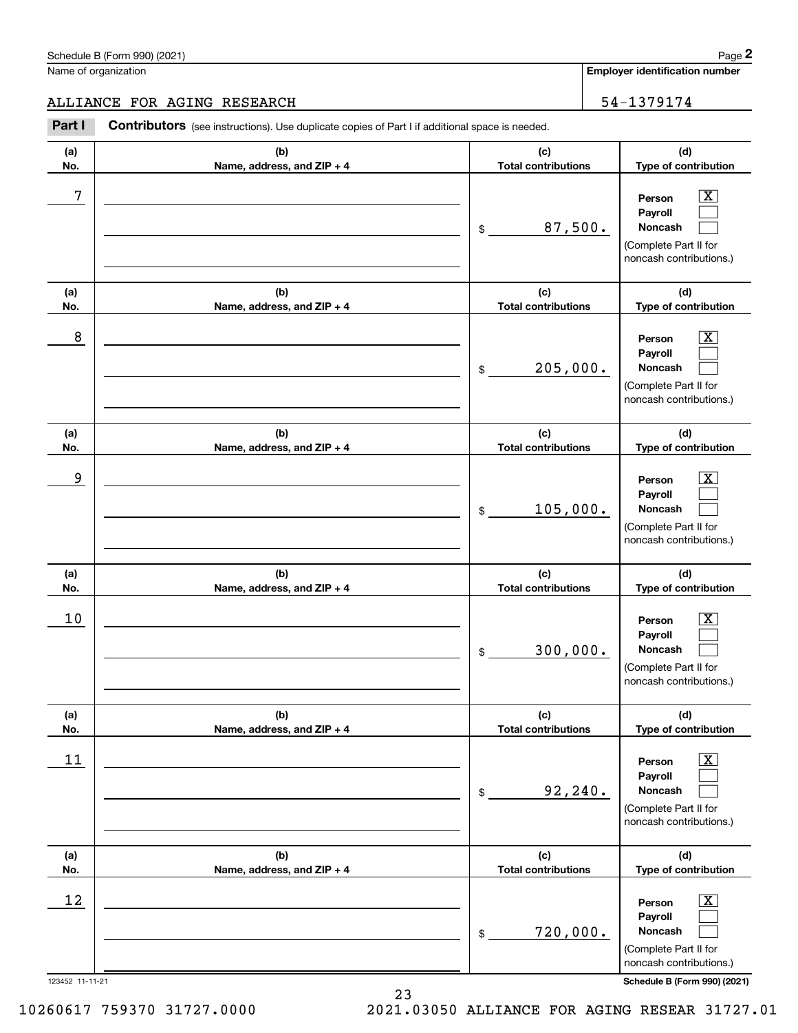Schedule B (Form 990) (2021)

Name of organization: ALLIANCE FOR AGING RESEARCH

Employer identification number: 54-1379174

## Part I Contributors (see instructions). Use duplicate copies of Part I if additional space is needed.

| (a) No. | (b) Name, address, and ZIP + 4 | (c) Total contributions | (d) Type of contribution |
|---|---|---|---|
| 7 | | $ 87,500. | Person [X] Payroll [ ] Noncash [ ] (Complete Part II for noncash contributions.) |
| 8 | | $ 205,000. | Person [X] Payroll [ ] Noncash [ ] (Complete Part II for noncash contributions.) |
| 9 | | $ 105,000. | Person [X] Payroll [ ] Noncash [ ] (Complete Part II for noncash contributions.) |
| 10 | | $ 300,000. | Person [X] Payroll [ ] Noncash [ ] (Complete Part II for noncash contributions.) |
| 11 | | $ 92,240. | Person [X] Payroll [ ] Noncash [ ] (Complete Part II for noncash contributions.) |
| 12 | | $ 720,000. | Person [X] Payroll [ ] Noncash [ ] (Complete Part II for noncash contributions.) |

123452 11-11-21

Schedule B (Form 990) (2021)

10260617 759370 31727.0000 2021.03050 ALLIANCE FOR AGING RESEAR 31727.01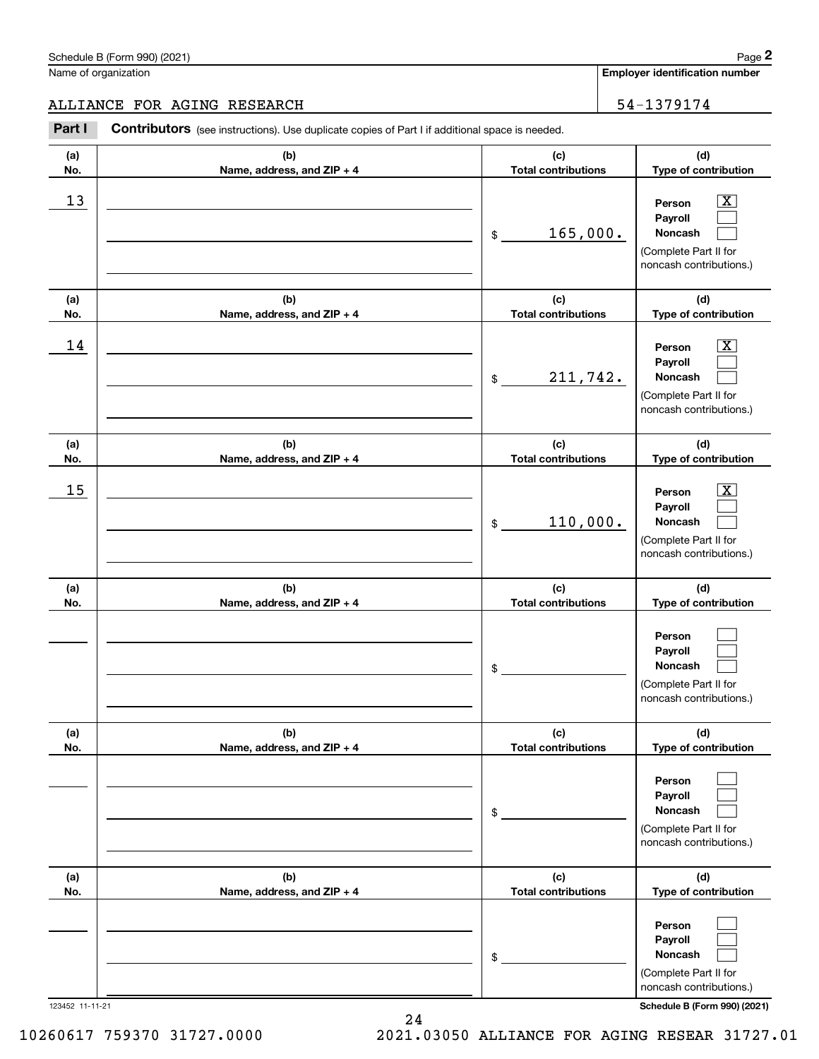Schedule B (Form 990) (2021)

Name of organization: ALLIANCE FOR AGING RESEARCH

Employer identification number: 54-1379174

## Part I Contributors (see instructions). Use duplicate copies of Part I if additional space is needed.

| (a) No. | (b) Name, address, and ZIP + 4 | (c) Total contributions | (d) Type of contribution |
|---|---|---|---|
| 13 | | $ 165,000. | Person [X] Payroll [ ] Noncash [ ] (Complete Part II for noncash contributions.) |
| 14 | | $ 211,742. | Person [X] Payroll [ ] Noncash [ ] (Complete Part II for noncash contributions.) |
| 15 | | $ 110,000. | Person [X] Payroll [ ] Noncash [ ] (Complete Part II for noncash contributions.) |
| | | $ | Person [ ] Payroll [ ] Noncash [ ] (Complete Part II for noncash contributions.) |
| | | $ | Person [ ] Payroll [ ] Noncash [ ] (Complete Part II for noncash contributions.) |
| | | $ | Person [ ] Payroll [ ] Noncash [ ] (Complete Part II for noncash contributions.) |

123452 11-11-21

Schedule B (Form 990) (2021)

10260617 759370 31727.0000 2021.03050 ALLIANCE FOR AGING RESEAR 31727.01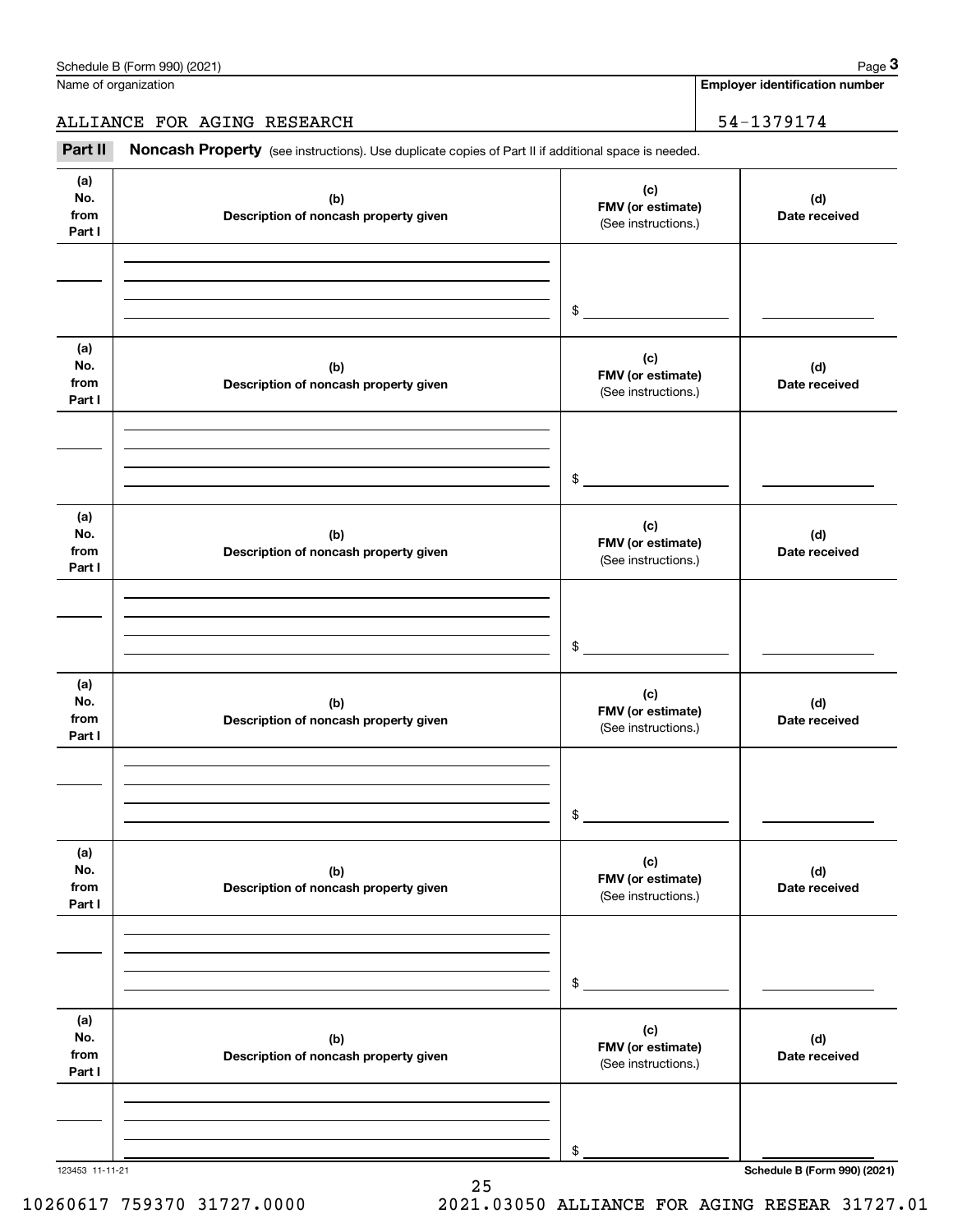Schedule B (Form 990) (2021) Page **3**

Name of organization | **Employer identification number**

ALLIANCE FOR AGING RESEARCH | 54-1379174

**Part II** **Noncash Property** (see instructions). Use duplicate copies of Part II if additional space is needed.

| (a) No. from Part I | (b) Description of noncash property given | (c) FMV (or estimate) (See instructions.) | (d) Date received |
|---|---|---|---|
| | | $ | |

| (a) No. from Part I | (b) Description of noncash property given | (c) FMV (or estimate) (See instructions.) | (d) Date received |
|---|---|---|---|
| | | $ | |

| (a) No. from Part I | (b) Description of noncash property given | (c) FMV (or estimate) (See instructions.) | (d) Date received |
|---|---|---|---|
| | | $ | |

| (a) No. from Part I | (b) Description of noncash property given | (c) FMV (or estimate) (See instructions.) | (d) Date received |
|---|---|---|---|
| | | $ | |

| (a) No. from Part I | (b) Description of noncash property given | (c) FMV (or estimate) (See instructions.) | (d) Date received |
|---|---|---|---|
| | | $ | |

| (a) No. from Part I | (b) Description of noncash property given | (c) FMV (or estimate) (See instructions.) | (d) Date received |
|---|---|---|---|
| | | $ | |

123453 11-11-21 **Schedule B (Form 990) (2021)**

10260617 759370 31727.0000 2021.03050 ALLIANCE FOR AGING RESEAR 31727.01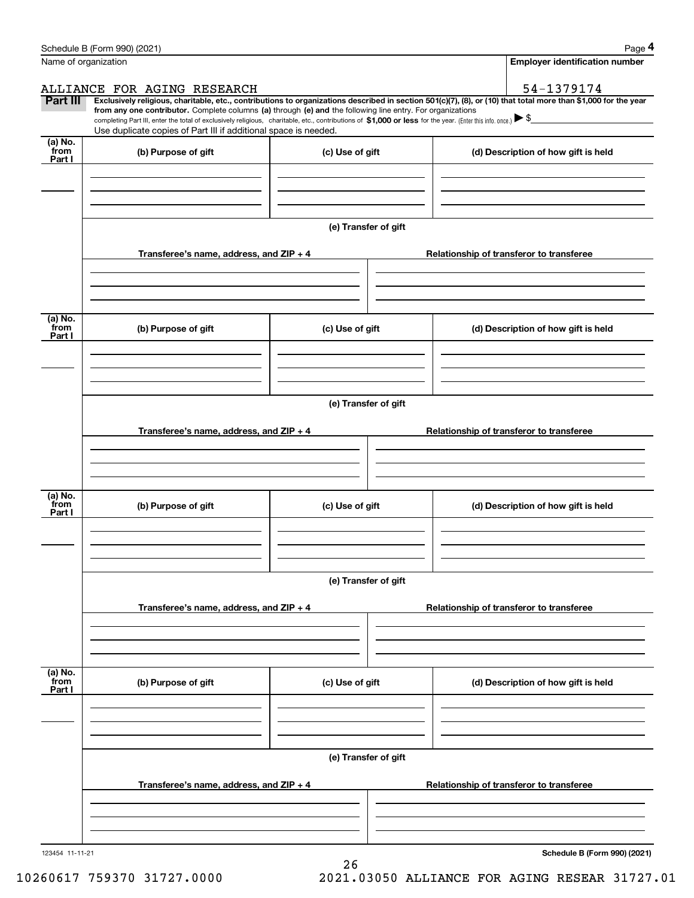Name of organization

**Employer identification number**

ALLIANCE FOR AGING RESEARCH

54-1379174

**Part III** **Exclusively religious, charitable, etc., contributions to organizations described in section 501(c)(7), (8), or (10) that total more than $1,000 for the year from any one contributor.** Complete columns **(a)** through **(e)** and the following line entry. For organizations completing Part III, enter the total of exclusively religious, charitable, etc., contributions of **$1,000 or less** for the year. (Enter this info. once.) ▶ $

Use duplicate copies of Part III if additional space is needed.

| (a) No. from Part I | (b) Purpose of gift | (c) Use of gift | (d) Description of how gift is held |
|---|---|---|---|
| | | | |

**(e) Transfer of gift**

| Transferee's name, address, and ZIP + 4 | Relationship of transferor to transferee |
|---|---|
| | |

| (a) No. from Part I | (b) Purpose of gift | (c) Use of gift | (d) Description of how gift is held |
|---|---|---|---|
| | | | |

**(e) Transfer of gift**

| Transferee's name, address, and ZIP + 4 | Relationship of transferor to transferee |
|---|---|
| | |

| (a) No. from Part I | (b) Purpose of gift | (c) Use of gift | (d) Description of how gift is held |
|---|---|---|---|
| | | | |

**(e) Transfer of gift**

| Transferee's name, address, and ZIP + 4 | Relationship of transferor to transferee |
|---|---|
| | |

| (a) No. from Part I | (b) Purpose of gift | (c) Use of gift | (d) Description of how gift is held |
|---|---|---|---|
| | | | |

**(e) Transfer of gift**

| Transferee's name, address, and ZIP + 4 | Relationship of transferor to transferee |
|---|---|
| | |

123454 11-11-21

**Schedule B (Form 990) (2021)**

10260617 759370 31727.0000 2021.03050 ALLIANCE FOR AGING RESEAR 31727.01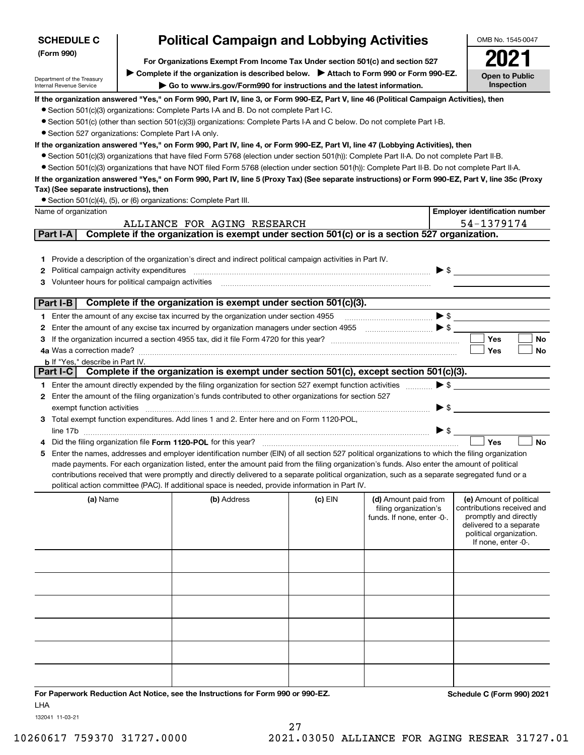**SCHEDULE C (Form 990)**

Department of the Treasury
Internal Revenue Service

# Political Campaign and Lobbying Activities

**For Organizations Exempt From Income Tax Under section 501(c) and section 527**

▶ **Complete if the organization is described below.** ▶ **Attach to Form 990 or Form 990-EZ.**

▶ **Go to www.irs.gov/Form990 for instructions and the latest information.**

OMB No. 1545-0047

**2021**

**Open to Public Inspection**

**If the organization answered "Yes," on Form 990, Part IV, line 3, or Form 990-EZ, Part V, line 46 (Political Campaign Activities), then**

- Section 501(c)(3) organizations: Complete Parts I-A and B. Do not complete Part I-C.
- Section 501(c) (other than section 501(c)(3)) organizations: Complete Parts I-A and C below. Do not complete Part I-B.
- Section 527 organizations: Complete Part I-A only.

**If the organization answered "Yes," on Form 990, Part IV, line 4, or Form 990-EZ, Part VI, line 47 (Lobbying Activities), then**

- Section 501(c)(3) organizations that have filed Form 5768 (election under section 501(h)): Complete Part II-A. Do not complete Part II-B.
- Section 501(c)(3) organizations that have NOT filed Form 5768 (election under section 501(h)): Complete Part II-B. Do not complete Part II-A.

**If the organization answered "Yes," on Form 990, Part IV, line 5 (Proxy Tax) (See separate instructions) or Form 990-EZ, Part V, line 35c (Proxy Tax) (See separate instructions), then**

- Section 501(c)(4), (5), or (6) organizations: Complete Part III.

| Name of organization | Employer identification number |
|---|---|
| ALLIANCE FOR AGING RESEARCH | 54-1379174 |

## Part I-A — Complete if the organization is exempt under section 501(c) or is a section 527 organization.

1. Provide a description of the organization's direct and indirect political campaign activities in Part IV.
2. Political campaign activity expenditures ▶ $
3. Volunteer hours for political campaign activities

## Part I-B — Complete if the organization is exempt under section 501(c)(3).

1. Enter the amount of any excise tax incurred by the organization under section 4955 ▶ $
2. Enter the amount of any excise tax incurred by organization managers under section 4955 ▶ $
3. If the organization incurred a section 4955 tax, did it file Form 4720 for this year? ☐ Yes ☐ No

4a. Was a correction made? ☐ Yes ☐ No

b. If "Yes," describe in Part IV.

## Part I-C — Complete if the organization is exempt under section 501(c), except section 501(c)(3).

1. Enter the amount directly expended by the filing organization for section 527 exempt function activities ▶ $
2. Enter the amount of the filing organization's funds contributed to other organizations for section 527 exempt function activities ▶ $
3. Total exempt function expenditures. Add lines 1 and 2. Enter here and on Form 1120-POL, line 17b ▶ $
4. Did the filing organization file **Form 1120-POL** for this year? ☐ Yes ☐ No
5. Enter the names, addresses and employer identification number (EIN) of all section 527 political organizations to which the filing organization made payments. For each organization listed, enter the amount paid from the filing organization's funds. Also enter the amount of political contributions received that were promptly and directly delivered to a separate political organization, such as a separate segregated fund or a political action committee (PAC). If additional space is needed, provide information in Part IV.

| (a) Name | (b) Address | (c) EIN | (d) Amount paid from filing organization's funds. If none, enter -0-. | (e) Amount of political contributions received and promptly and directly delivered to a separate political organization. If none, enter -0-. |
|---|---|---|---|---|
| | | | | |
| | | | | |
| | | | | |
| | | | | |
| | | | | |
| | | | | |

**For Paperwork Reduction Act Notice, see the Instructions for Form 990 or 990-EZ.**

LHA

132041 11-03-21

**Schedule C (Form 990) 2021**

10260617 759370 31727.0000 2021.03050 ALLIANCE FOR AGING RESEAR 31727.01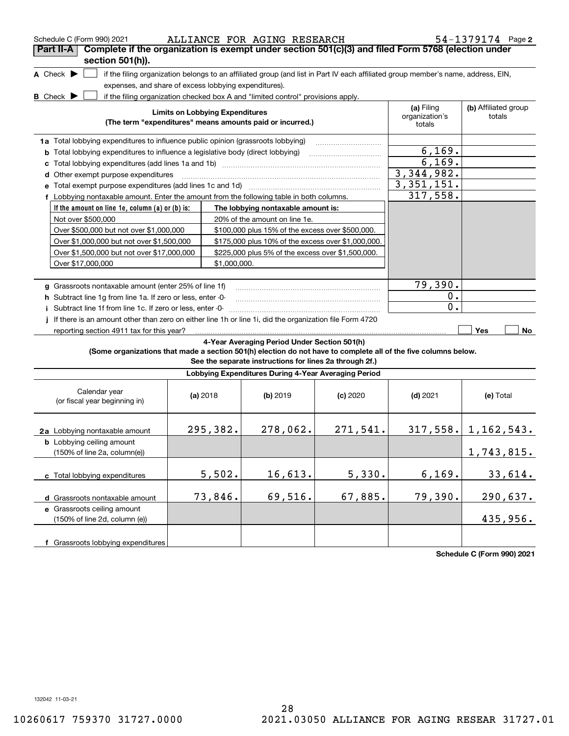Schedule C (Form 990) 2021 ALLIANCE FOR AGING RESEARCH 54-1379174 Page 2

**Part II-A** **Complete if the organization is exempt under section 501(c)(3) and filed Form 5768 (election under section 501(h)).**

**A** Check ▶ ☐ if the filing organization belongs to an affiliated group (and list in Part IV each affiliated group member's name, address, EIN, expenses, and share of excess lobbying expenditures).

**B** Check ▶ ☐ if the filing organization checked box A and "limited control" provisions apply.

| **Limits on Lobbying Expenditures** (The term "expenditures" means amounts paid or incurred.) | **(a)** Filing organization's totals | **(b)** Affiliated group totals |
|---|---|---|
| **1a** Total lobbying expenditures to influence public opinion (grassroots lobbying) | | |
| **b** Total lobbying expenditures to influence a legislative body (direct lobbying) | 6,169. | |
| **c** Total lobbying expenditures (add lines 1a and 1b) | 6,169. | |
| **d** Other exempt purpose expenditures | 3,344,982. | |
| **e** Total exempt purpose expenditures (add lines 1c and 1d) | 3,351,151. | |
| **f** Lobbying nontaxable amount. Enter the amount from the following table in both columns. | 317,558. | |

| If the amount on line 1e, column (a) or (b) is: | The lobbying nontaxable amount is: |
|---|---|
| Not over $500,000 | 20% of the amount on line 1e. |
| Over $500,000 but not over $1,000,000 | $100,000 plus 15% of the excess over $500,000. |
| Over $1,000,000 but not over $1,500,000 | $175,000 plus 10% of the excess over $1,000,000. |
| Over $1,500,000 but not over $17,000,000 | $225,000 plus 5% of the excess over $1,500,000. |
| Over $17,000,000 | $1,000,000. |

| | (a) | (b) |
|---|---|---|
| **g** Grassroots nontaxable amount (enter 25% of line 1f) | 79,390. | |
| **h** Subtract line 1g from line 1a. If zero or less, enter -0- | 0. | |
| **i** Subtract line 1f from line 1c. If zero or less, enter -0- | 0. | |
| **j** If there is an amount other than zero on either line 1h or line 1i, did the organization file Form 4720 reporting section 4911 tax for this year? | ☐ Yes | ☐ No |

**4-Year Averaging Period Under Section 501(h)**
**(Some organizations that made a section 501(h) election do not have to complete all of the five columns below. See the separate instructions for lines 2a through 2f.)**

**Lobbying Expenditures During 4-Year Averaging Period**

| Calendar year (or fiscal year beginning in) | **(a)** 2018 | **(b)** 2019 | **(c)** 2020 | **(d)** 2021 | **(e)** Total |
|---|---|---|---|---|---|
| **2a** Lobbying nontaxable amount | 295,382. | 278,062. | 271,541. | 317,558. | 1,162,543. |
| **b** Lobbying ceiling amount (150% of line 2a, column(e)) | | | | | 1,743,815. |
| **c** Total lobbying expenditures | 5,502. | 16,613. | 5,330. | 6,169. | 33,614. |
| **d** Grassroots nontaxable amount | 73,846. | 69,516. | 67,885. | 79,390. | 290,637. |
| **e** Grassroots ceiling amount (150% of line 2d, column (e)) | | | | | 435,956. |
| **f** Grassroots lobbying expenditures | | | | | |

**Schedule C (Form 990) 2021**

132042 11-03-21

10260617 759370 31727.0000 2021.03050 ALLIANCE FOR AGING RESEAR 31727.01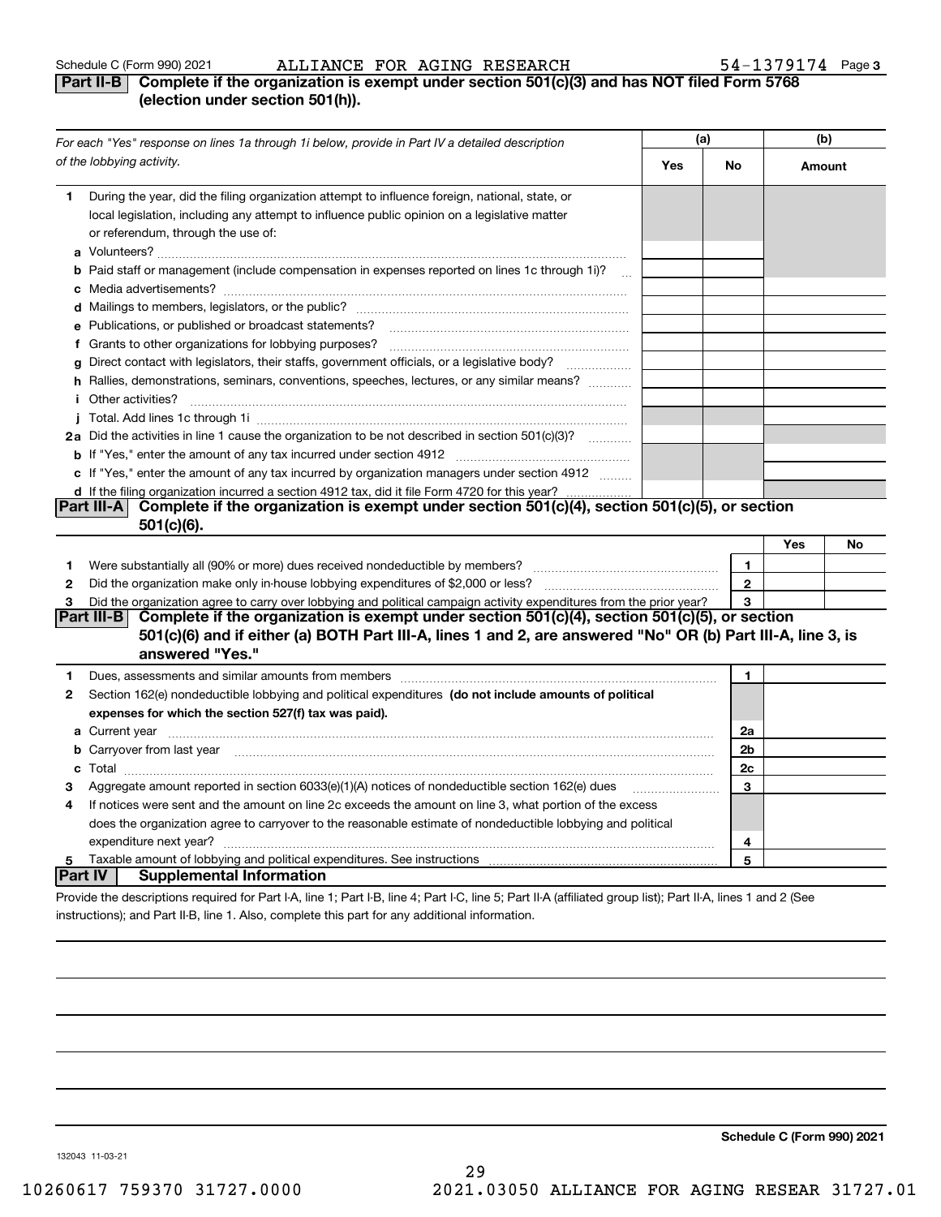Schedule C (Form 990) 2021 ALLIANCE FOR AGING RESEARCH 54-1379174 Page 3

## Part II-B Complete if the organization is exempt under section 501(c)(3) and has NOT filed Form 5768 (election under section 501(h)).

| *For each "Yes" response on lines 1a through 1i below, provide in Part IV a detailed description of the lobbying activity.* | (a) Yes | (a) No | (b) Amount |
|---|---|---|---|
| **1** During the year, did the filing organization attempt to influence foreign, national, state, or local legislation, including any attempt to influence public opinion on a legislative matter or referendum, through the use of: | | | |
| **a** Volunteers? | | | |
| **b** Paid staff or management (include compensation in expenses reported on lines 1c through 1i)? | | | |
| **c** Media advertisements? | | | |
| **d** Mailings to members, legislators, or the public? | | | |
| **e** Publications, or published or broadcast statements? | | | |
| **f** Grants to other organizations for lobbying purposes? | | | |
| **g** Direct contact with legislators, their staffs, government officials, or a legislative body? | | | |
| **h** Rallies, demonstrations, seminars, conventions, speeches, lectures, or any similar means? | | | |
| **i** Other activities? | | | |
| **j** Total. Add lines 1c through 1i | | | |
| **2a** Did the activities in line 1 cause the organization to be not described in section 501(c)(3)? | | | |
| **b** If "Yes," enter the amount of any tax incurred under section 4912 | | | |
| **c** If "Yes," enter the amount of any tax incurred by organization managers under section 4912 | | | |
| **d** If the filing organization incurred a section 4912 tax, did it file Form 4720 for this year? | | | |

## Part III-A Complete if the organization is exempt under section 501(c)(4), section 501(c)(5), or section 501(c)(6).

| | | | Yes | No |
|---|---|---|---|---|
| **1** | Were substantially all (90% or more) dues received nondeductible by members? | 1 | | |
| **2** | Did the organization make only in-house lobbying expenditures of $2,000 or less? | 2 | | |
| **3** | Did the organization agree to carry over lobbying and political campaign activity expenditures from the prior year? | 3 | | |

## Part III-B Complete if the organization is exempt under section 501(c)(4), section 501(c)(5), or section 501(c)(6) and if either (a) BOTH Part III-A, lines 1 and 2, are answered "No" OR (b) Part III-A, line 3, is answered "Yes."

| | | | |
|---|---|---|---|
| **1** | Dues, assessments and similar amounts from members | 1 | |
| **2** | Section 162(e) nondeductible lobbying and political expenditures **(do not include amounts of political expenses for which the section 527(f) tax was paid).** | | |
| **a** | Current year | 2a | |
| **b** | Carryover from last year | 2b | |
| **c** | Total | 2c | |
| **3** | Aggregate amount reported in section 6033(e)(1)(A) notices of nondeductible section 162(e) dues | 3 | |
| **4** | If notices were sent and the amount on line 2c exceeds the amount on line 3, what portion of the excess does the organization agree to carryover to the reasonable estimate of nondeductible lobbying and political expenditure next year? | 4 | |
| **5** | Taxable amount of lobbying and political expenditures. See instructions | 5 | |

## Part IV Supplemental Information

Provide the descriptions required for Part I-A, line 1; Part I-B, line 4; Part I-C, line 5; Part II-A (affiliated group list); Part II-A, lines 1 and 2 (See instructions); and Part II-B, line 1. Also, complete this part for any additional information.

**Schedule C (Form 990) 2021**

132043 11-03-21

10260617 759370 31727.0000 2021.03050 ALLIANCE FOR AGING RESEAR 31727.01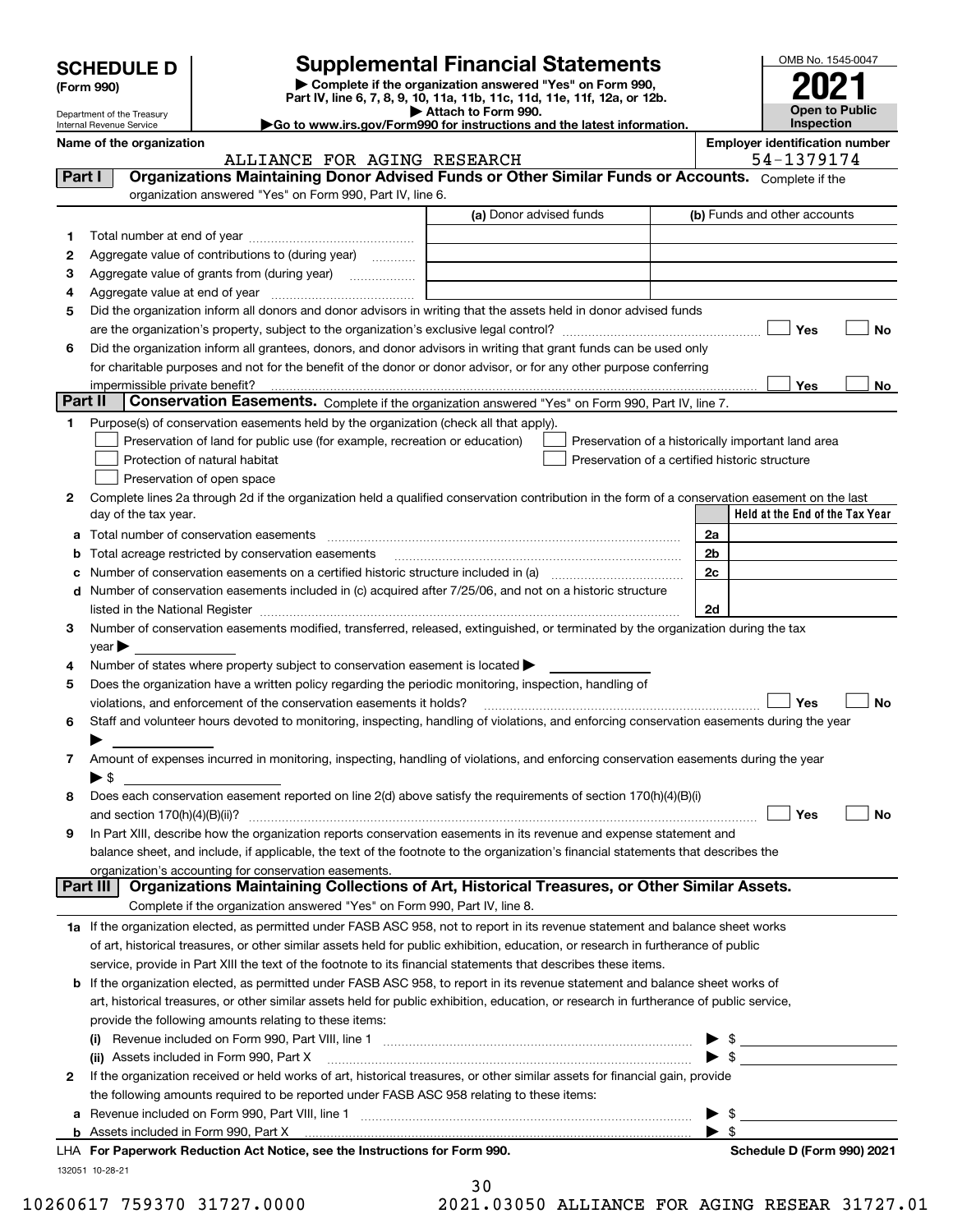# SCHEDULE D (Form 990)

Department of the Treasury
Internal Revenue Service

## Supplemental Financial Statements

▶ Complete if the organization answered "Yes" on Form 990, Part IV, line 6, 7, 8, 9, 10, 11a, 11b, 11c, 11d, 11e, 11f, 12a, or 12b.
▶ Attach to Form 990.
▶Go to www.irs.gov/Form990 for instructions and the latest information.

OMB No. 1545-0047

**2021**

**Open to Public Inspection**

**Name of the organization**
ALLIANCE FOR AGING RESEARCH

**Employer identification number**
54-1379174

### Part I — Organizations Maintaining Donor Advised Funds or Other Similar Funds or Accounts. Complete if the organization answered "Yes" on Form 990, Part IV, line 6.

| | | (a) Donor advised funds | (b) Funds and other accounts |
|---|---|---|---|
| 1 | Total number at end of year | | |
| 2 | Aggregate value of contributions to (during year) | | |
| 3 | Aggregate value of grants from (during year) | | |
| 4 | Aggregate value at end of year | | |

5 Did the organization inform all donors and donor advisors in writing that the assets held in donor advised funds are the organization's property, subject to the organization's exclusive legal control? ☐ Yes ☐ No

6 Did the organization inform all grantees, donors, and donor advisors in writing that grant funds can be used only for charitable purposes and not for the benefit of the donor or donor advisor, or for any other purpose conferring impermissible private benefit? ☐ Yes ☐ No

### Part II — Conservation Easements. Complete if the organization answered "Yes" on Form 990, Part IV, line 7.

1 Purpose(s) of conservation easements held by the organization (check all that apply).

- ☐ Preservation of land for public use (for example, recreation or education)
- ☐ Protection of natural habitat
- ☐ Preservation of open space
- ☐ Preservation of a historically important land area
- ☐ Preservation of a certified historic structure

2 Complete lines 2a through 2d if the organization held a qualified conservation contribution in the form of a conservation easement on the last day of the tax year.

| | | | Held at the End of the Tax Year |
|---|---|---|---|
| a | Total number of conservation easements | 2a | |
| b | Total acreage restricted by conservation easements | 2b | |
| c | Number of conservation easements on a certified historic structure included in (a) | 2c | |
| d | Number of conservation easements included in (c) acquired after 7/25/06, and not on a historic structure listed in the National Register | 2d | |

3 Number of conservation easements modified, transferred, released, extinguished, or terminated by the organization during the tax year ▶

4 Number of states where property subject to conservation easement is located ▶

5 Does the organization have a written policy regarding the periodic monitoring, inspection, handling of violations, and enforcement of the conservation easements it holds? ☐ Yes ☐ No

6 Staff and volunteer hours devoted to monitoring, inspecting, handling of violations, and enforcing conservation easements during the year ▶

7 Amount of expenses incurred in monitoring, inspecting, handling of violations, and enforcing conservation easements during the year ▶ $

8 Does each conservation easement reported on line 2(d) above satisfy the requirements of section 170(h)(4)(B)(i) and section 170(h)(4)(B)(ii)? ☐ Yes ☐ No

9 In Part XIII, describe how the organization reports conservation easements in its revenue and expense statement and balance sheet, and include, if applicable, the text of the footnote to the organization's financial statements that describes the organization's accounting for conservation easements.

### Part III — Organizations Maintaining Collections of Art, Historical Treasures, or Other Similar Assets. Complete if the organization answered "Yes" on Form 990, Part IV, line 8.

1a If the organization elected, as permitted under FASB ASC 958, not to report in its revenue statement and balance sheet works of art, historical treasures, or other similar assets held for public exhibition, education, or research in furtherance of public service, provide in Part XIII the text of the footnote to its financial statements that describes these items.

b If the organization elected, as permitted under FASB ASC 958, to report in its revenue statement and balance sheet works of art, historical treasures, or other similar assets held for public exhibition, education, or research in furtherance of public service, provide the following amounts relating to these items:

(i) Revenue included on Form 990, Part VIII, line 1 ▶ $

(ii) Assets included in Form 990, Part X ▶ $

2 If the organization received or held works of art, historical treasures, or other similar assets for financial gain, provide the following amounts required to be reported under FASB ASC 958 relating to these items:

a Revenue included on Form 990, Part VIII, line 1 ▶ $

b Assets included in Form 990, Part X ▶ $

LHA **For Paperwork Reduction Act Notice, see the Instructions for Form 990.** **Schedule D (Form 990) 2021**

132051 10-28-21

10260617 759370 31727.0000 2021.03050 ALLIANCE FOR AGING RESEAR 31727.01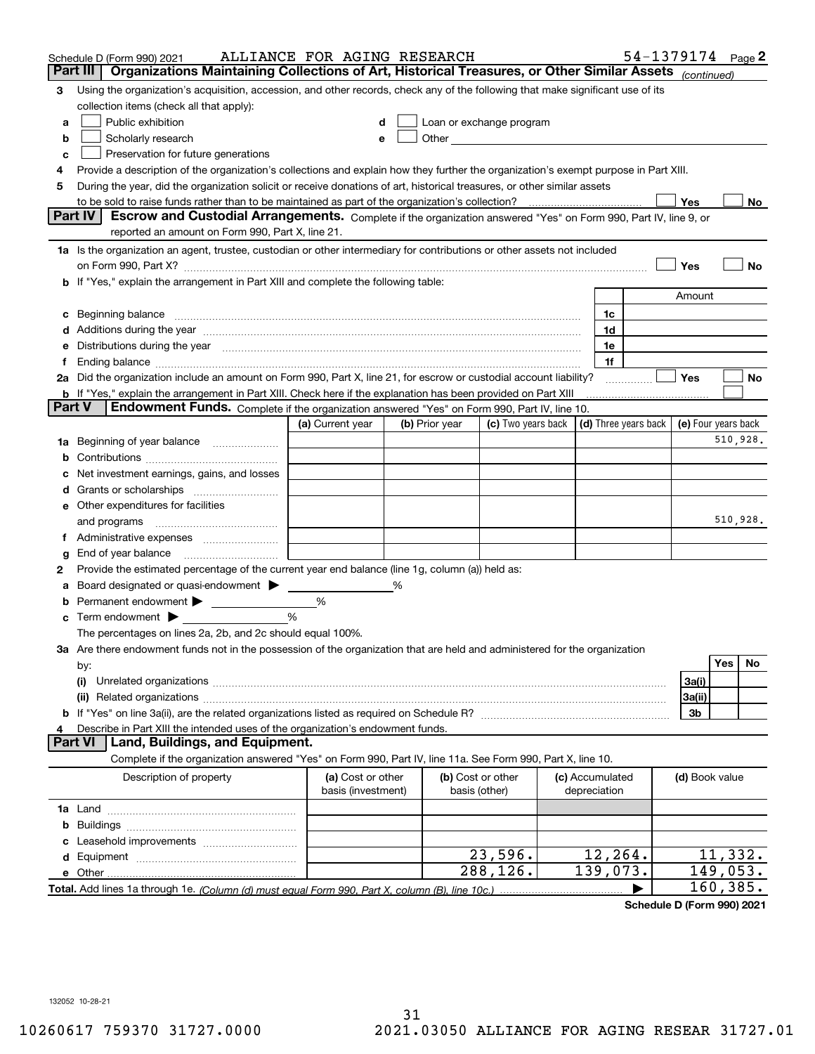Schedule D (Form 990) 2021 ALLIANCE FOR AGING RESEARCH 54-1379174 Page 2

## Part III | Organizations Maintaining Collections of Art, Historical Treasures, or Other Similar Assets *(continued)*

**3** Using the organization's acquisition, accession, and other records, check any of the following that make significant use of its collection items (check all that apply):

- **a** ☐ Public exhibition
- **b** ☐ Scholarly research
- **c** ☐ Preservation for future generations
- **d** ☐ Loan or exchange program
- **e** ☐ Other

**4** Provide a description of the organization's collections and explain how they further the organization's exempt purpose in Part XIII.

**5** During the year, did the organization solicit or receive donations of art, historical treasures, or other similar assets to be sold to raise funds rather than to be maintained as part of the organization's collection? ☐ Yes ☐ No

## Part IV | Escrow and Custodial Arrangements.

Complete if the organization answered "Yes" on Form 990, Part IV, line 9, or reported an amount on Form 990, Part X, line 21.

**1a** Is the organization an agent, trustee, custodian or other intermediary for contributions or other assets not included on Form 990, Part X? ☐ Yes ☐ No

**b** If "Yes," explain the arrangement in Part XIII and complete the following table:

| | | Amount |
|---|---|---|
| **c** Beginning balance | 1c | |
| **d** Additions during the year | 1d | |
| **e** Distributions during the year | 1e | |
| **f** Ending balance | 1f | |

**2a** Did the organization include an amount on Form 990, Part X, line 21, for escrow or custodial account liability? ☐ Yes ☐ No

**b** If "Yes," explain the arrangement in Part XIII. Check here if the explanation has been provided on Part XIII ☐

## Part V | Endowment Funds.

Complete if the organization answered "Yes" on Form 990, Part IV, line 10.

| | (a) Current year | (b) Prior year | (c) Two years back | (d) Three years back | (e) Four years back |
|---|---|---|---|---|---|
| **1a** Beginning of year balance | | | | | 510,928. |
| **b** Contributions | | | | | |
| **c** Net investment earnings, gains, and losses | | | | | |
| **d** Grants or scholarships | | | | | |
| **e** Other expenditures for facilities and programs | | | | | 510,928. |
| **f** Administrative expenses | | | | | |
| **g** End of year balance | | | | | |

**2** Provide the estimated percentage of the current year end balance (line 1g, column (a)) held as:

- **a** Board designated or quasi-endowment ▶ %
- **b** Permanent endowment ▶ %
- **c** Term endowment ▶ %

The percentages on lines 2a, 2b, and 2c should equal 100%.

**3a** Are there endowment funds not in the possession of the organization that are held and administered for the organization by:

| | | Yes | No |
|---|---|---|---|
| **(i)** Unrelated organizations | 3a(i) | | |
| **(ii)** Related organizations | 3a(ii) | | |
| **b** If "Yes" on line 3a(ii), are the related organizations listed as required on Schedule R? | 3b | | |

**4** Describe in Part XIII the intended uses of the organization's endowment funds.

## Part VI | Land, Buildings, and Equipment.

Complete if the organization answered "Yes" on Form 990, Part IV, line 11a. See Form 990, Part X, line 10.

| Description of property | (a) Cost or other basis (investment) | (b) Cost or other basis (other) | (c) Accumulated depreciation | (d) Book value |
|---|---|---|---|---|
| **1a** Land | | | | |
| **b** Buildings | | | | |
| **c** Leasehold improvements | | | | |
| **d** Equipment | | 23,596. | 12,264. | 11,332. |
| **e** Other | | 288,126. | 139,073. | 149,053. |
| **Total.** Add lines 1a through 1e. *(Column (d) must equal Form 990, Part X, column (B), line 10c.)* | | | ▶ | 160,385. |

Schedule D (Form 990) 2021

132052 10-28-21

10260617 759370 31727.0000 2021.03050 ALLIANCE FOR AGING RESEAR 31727.01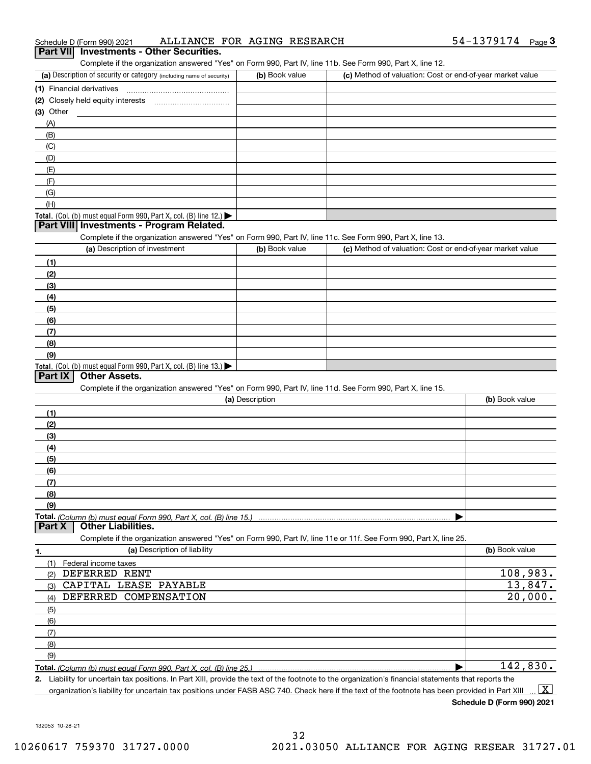Schedule D (Form 990) 2021 ALLIANCE FOR AGING RESEARCH 54-1379174 Page 3

## Part VII Investments - Other Securities.

Complete if the organization answered "Yes" on Form 990, Part IV, line 11b. See Form 990, Part X, line 12.

| (a) Description of security or category (including name of security) | (b) Book value | (c) Method of valuation: Cost or end-of-year market value |
|---|---|---|
| (1) Financial derivatives | | |
| (2) Closely held equity interests | | |
| (3) Other | | |
| (A) | | |
| (B) | | |
| (C) | | |
| (D) | | |
| (E) | | |
| (F) | | |
| (G) | | |
| (H) | | |
| **Total.** (Col. (b) must equal Form 990, Part X, col. (B) line 12.) ▶ | | |

## Part VIII Investments - Program Related.

Complete if the organization answered "Yes" on Form 990, Part IV, line 11c. See Form 990, Part X, line 13.

| (a) Description of investment | (b) Book value | (c) Method of valuation: Cost or end-of-year market value |
|---|---|---|
| (1) | | |
| (2) | | |
| (3) | | |
| (4) | | |
| (5) | | |
| (6) | | |
| (7) | | |
| (8) | | |
| (9) | | |
| **Total.** (Col. (b) must equal Form 990, Part X, col. (B) line 13.) ▶ | | |

## Part IX Other Assets.

Complete if the organization answered "Yes" on Form 990, Part IV, line 11d. See Form 990, Part X, line 15.

| (a) Description | (b) Book value |
|---|---|
| (1) | |
| (2) | |
| (3) | |
| (4) | |
| (5) | |
| (6) | |
| (7) | |
| (8) | |
| (9) | |
| **Total.** *(Column (b) must equal Form 990, Part X, col. (B) line 15.)* ▶ | |

## Part X Other Liabilities.

Complete if the organization answered "Yes" on Form 990, Part IV, line 11e or 11f. See Form 990, Part X, line 25.

| 1. (a) Description of liability | (b) Book value |
|---|---|
| (1) Federal income taxes | |
| (2) DEFERRED RENT | 108,983. |
| (3) CAPITAL LEASE PAYABLE | 13,847. |
| (4) DEFERRED COMPENSATION | 20,000. |
| (5) | |
| (6) | |
| (7) | |
| (8) | |
| (9) | |
| **Total.** *(Column (b) must equal Form 990, Part X, col. (B) line 25.)* ▶ | 142,830. |

**2.** Liability for uncertain tax positions. In Part XIII, provide the text of the footnote to the organization's financial statements that reports the organization's liability for uncertain tax positions under FASB ASC 740. Check here if the text of the footnote has been provided in Part XIII ... [X]

**Schedule D (Form 990) 2021**

132053 10-28-21

10260617 759370 31727.0000 2021.03050 ALLIANCE FOR AGING RESEAR 31727.01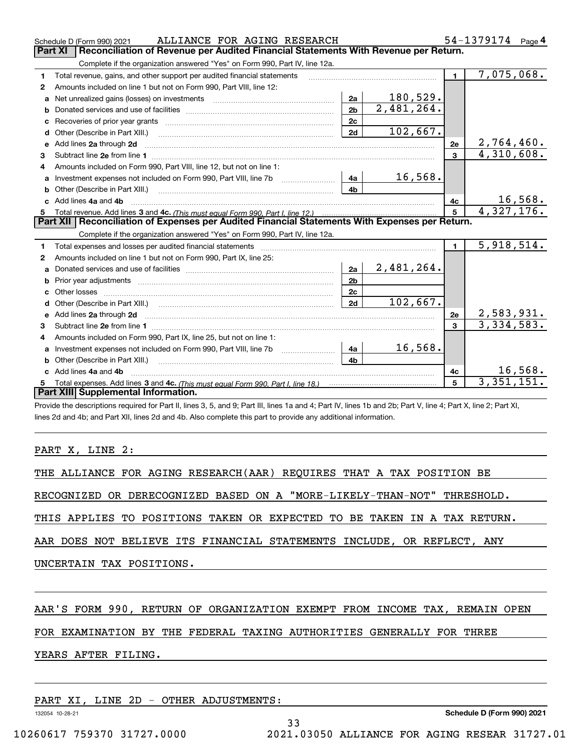Schedule D (Form 990) 2021 ALLIANCE FOR AGING RESEARCH 54-1379174 Page 4

**Part XI Reconciliation of Revenue per Audited Financial Statements With Revenue per Return.**

Complete if the organization answered "Yes" on Form 990, Part IV, line 12a.

| | | | | | |
|---|---|---|---|---|---|
| 1 | Total revenue, gains, and other support per audited financial statements | | | 1 | 7,075,068. |
| 2 | Amounts included on line 1 but not on Form 990, Part VIII, line 12: | | | | |
| a | Net unrealized gains (losses) on investments | 2a | 180,529. | | |
| b | Donated services and use of facilities | 2b | 2,481,264. | | |
| c | Recoveries of prior year grants | 2c | | | |
| d | Other (Describe in Part XIII.) | 2d | 102,667. | | |
| e | Add lines 2a through 2d | | | 2e | 2,764,460. |
| 3 | Subtract line 2e from line 1 | | | 3 | 4,310,608. |
| 4 | Amounts included on Form 990, Part VIII, line 12, but not on line 1: | | | | |
| a | Investment expenses not included on Form 990, Part VIII, line 7b | 4a | 16,568. | | |
| b | Other (Describe in Part XIII.) | 4b | | | |
| c | Add lines 4a and 4b | | | 4c | 16,568. |
| 5 | Total revenue. Add lines 3 and 4c. *(This must equal Form 990, Part I, line 12.)* | | | 5 | 4,327,176. |

**Part XII Reconciliation of Expenses per Audited Financial Statements With Expenses per Return.**

Complete if the organization answered "Yes" on Form 990, Part IV, line 12a.

| | | | | | |
|---|---|---|---|---|---|
| 1 | Total expenses and losses per audited financial statements | | | 1 | 5,918,514. |
| 2 | Amounts included on line 1 but not on Form 990, Part IX, line 25: | | | | |
| a | Donated services and use of facilities | 2a | 2,481,264. | | |
| b | Prior year adjustments | 2b | | | |
| c | Other losses | 2c | | | |
| d | Other (Describe in Part XIII.) | 2d | 102,667. | | |
| e | Add lines 2a through 2d | | | 2e | 2,583,931. |
| 3 | Subtract line 2e from line 1 | | | 3 | 3,334,583. |
| 4 | Amounts included on Form 990, Part IX, line 25, but not on line 1: | | | | |
| a | Investment expenses not included on Form 990, Part VIII, line 7b | 4a | 16,568. | | |
| b | Other (Describe in Part XIII.) | 4b | | | |
| c | Add lines 4a and 4b | | | 4c | 16,568. |
| 5 | Total expenses. Add lines 3 and 4c. *(This must equal Form 990, Part I, line 18.)* | | | 5 | 3,351,151. |

**Part XIII Supplemental Information.**

Provide the descriptions required for Part II, lines 3, 5, and 9; Part III, lines 1a and 4; Part IV, lines 1b and 2b; Part V, line 4; Part X, line 2; Part XI, lines 2d and 4b; and Part XII, lines 2d and 4b. Also complete this part to provide any additional information.

PART X, LINE 2:

THE ALLIANCE FOR AGING RESEARCH(AAR) REQUIRES THAT A TAX POSITION BE RECOGNIZED OR DERECOGNIZED BASED ON A "MORE-LIKELY-THAN-NOT" THRESHOLD. THIS APPLIES TO POSITIONS TAKEN OR EXPECTED TO BE TAKEN IN A TAX RETURN. AAR DOES NOT BELIEVE ITS FINANCIAL STATEMENTS INCLUDE, OR REFLECT, ANY UNCERTAIN TAX POSITIONS.

AAR'S FORM 990, RETURN OF ORGANIZATION EXEMPT FROM INCOME TAX, REMAIN OPEN FOR EXAMINATION BY THE FEDERAL TAXING AUTHORITIES GENERALLY FOR THREE YEARS AFTER FILING.

PART XI, LINE 2D - OTHER ADJUSTMENTS:

132054 10-28-21 **Schedule D (Form 990) 2021**

10260617 759370 31727.0000 2021.03050 ALLIANCE FOR AGING RESEAR 31727.01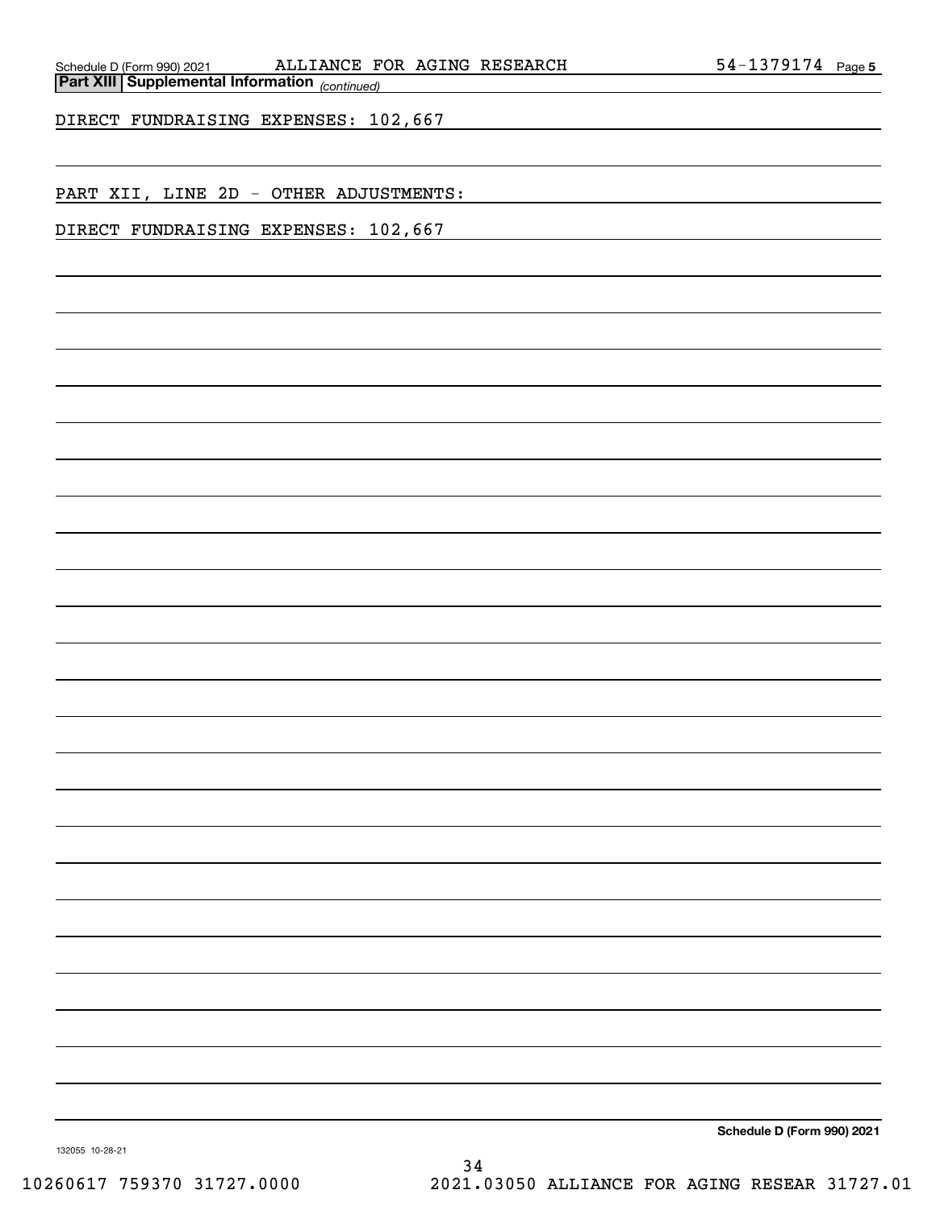Schedule D (Form 990) 2021 ALLIANCE FOR AGING RESEARCH 54-1379174 Page 5

**Part XIII Supplemental Information** *(continued)*

DIRECT FUNDRAISING EXPENSES: 102,667

PART XII, LINE 2D - OTHER ADJUSTMENTS:

DIRECT FUNDRAISING EXPENSES: 102,667

**Schedule D (Form 990) 2021**

132055 10-28-21

10260617 759370 31727.0000 2021.03050 ALLIANCE FOR AGING RESEAR 31727.01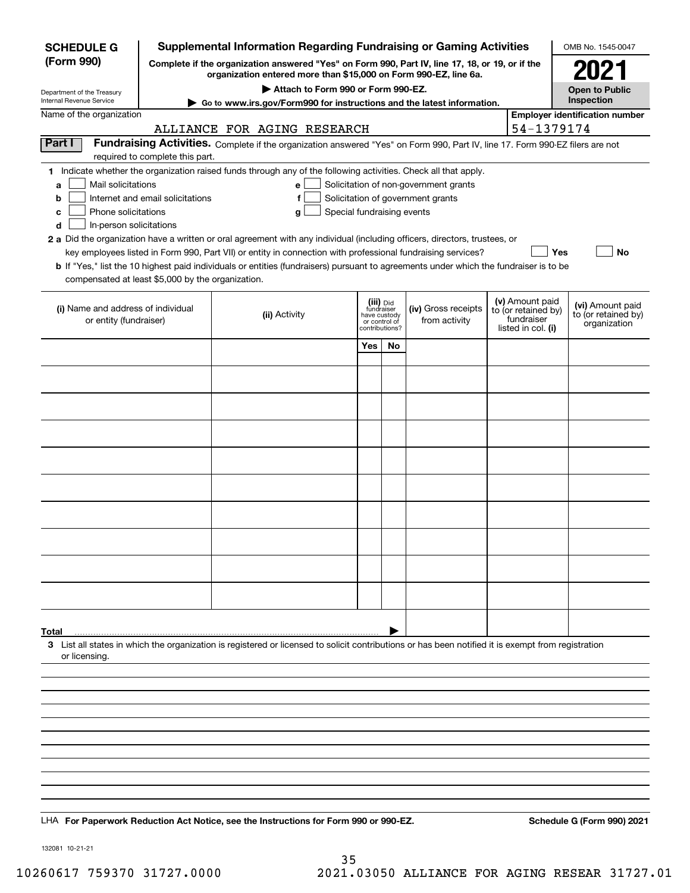**SCHEDULE G (Form 990)**

Department of the Treasury
Internal Revenue Service

# Supplemental Information Regarding Fundraising or Gaming Activities

**Complete if the organization answered "Yes" on Form 990, Part IV, line 17, 18, or 19, or if the organization entered more than $15,000 on Form 990-EZ, line 6a.**

**▶ Attach to Form 990 or Form 990-EZ.**

**▶ Go to www.irs.gov/Form990 for instructions and the latest information.**

OMB No. 1545-0047

**2021**

**Open to Public Inspection**

Name of the organization: ALLIANCE FOR AGING RESEARCH

**Employer identification number:** 54-1379174

## Part I — Fundraising Activities.

Complete if the organization answered "Yes" on Form 990, Part IV, line 17. Form 990-EZ filers are not required to complete this part.

**1** Indicate whether the organization raised funds through any of the following activities. Check all that apply.

- **a** ☐ Mail solicitations
- **b** ☐ Internet and email solicitations
- **c** ☐ Phone solicitations
- **d** ☐ In-person solicitations
- **e** ☐ Solicitation of non-government grants
- **f** ☐ Solicitation of government grants
- **g** ☐ Special fundraising events

**2 a** Did the organization have a written or oral agreement with any individual (including officers, directors, trustees, or key employees listed in Form 990, Part VII) or entity in connection with professional fundraising services? ☐ **Yes** ☐ **No**

**b** If "Yes," list the 10 highest paid individuals or entities (fundraisers) pursuant to agreements under which the fundraiser is to be compensated at least $5,000 by the organization.

| (i) Name and address of individual or entity (fundraiser) | (ii) Activity | (iii) Did fundraiser have custody or control of contributions? Yes | No | (iv) Gross receipts from activity | (v) Amount paid to (or retained by) fundraiser listed in col. (i) | (vi) Amount paid to (or retained by) organization |
|---|---|---|---|---|---|---|
| | | | | | | |
| | | | | | | |
| | | | | | | |
| | | | | | | |
| | | | | | | |
| | | | | | | |
| | | | | | | |
| | | | | | | |
| | | | | | | |
| | | | | | | |
| **Total** ▶ | | | | | | |

**3** List all states in which the organization is registered or licensed to solicit contributions or has been notified it is exempt from registration or licensing.

LHA **For Paperwork Reduction Act Notice, see the Instructions for Form 990 or 990-EZ.** **Schedule G (Form 990) 2021**

132081 10-21-21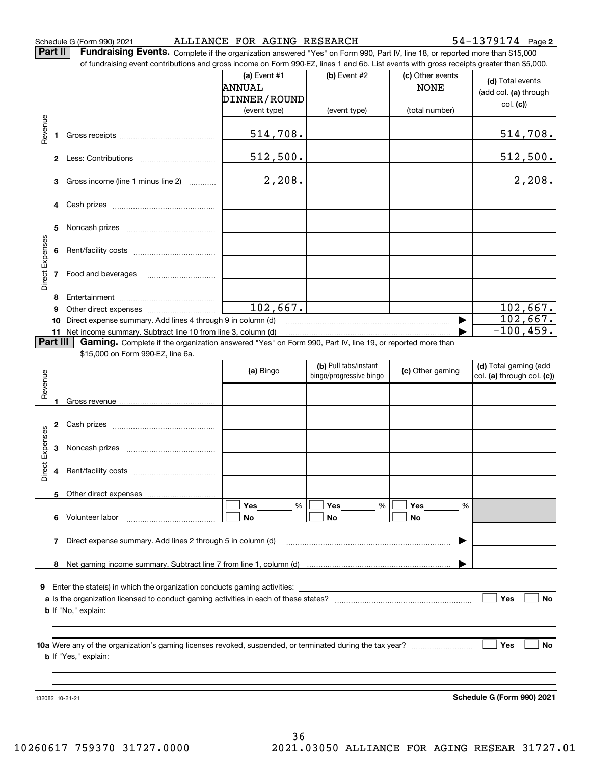Schedule G (Form 990) 2021 ALLIANCE FOR AGING RESEARCH 54-1379174 Page 2

**Part II** **Fundraising Events.** Complete if the organization answered "Yes" on Form 990, Part IV, line 18, or reported more than $15,000 of fundraising event contributions and gross income on Form 990-EZ, lines 1 and 6b. List events with gross receipts greater than $5,000.

| | | (a) Event #1<br>ANNUAL DINNER/ROUND<br>(event type) | (b) Event #2<br><br>(event type) | (c) Other events<br>NONE<br>(total number) | (d) Total events (add col. (a) through col. (c)) |
|---|---|---|---|---|---|
| Revenue | 1 Gross receipts | 514,708. | | | 514,708. |
| | 2 Less: Contributions | 512,500. | | | 512,500. |
| | 3 Gross income (line 1 minus line 2) | 2,208. | | | 2,208. |
| Direct Expenses | 4 Cash prizes | | | | |
| | 5 Noncash prizes | | | | |
| | 6 Rent/facility costs | | | | |
| | 7 Food and beverages | | | | |
| | 8 Entertainment | | | | |
| | 9 Other direct expenses | 102,667. | | | 102,667. |
| | 10 Direct expense summary. Add lines 4 through 9 in column (d) | | | ▶ | 102,667. |
| | 11 Net income summary. Subtract line 10 from line 3, column (d) | | | ▶ | -100,459. |

**Part III** **Gaming.** Complete if the organization answered "Yes" on Form 990, Part IV, line 19, or reported more than $15,000 on Form 990-EZ, line 6a.

| | | (a) Bingo | (b) Pull tabs/instant bingo/progressive bingo | (c) Other gaming | (d) Total gaming (add col. (a) through col. (c)) |
|---|---|---|---|---|---|
| Revenue | 1 Gross revenue | | | | |
| Direct Expenses | 2 Cash prizes | | | | |
| | 3 Noncash prizes | | | | |
| | 4 Rent/facility costs | | | | |
| | 5 Other direct expenses | | | | |
| | 6 Volunteer labor | ☐ Yes ____ %<br>☐ No | ☐ Yes ____ %<br>☐ No | ☐ Yes ____ %<br>☐ No | |
| | 7 Direct expense summary. Add lines 2 through 5 in column (d) | | | ▶ | |
| | 8 Net gaming income summary. Subtract line 7 from line 1, column (d) | | | ▶ | |

9 Enter the state(s) in which the organization conducts gaming activities: ____________

a Is the organization licensed to conduct gaming activities in each of these states? ☐ Yes ☐ No

b If "No," explain: ____________

10a Were any of the organization's gaming licenses revoked, suspended, or terminated during the tax year? ☐ Yes ☐ No

b If "Yes," explain: ____________

132082 10-21-21 **Schedule G (Form 990) 2021**

10260617 759370 31727.0000 2021.03050 ALLIANCE FOR AGING RESEAR 31727.01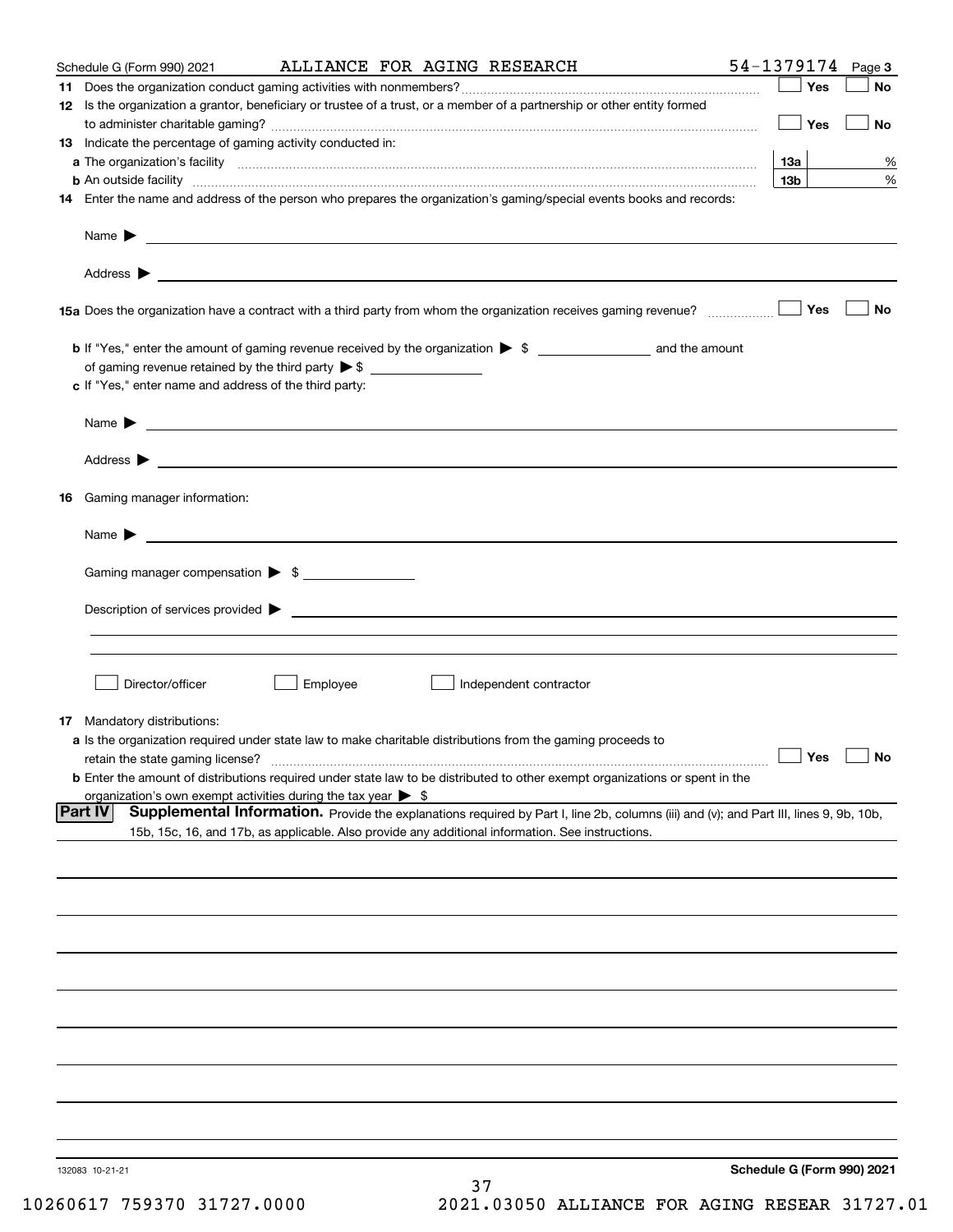Schedule G (Form 990) 2021 ALLIANCE FOR AGING RESEARCH 54-1379174 Page 3

**11** Does the organization conduct gaming activities with nonmembers? ☐ Yes ☐ No

**12** Is the organization a grantor, beneficiary or trustee of a trust, or a member of a partnership or other entity formed to administer charitable gaming? ☐ Yes ☐ No

**13** Indicate the percentage of gaming activity conducted in:

**a** The organization's facility **13a** %

**b** An outside facility **13b** %

**14** Enter the name and address of the person who prepares the organization's gaming/special events books and records:

Name ▶

Address ▶

**15a** Does the organization have a contract with a third party from whom the organization receives gaming revenue? ☐ Yes ☐ No

**b** If "Yes," enter the amount of gaming revenue received by the organization ▶ $ ________ and the amount of gaming revenue retained by the third party ▶ $ ________

**c** If "Yes," enter name and address of the third party:

Name ▶

Address ▶

**16** Gaming manager information:

Name ▶

Gaming manager compensation ▶ $ ________

Description of services provided ▶

☐ Director/officer ☐ Employee ☐ Independent contractor

**17** Mandatory distributions:

**a** Is the organization required under state law to make charitable distributions from the gaming proceeds to retain the state gaming license? ☐ Yes ☐ No

**b** Enter the amount of distributions required under state law to be distributed to other exempt organizations or spent in the organization's own exempt activities during the tax year ▶ $

**Part IV** **Supplemental Information.** Provide the explanations required by Part I, line 2b, columns (iii) and (v); and Part III, lines 9, 9b, 10b, 15b, 15c, 16, and 17b, as applicable. Also provide any additional information. See instructions.

132083 10-21-21 **Schedule G (Form 990) 2021**

10260617 759370 31727.0000 2021.03050 ALLIANCE FOR AGING RESEAR 31727.01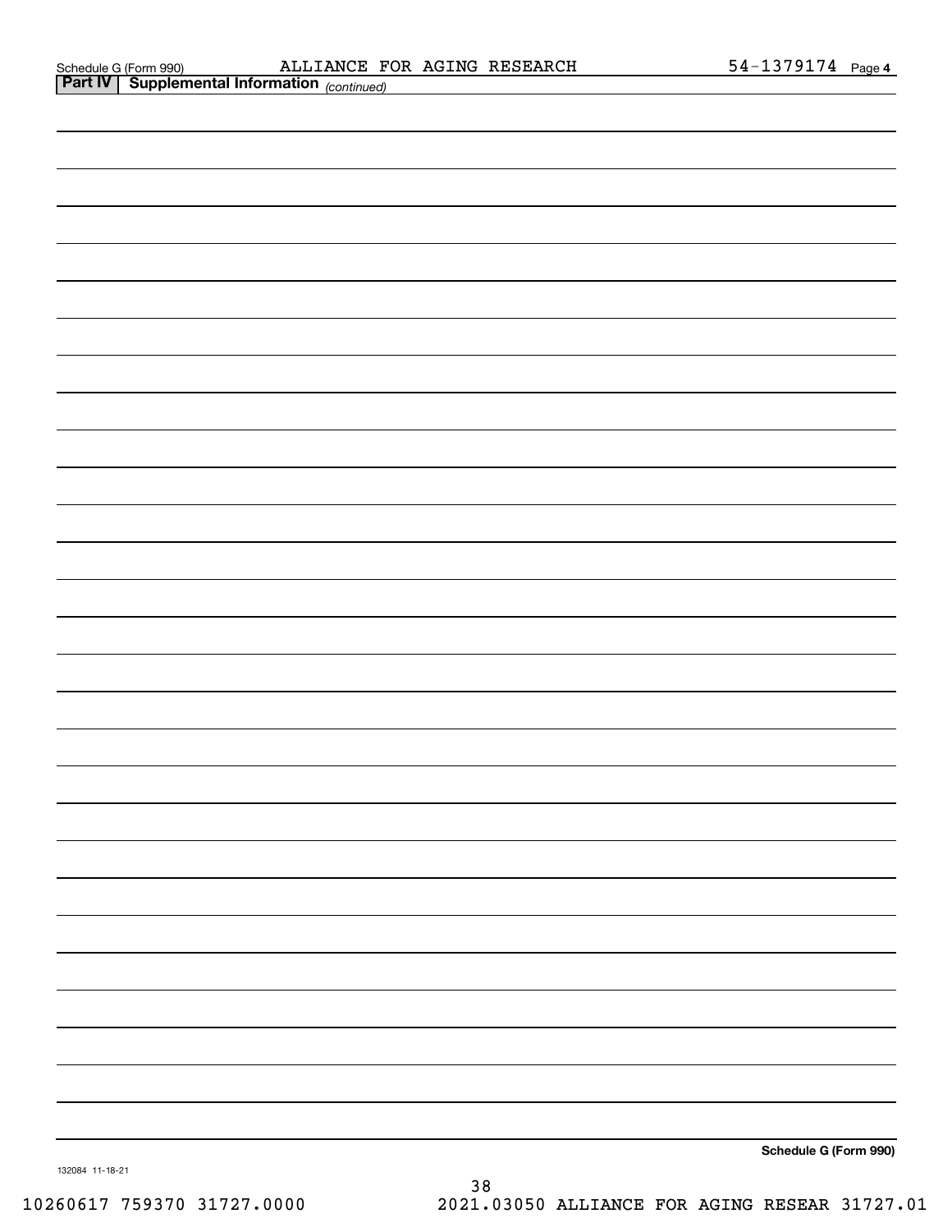Schedule G (Form 990) ALLIANCE FOR AGING RESEARCH 54-1379174 Page 4

**Part IV | Supplemental Information** *(continued)*

Schedule G (Form 990)

132084 11-18-21

10260617 759370 31727.0000 2021.03050 ALLIANCE FOR AGING RESEAR 31727.01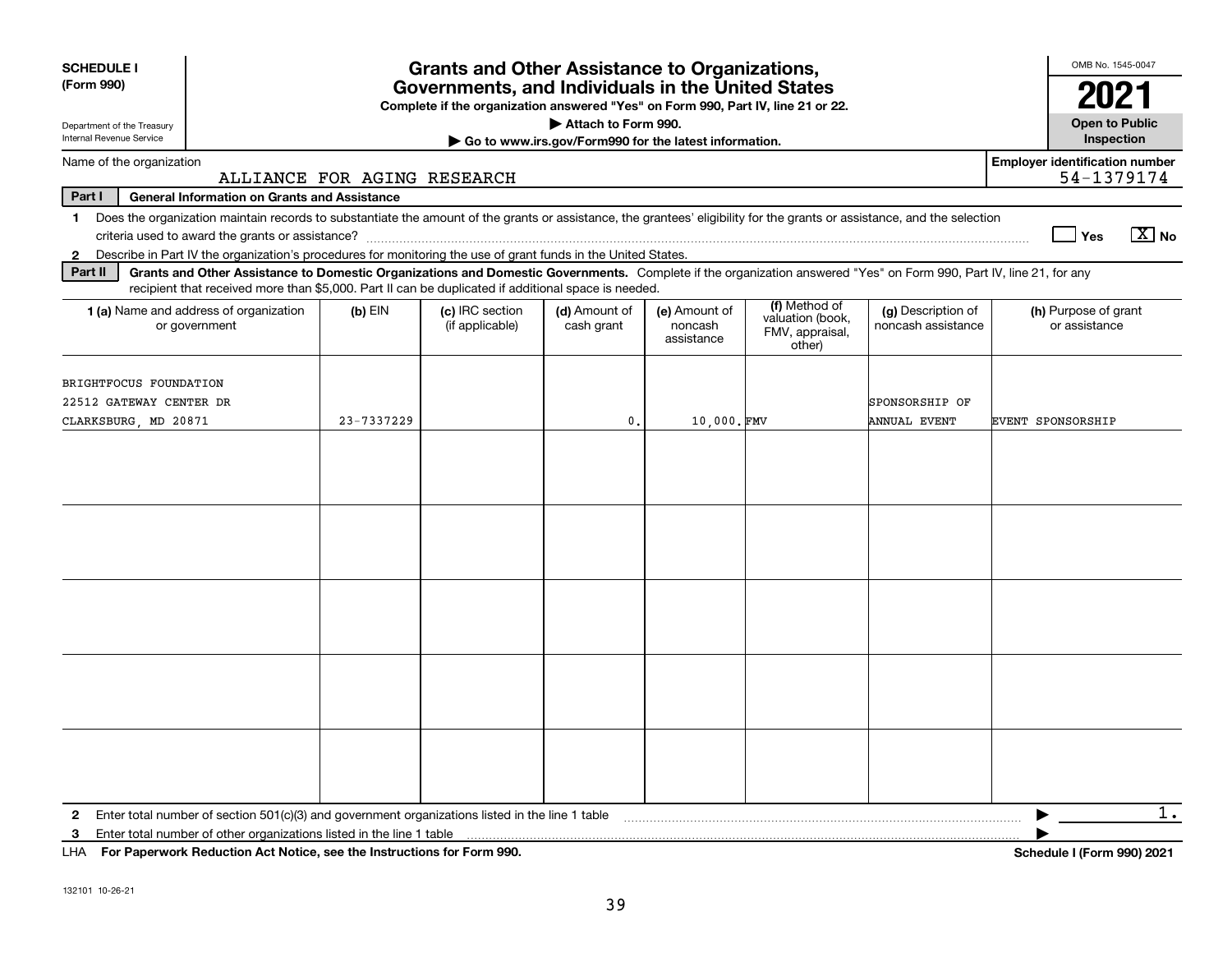**SCHEDULE I**
**(Form 990)**

Department of the Treasury
Internal Revenue Service

# Grants and Other Assistance to Organizations, Governments, and Individuals in the United States

**Complete if the organization answered "Yes" on Form 990, Part IV, line 21 or 22.**

▶ **Attach to Form 990.**

▶ **Go to www.irs.gov/Form990 for the latest information.**

OMB No. 1545-0047

**2021**

**Open to Public Inspection**

Name of the organization: ALLIANCE FOR AGING RESEARCH

**Employer identification number:** 54-1379174

**Part I — General Information on Grants and Assistance**

1. Does the organization maintain records to substantiate the amount of the grants or assistance, the grantees' eligibility for the grants or assistance, and the selection criteria used to award the grants or assistance? ☐ Yes ☒ No
2. Describe in Part IV the organization's procedures for monitoring the use of grant funds in the United States.

**Part II — Grants and Other Assistance to Domestic Organizations and Domestic Governments.** Complete if the organization answered "Yes" on Form 990, Part IV, line 21, for any recipient that received more than $5,000. Part II can be duplicated if additional space is needed.

| 1 (a) Name and address of organization or government | (b) EIN | (c) IRC section (if applicable) | (d) Amount of cash grant | (e) Amount of noncash assistance | (f) Method of valuation (book, FMV, appraisal, other) | (g) Description of noncash assistance | (h) Purpose of grant or assistance |
|---|---|---|---|---|---|---|---|
| BRIGHTFOCUS FOUNDATION<br>22512 GATEWAY CENTER DR<br>CLARKSBURG, MD 20871 | 23-7337229 | | 0. | 10,000. | FMV | SPONSORSHIP OF ANNUAL EVENT | EVENT SPONSORSHIP |
| | | | | | | | |
| | | | | | | | |
| | | | | | | | |
| | | | | | | | |
| | | | | | | | |

2. Enter total number of section 501(c)(3) and government organizations listed in the line 1 table ▶ 1.
3. Enter total number of other organizations listed in the line 1 table ▶

LHA **For Paperwork Reduction Act Notice, see the Instructions for Form 990.** **Schedule I (Form 990) 2021**

132101 10-26-21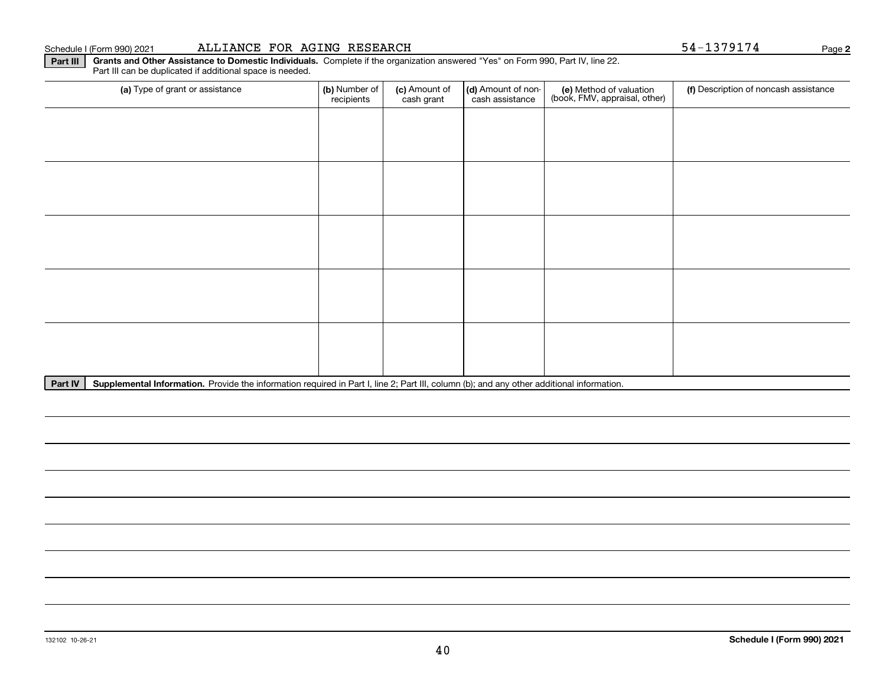Schedule I (Form 990) 2021 ALLIANCE FOR AGING RESEARCH 54-1379174 Page **2**

**Part III** **Grants and Other Assistance to Domestic Individuals.** Complete if the organization answered "Yes" on Form 990, Part IV, line 22. Part III can be duplicated if additional space is needed.

| (a) Type of grant or assistance | (b) Number of recipients | (c) Amount of cash grant | (d) Amount of non-cash assistance | (e) Method of valuation (book, FMV, appraisal, other) | (f) Description of noncash assistance |
|---|---|---|---|---|---|
| | | | | | |
| | | | | | |
| | | | | | |
| | | | | | |
| | | | | | |

**Part IV** **Supplemental Information.** Provide the information required in Part I, line 2; Part III, column (b); and any other additional information.

132102 10-26-21 **Schedule I (Form 990) 2021**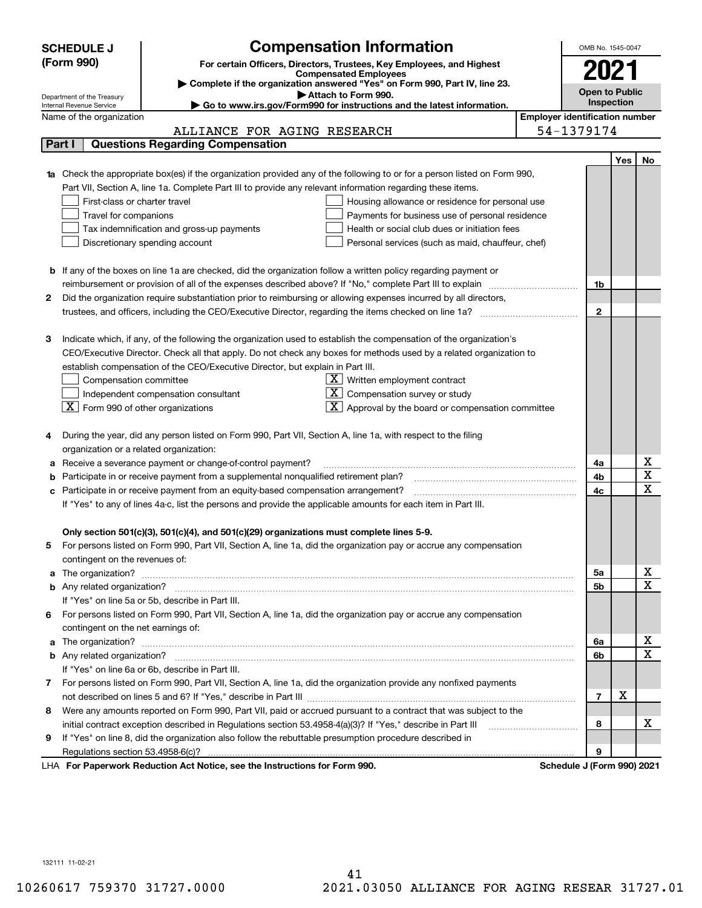**SCHEDULE J (Form 990)**

Department of the Treasury
Internal Revenue Service

# Compensation Information

**For certain Officers, Directors, Trustees, Key Employees, and Highest Compensated Employees**

▶ Complete if the organization answered "Yes" on Form 990, Part IV, line 23.
▶ Attach to Form 990.
▶ Go to www.irs.gov/Form990 for instructions and the latest information.

OMB No. 1545-0047

**2021**

**Open to Public Inspection**

Name of the organization: ALLIANCE FOR AGING RESEARCH

Employer identification number: 54-1379174

## Part I — Questions Regarding Compensation

| | | | Yes | No |
|---|---|---|---|---|
| **1a** | Check the appropriate box(es) if the organization provided any of the following to or for a person listed on Form 990, Part VII, Section A, line 1a. Complete Part III to provide any relevant information regarding these items.<br>☐ First-class or charter travel &nbsp;&nbsp; ☐ Housing allowance or residence for personal use<br>☐ Travel for companions &nbsp;&nbsp; ☐ Payments for business use of personal residence<br>☐ Tax indemnification and gross-up payments &nbsp;&nbsp; ☐ Health or social club dues or initiation fees<br>☐ Discretionary spending account &nbsp;&nbsp; ☐ Personal services (such as maid, chauffeur, chef) | | | |
| **b** | If any of the boxes on line 1a are checked, did the organization follow a written policy regarding payment or reimbursement or provision of all of the expenses described above? If "No," complete Part III to explain | 1b | | |
| **2** | Did the organization require substantiation prior to reimbursing or allowing expenses incurred by all directors, trustees, and officers, including the CEO/Executive Director, regarding the items checked on line 1a? | 2 | | |
| **3** | Indicate which, if any, of the following the organization used to establish the compensation of the organization's CEO/Executive Director. Check all that apply. Do not check any boxes for methods used by a related organization to establish compensation of the CEO/Executive Director, but explain in Part III.<br>☐ Compensation committee &nbsp;&nbsp; ☒ Written employment contract<br>☐ Independent compensation consultant &nbsp;&nbsp; ☒ Compensation survey or study<br>☒ Form 990 of other organizations &nbsp;&nbsp; ☒ Approval by the board or compensation committee | | | |
| **4** | During the year, did any person listed on Form 990, Part VII, Section A, line 1a, with respect to the filing organization or a related organization: | | | |
| **a** | Receive a severance payment or change-of-control payment? | 4a | | X |
| **b** | Participate in or receive payment from a supplemental nonqualified retirement plan? | 4b | | X |
| **c** | Participate in or receive payment from an equity-based compensation arrangement? | 4c | | X |
| | If "Yes" to any of lines 4a-c, list the persons and provide the applicable amounts for each item in Part III. | | | |
| | **Only section 501(c)(3), 501(c)(4), and 501(c)(29) organizations must complete lines 5-9.** | | | |
| **5** | For persons listed on Form 990, Part VII, Section A, line 1a, did the organization pay or accrue any compensation contingent on the revenues of: | | | |
| **a** | The organization? | 5a | | X |
| **b** | Any related organization? | 5b | | X |
| | If "Yes" on line 5a or 5b, describe in Part III. | | | |
| **6** | For persons listed on Form 990, Part VII, Section A, line 1a, did the organization pay or accrue any compensation contingent on the net earnings of: | | | |
| **a** | The organization? | 6a | | X |
| **b** | Any related organization? | 6b | | X |
| | If "Yes" on line 6a or 6b, describe in Part III. | | | |
| **7** | For persons listed on Form 990, Part VII, Section A, line 1a, did the organization provide any nonfixed payments not described on lines 5 and 6? If "Yes," describe in Part III | 7 | X | |
| **8** | Were any amounts reported on Form 990, Part VII, paid or accrued pursuant to a contract that was subject to the initial contract exception described in Regulations section 53.4958-4(a)(3)? If "Yes," describe in Part III | 8 | | X |
| **9** | If "Yes" on line 8, did the organization also follow the rebuttable presumption procedure described in Regulations section 53.4958-6(c)? | 9 | | |

LHA **For Paperwork Reduction Act Notice, see the Instructions for Form 990.** **Schedule J (Form 990) 2021**

132111 11-02-21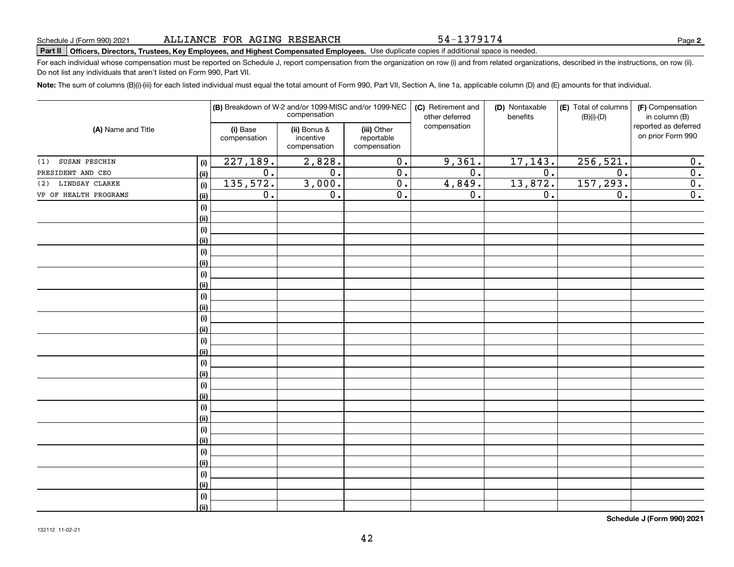Schedule J (Form 990) 2021 ALLIANCE FOR AGING RESEARCH 54-1379174

**Part II Officers, Directors, Trustees, Key Employees, and Highest Compensated Employees.** Use duplicate copies if additional space is needed.

For each individual whose compensation must be reported on Schedule J, report compensation from the organization on row (i) and from related organizations, described in the instructions, on row (ii). Do not list any individuals that aren't listed on Form 990, Part VII.

**Note:** The sum of columns (B)(i)-(iii) for each listed individual must equal the total amount of Form 990, Part VII, Section A, line 1a, applicable column (D) and (E) amounts for that individual.

| (A) Name and Title | | (B) Breakdown of W-2 and/or 1099-MISC and/or 1099-NEC compensation | | | (C) Retirement and other deferred compensation | (D) Nontaxable benefits | (E) Total of columns (B)(i)-(D) | (F) Compensation in column (B) reported as deferred on prior Form 990 |
|---|---|---|---|---|---|---|---|---|
| | | (i) Base compensation | (ii) Bonus & incentive compensation | (iii) Other reportable compensation | | | | |
| (1) SUSAN PESCHIN | (i) | 227,189. | 2,828. | 0. | 9,361. | 17,143. | 256,521. | 0. |
| PRESIDENT AND CEO | (ii) | 0. | 0. | 0. | 0. | 0. | 0. | 0. |
| (2) LINDSAY CLARKE | (i) | 135,572. | 3,000. | 0. | 4,849. | 13,872. | 157,293. | 0. |
| VP OF HEALTH PROGRAMS | (ii) | 0. | 0. | 0. | 0. | 0. | 0. | 0. |
| | (i) | | | | | | | |
| | (ii) | | | | | | | |
| | (i) | | | | | | | |
| | (ii) | | | | | | | |
| | (i) | | | | | | | |
| | (ii) | | | | | | | |
| | (i) | | | | | | | |
| | (ii) | | | | | | | |
| | (i) | | | | | | | |
| | (ii) | | | | | | | |
| | (i) | | | | | | | |
| | (ii) | | | | | | | |
| | (i) | | | | | | | |
| | (ii) | | | | | | | |
| | (i) | | | | | | | |
| | (ii) | | | | | | | |
| | (i) | | | | | | | |
| | (ii) | | | | | | | |
| | (i) | | | | | | | |
| | (ii) | | | | | | | |
| | (i) | | | | | | | |
| | (ii) | | | | | | | |
| | (i) | | | | | | | |
| | (ii) | | | | | | | |
| | (i) | | | | | | | |
| | (ii) | | | | | | | |
| | (i) | | | | | | | |
| | (ii) | | | | | | | |

**Schedule J (Form 990) 2021**

132112 11-02-21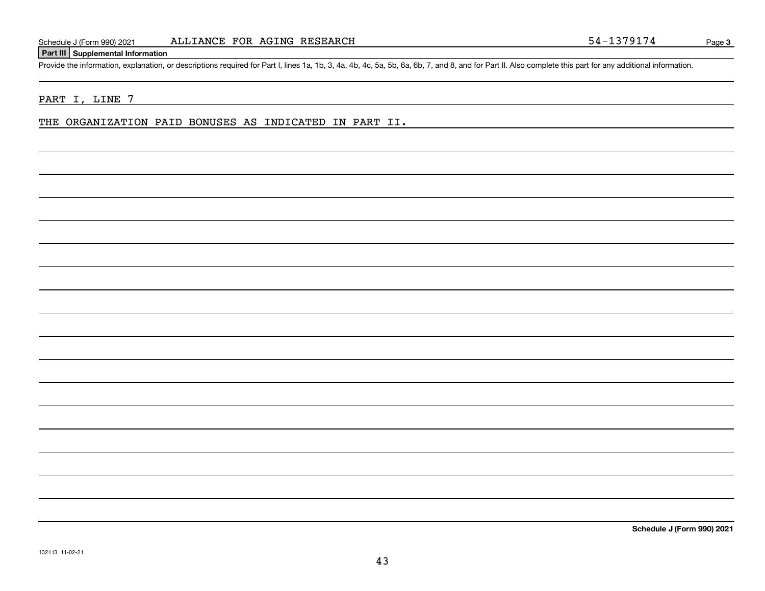Schedule J (Form 990) 2021 ALLIANCE FOR AGING RESEARCH 54-1379174 Page 3

## Part III Supplemental Information

Provide the information, explanation, or descriptions required for Part I, lines 1a, 1b, 3, 4a, 4b, 4c, 5a, 5b, 6a, 6b, 7, and 8, and for Part II. Also complete this part for any additional information.

PART I, LINE 7

THE ORGANIZATION PAID BONUSES AS INDICATED IN PART II.

**Schedule J (Form 990) 2021**

132113 11-02-21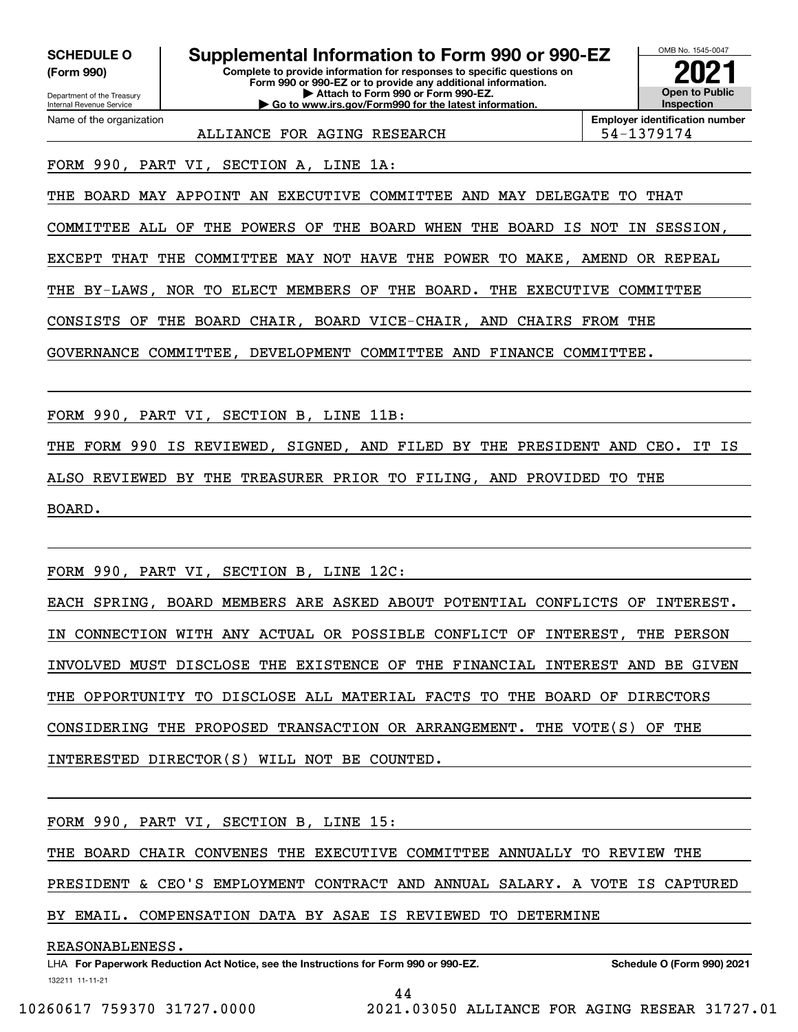**SCHEDULE O (Form 990)**

Department of the Treasury
Internal Revenue Service

# Supplemental Information to Form 990 or 990-EZ

**Complete to provide information for responses to specific questions on Form 990 or 990-EZ or to provide any additional information.**
**▶ Attach to Form 990 or Form 990-EZ.**
**▶ Go to www.irs.gov/Form990 for the latest information.**

OMB No. 1545-0047

**2021**

**Open to Public Inspection**

Name of the organization: ALLIANCE FOR AGING RESEARCH

**Employer identification number:** 54-1379174

FORM 990, PART VI, SECTION A, LINE 1A:

THE BOARD MAY APPOINT AN EXECUTIVE COMMITTEE AND MAY DELEGATE TO THAT COMMITTEE ALL OF THE POWERS OF THE BOARD WHEN THE BOARD IS NOT IN SESSION, EXCEPT THAT THE COMMITTEE MAY NOT HAVE THE POWER TO MAKE, AMEND OR REPEAL THE BY-LAWS, NOR TO ELECT MEMBERS OF THE BOARD. THE EXECUTIVE COMMITTEE CONSISTS OF THE BOARD CHAIR, BOARD VICE-CHAIR, AND CHAIRS FROM THE GOVERNANCE COMMITTEE, DEVELOPMENT COMMITTEE AND FINANCE COMMITTEE.

FORM 990, PART VI, SECTION B, LINE 11B:

THE FORM 990 IS REVIEWED, SIGNED, AND FILED BY THE PRESIDENT AND CEO. IT IS ALSO REVIEWED BY THE TREASURER PRIOR TO FILING, AND PROVIDED TO THE BOARD.

FORM 990, PART VI, SECTION B, LINE 12C:

EACH SPRING, BOARD MEMBERS ARE ASKED ABOUT POTENTIAL CONFLICTS OF INTEREST. IN CONNECTION WITH ANY ACTUAL OR POSSIBLE CONFLICT OF INTEREST, THE PERSON INVOLVED MUST DISCLOSE THE EXISTENCE OF THE FINANCIAL INTEREST AND BE GIVEN THE OPPORTUNITY TO DISCLOSE ALL MATERIAL FACTS TO THE BOARD OF DIRECTORS CONSIDERING THE PROPOSED TRANSACTION OR ARRANGEMENT. THE VOTE(S) OF THE INTERESTED DIRECTOR(S) WILL NOT BE COUNTED.

FORM 990, PART VI, SECTION B, LINE 15:

THE BOARD CHAIR CONVENES THE EXECUTIVE COMMITTEE ANNUALLY TO REVIEW THE PRESIDENT & CEO'S EMPLOYMENT CONTRACT AND ANNUAL SALARY. A VOTE IS CAPTURED BY EMAIL. COMPENSATION DATA BY ASAE IS REVIEWED TO DETERMINE REASONABLENESS.

LHA **For Paperwork Reduction Act Notice, see the Instructions for Form 990 or 990-EZ.** **Schedule O (Form 990) 2021**

132211 11-11-21

10260617 759370 31727.0000 2021.03050 ALLIANCE FOR AGING RESEAR 31727.01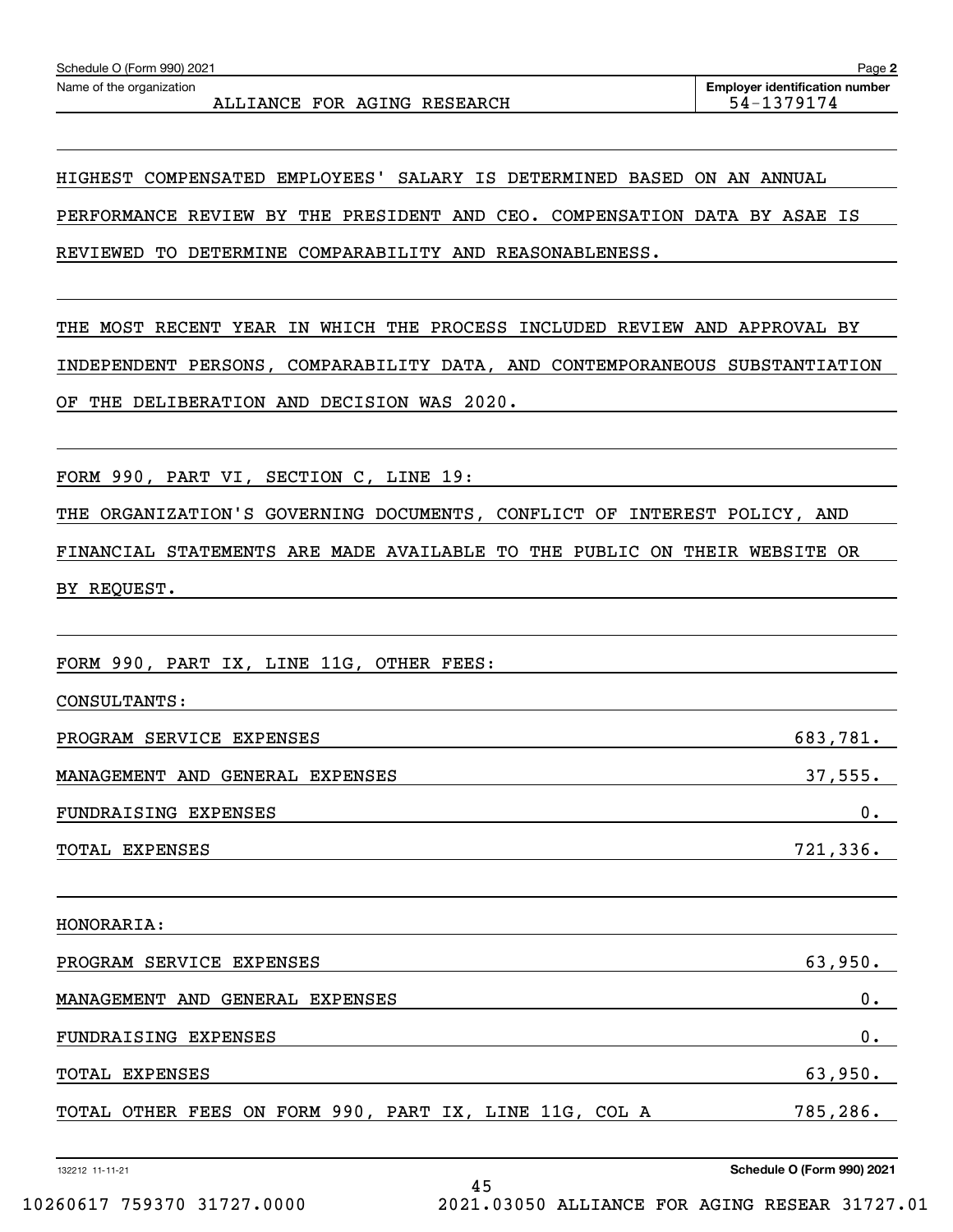Schedule O (Form 990) 2021 Page **2**

Name of the organization: ALLIANCE FOR AGING RESEARCH

**Employer identification number:** 54-1379174

HIGHEST COMPENSATED EMPLOYEES' SALARY IS DETERMINED BASED ON AN ANNUAL PERFORMANCE REVIEW BY THE PRESIDENT AND CEO. COMPENSATION DATA BY ASAE IS REVIEWED TO DETERMINE COMPARABILITY AND REASONABLENESS.

THE MOST RECENT YEAR IN WHICH THE PROCESS INCLUDED REVIEW AND APPROVAL BY INDEPENDENT PERSONS, COMPARABILITY DATA, AND CONTEMPORANEOUS SUBSTANTIATION OF THE DELIBERATION AND DECISION WAS 2020.

FORM 990, PART VI, SECTION C, LINE 19:

THE ORGANIZATION'S GOVERNING DOCUMENTS, CONFLICT OF INTEREST POLICY, AND FINANCIAL STATEMENTS ARE MADE AVAILABLE TO THE PUBLIC ON THEIR WEBSITE OR BY REQUEST.

FORM 990, PART IX, LINE 11G, OTHER FEES:

CONSULTANTS:

| | |
|---|---|
| PROGRAM SERVICE EXPENSES | 683,781. |
| MANAGEMENT AND GENERAL EXPENSES | 37,555. |
| FUNDRAISING EXPENSES | 0. |
| TOTAL EXPENSES | 721,336. |

HONORARIA:

| | |
|---|---|
| PROGRAM SERVICE EXPENSES | 63,950. |
| MANAGEMENT AND GENERAL EXPENSES | 0. |
| FUNDRAISING EXPENSES | 0. |
| TOTAL EXPENSES | 63,950. |
| TOTAL OTHER FEES ON FORM 990, PART IX, LINE 11G, COL A | 785,286. |

132212 11-11-21 **Schedule O (Form 990) 2021**

10260617 759370 31727.0000 2021.03050 ALLIANCE FOR AGING RESEAR 31727.01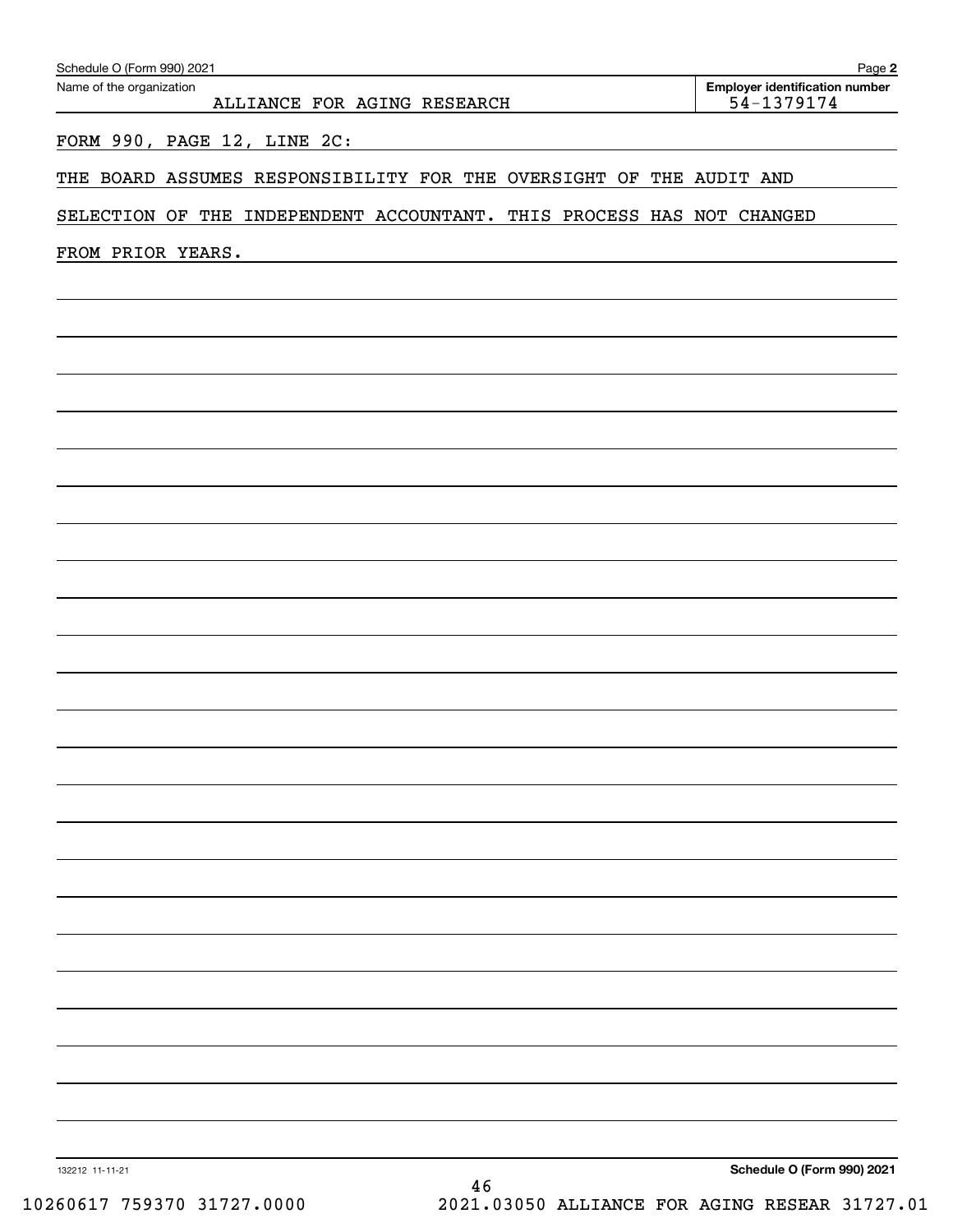Schedule O (Form 990) 2021

Name of the organization: ALLIANCE FOR AGING RESEARCH

Employer identification number: 54-1379174

FORM 990, PAGE 12, LINE 2C:

THE BOARD ASSUMES RESPONSIBILITY FOR THE OVERSIGHT OF THE AUDIT AND SELECTION OF THE INDEPENDENT ACCOUNTANT. THIS PROCESS HAS NOT CHANGED FROM PRIOR YEARS.